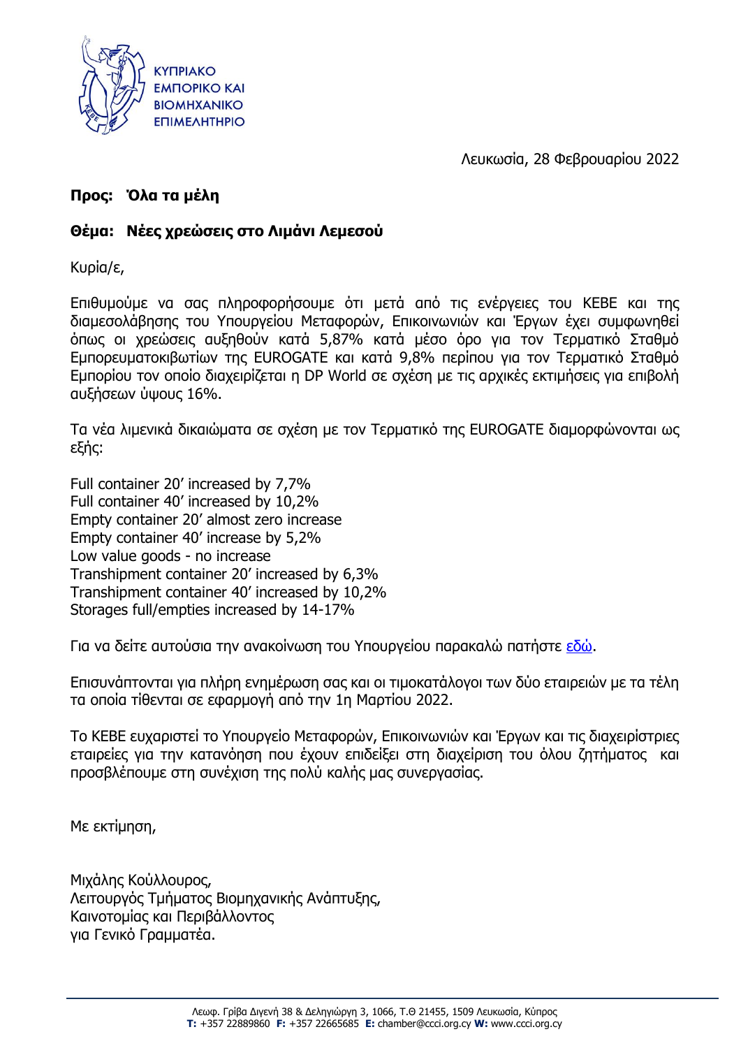ΚΥΠΡΙΑΚΟ ΕΜΠΟΡΙΚΟ ΚΑΙ ΒΙΟΜΗΧΑΝΙΚΟ ΕΠΙΜΕΛΗΤΗΡΙΟ

Λευκωσία, 28 Φεβρουαρίου 2022

**Προς: Όλα τα μέλη**

**Θέμα: Νέες χρεώσεις στο Λιμάνι Λεμεσού**

Κυρία/ε,

Επιθυμούμε να σας πληροφορήσουμε ότι μετά από τις ενέργειες του ΚΕΒΕ και της διαμεσολάβησης του Υπουργείου Μεταφορών, Επικοινωνιών και Έργων έχει συμφωνηθεί όπως οι χρεώσεις αυξηθούν κατά 5,87% κατά μέσο όρο για τον Τερματικό Σταθμό Εμπορευματοκιβωτίων της EUROGATE και κατά 9,8% περίπου για τον Τερματικό Σταθμό Εμπορίου τον οποίο διαχειρίζεται η DP World σε σχέση με τις αρχικές εκτιμήσεις για επιβολή αυξήσεων ύψους 16%.

Τα νέα λιμενικά δικαιώματα σε σχέση με τον Τερματικό της EUROGATE διαμορφώνονται ως εξής:

Full container 20' increased by 7,7%
Full container 40' increased by 10,2%
Empty container 20' almost zero increase
Empty container 40' increase by 5,2%
Low value goods - no increase
Transhipment container 20' increased by 6,3%
Transhipment container 40' increased by 10,2%
Storages full/empties increased by 14-17%

Για να δείτε αυτούσια την ανακοίνωση του Υπουργείου παρακαλώ πατήστε εδώ.

Επισυνάπτονται για πλήρη ενημέρωση σας και οι τιμοκατάλογοι των δύο εταιρειών με τα τέλη τα οποία τίθενται σε εφαρμογή από την 1η Μαρτίου 2022.

Το ΚΕΒΕ ευχαριστεί το Υπουργείο Μεταφορών, Επικοινωνιών και Έργων και τις διαχειρίστριες εταιρείες για την κατανόηση που έχουν επιδείξει στη διαχείριση του όλου ζητήματος και προσβλέπουμε στη συνέχιση της πολύ καλής μας συνεργασίας.

Με εκτίμηση,

Μιχάλης Κούλλουρος,
Λειτουργός Τμήματος Βιομηχανικής Ανάπτυξης,
Καινοτομίας και Περιβάλλοντος
για Γενικό Γραμματέα.

Λεωφ. Γρίβα Διγενή 38 & Δεληγιώργη 3, 1066, Τ.Θ 21455, 1509 Λευκωσία, Κύπρος
**T:** +357 22889860 **F:** +357 22665685 **E:** chamber@ccci.org.cy **W:** www.ccci.org.cy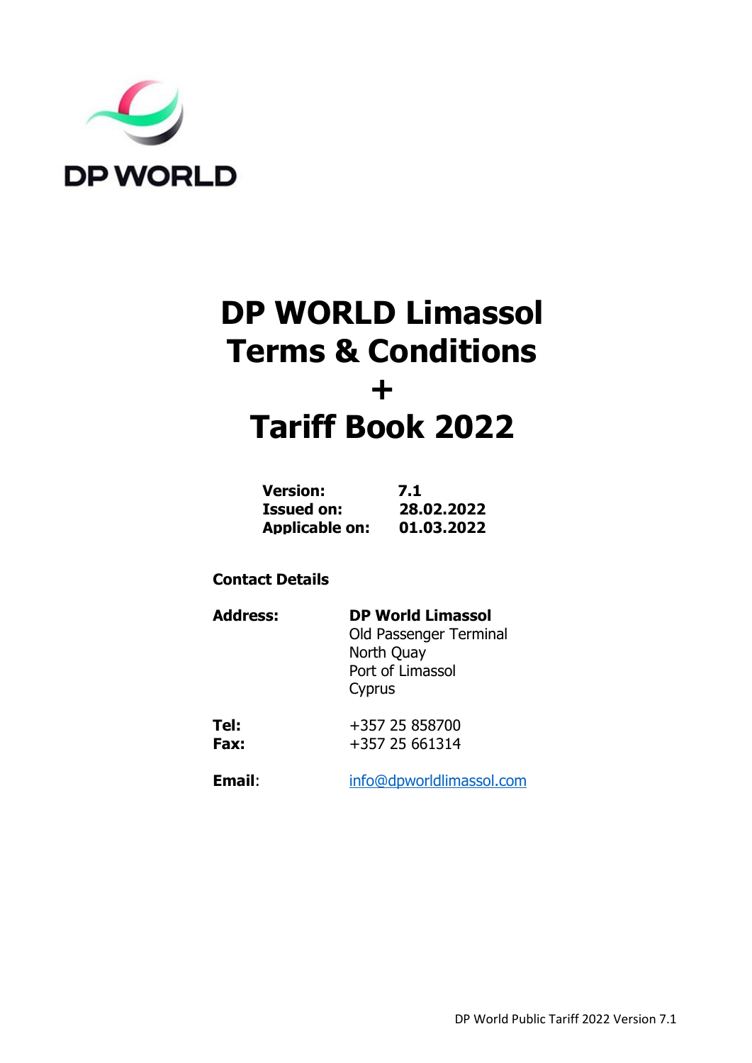DP WORLD

# DP WORLD Limassol Terms & Conditions + Tariff Book 2022

**Version:** 7.1
**Issued on:** 28.02.2022
**Applicable on:** 01.03.2022

**Contact Details**

**Address:**
**DP World Limassol**
Old Passenger Terminal
North Quay
Port of Limassol
Cyprus

**Tel:** +357 25 858700
**Fax:** +357 25 661314

**Email**: info@dpworldlimassol.com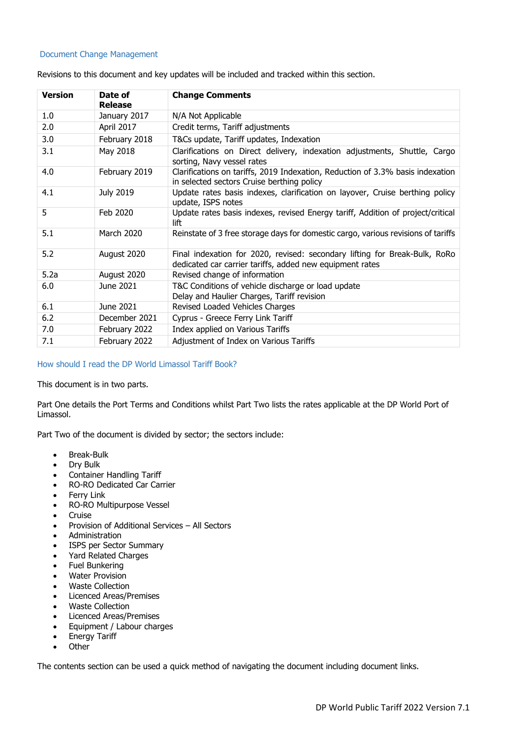## Document Change Management

Revisions to this document and key updates will be included and tracked within this section.

| Version | Date of Release | Change Comments |
|---|---|---|
| 1.0 | January 2017 | N/A Not Applicable |
| 2.0 | April 2017 | Credit terms, Tariff adjustments |
| 3.0 | February 2018 | T&Cs update, Tariff updates, Indexation |
| 3.1 | May 2018 | Clarifications on Direct delivery, indexation adjustments, Shuttle, Cargo sorting, Navy vessel rates |
| 4.0 | February 2019 | Clarifications on tariffs, 2019 Indexation, Reduction of 3.3% basis indexation in selected sectors Cruise berthing policy |
| 4.1 | July 2019 | Update rates basis indexes, clarification on layover, Cruise berthing policy update, ISPS notes |
| 5 | Feb 2020 | Update rates basis indexes, revised Energy tariff, Addition of project/critical lift |
| 5.1 | March 2020 | Reinstate of 3 free storage days for domestic cargo, various revisions of tariffs |
| 5.2 | August 2020 | Final indexation for 2020, revised: secondary lifting for Break-Bulk, RoRo dedicated car carrier tariffs, added new equipment rates |
| 5.2a | August 2020 | Revised change of information |
| 6.0 | June 2021 | T&C Conditions of vehicle discharge or load update<br>Delay and Haulier Charges, Tariff revision |
| 6.1 | June 2021 | Revised Loaded Vehicles Charges |
| 6.2 | December 2021 | Cyprus - Greece Ferry Link Tariff |
| 7.0 | February 2022 | Index applied on Various Tariffs |
| 7.1 | February 2022 | Adjustment of Index on Various Tariffs |

## How should I read the DP World Limassol Tariff Book?

This document is in two parts.

Part One details the Port Terms and Conditions whilst Part Two lists the rates applicable at the DP World Port of Limassol.

Part Two of the document is divided by sector; the sectors include:

- Break-Bulk
- Dry Bulk
- Container Handling Tariff
- RO-RO Dedicated Car Carrier
- Ferry Link
- RO-RO Multipurpose Vessel
- Cruise
- Provision of Additional Services – All Sectors
- Administration
- ISPS per Sector Summary
- Yard Related Charges
- Fuel Bunkering
- Water Provision
- Waste Collection
- Licenced Areas/Premises
- Waste Collection
- Licenced Areas/Premises
- Equipment / Labour charges
- Energy Tariff
- Other

The contents section can be used a quick method of navigating the document including document links.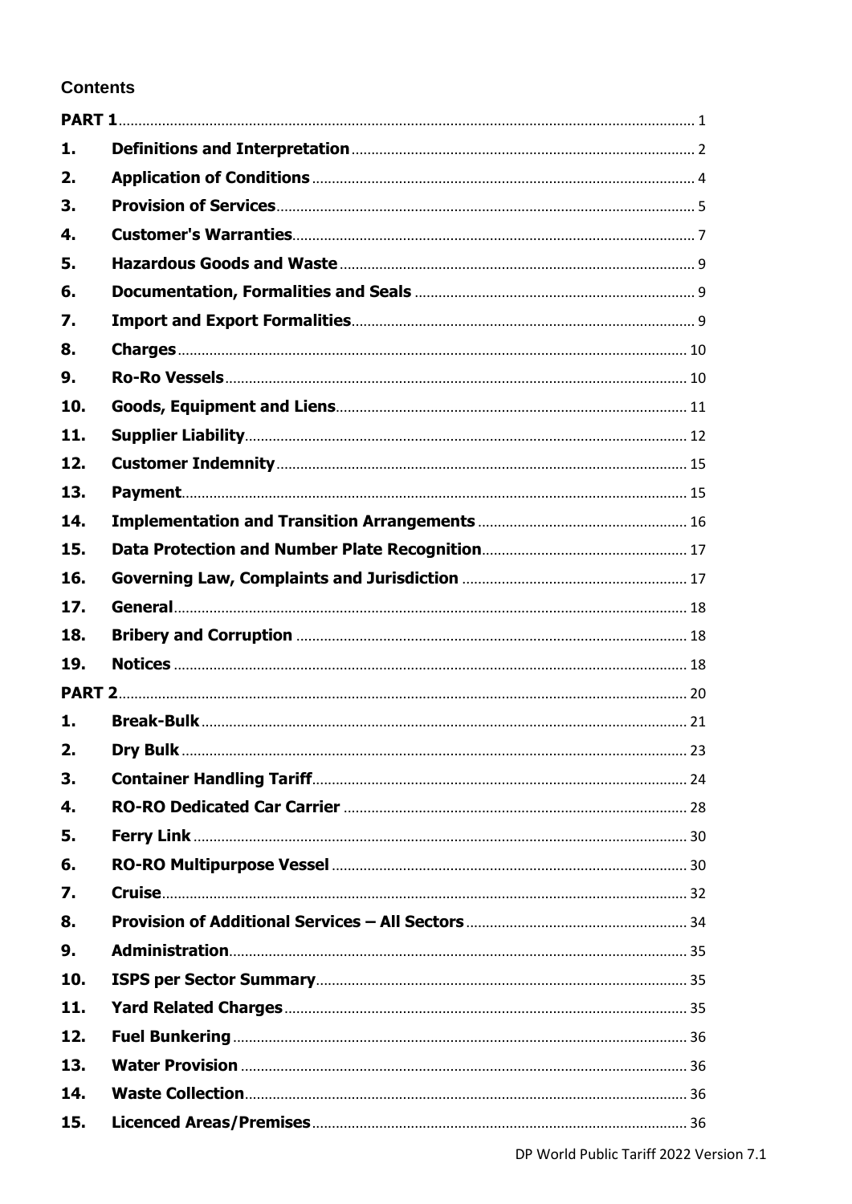### Contents

| | | |
|---|---|---|
| **PART 1** | | 1 |
| **1.** | **Definitions and Interpretation** | 2 |
| **2.** | **Application of Conditions** | 4 |
| **3.** | **Provision of Services** | 5 |
| **4.** | **Customer's Warranties** | 7 |
| **5.** | **Hazardous Goods and Waste** | 9 |
| **6.** | **Documentation, Formalities and Seals** | 9 |
| **7.** | **Import and Export Formalities** | 9 |
| **8.** | **Charges** | 10 |
| **9.** | **Ro-Ro Vessels** | 10 |
| **10.** | **Goods, Equipment and Liens** | 11 |
| **11.** | **Supplier Liability** | 12 |
| **12.** | **Customer Indemnity** | 15 |
| **13.** | **Payment** | 15 |
| **14.** | **Implementation and Transition Arrangements** | 16 |
| **15.** | **Data Protection and Number Plate Recognition** | 17 |
| **16.** | **Governing Law, Complaints and Jurisdiction** | 17 |
| **17.** | **General** | 18 |
| **18.** | **Bribery and Corruption** | 18 |
| **19.** | **Notices** | 18 |
| **PART 2** | | 20 |
| **1.** | **Break-Bulk** | 21 |
| **2.** | **Dry Bulk** | 23 |
| **3.** | **Container Handling Tariff** | 24 |
| **4.** | **RO-RO Dedicated Car Carrier** | 28 |
| **5.** | **Ferry Link** | 30 |
| **6.** | **RO-RO Multipurpose Vessel** | 30 |
| **7.** | **Cruise** | 32 |
| **8.** | **Provision of Additional Services – All Sectors** | 34 |
| **9.** | **Administration** | 35 |
| **10.** | **ISPS per Sector Summary** | 35 |
| **11.** | **Yard Related Charges** | 35 |
| **12.** | **Fuel Bunkering** | 36 |
| **13.** | **Water Provision** | 36 |
| **14.** | **Waste Collection** | 36 |
| **15.** | **Licenced Areas/Premises** | 36 |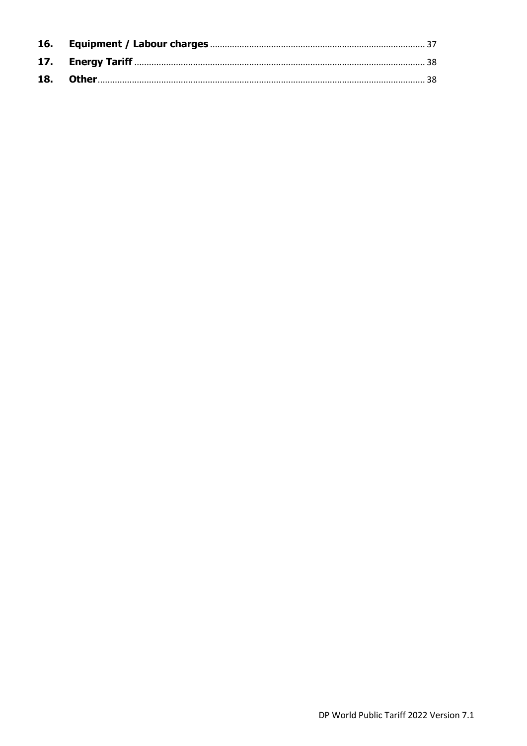**16. Equipment / Labour charges** ........ 37

**17. Energy Tariff** ........ 38

**18. Other** ........ 38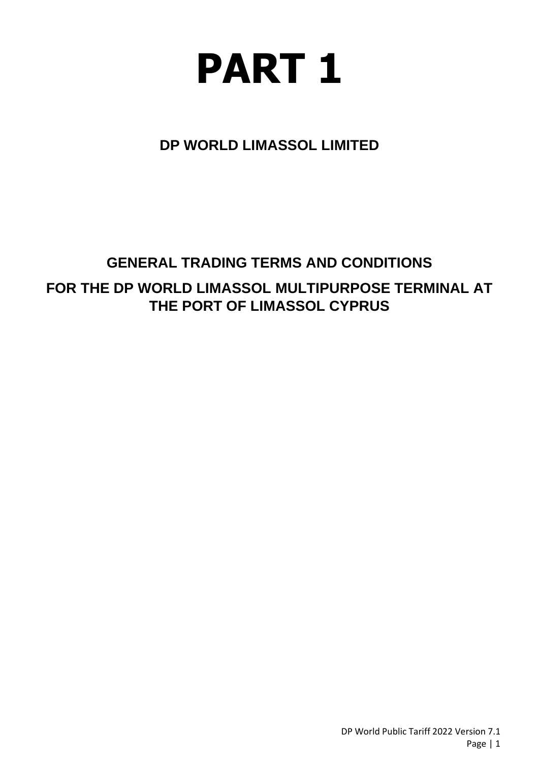# PART 1

## DP WORLD LIMASSOL LIMITED

## GENERAL TRADING TERMS AND CONDITIONS

## FOR THE DP WORLD LIMASSOL MULTIPURPOSE TERMINAL AT THE PORT OF LIMASSOL CYPRUS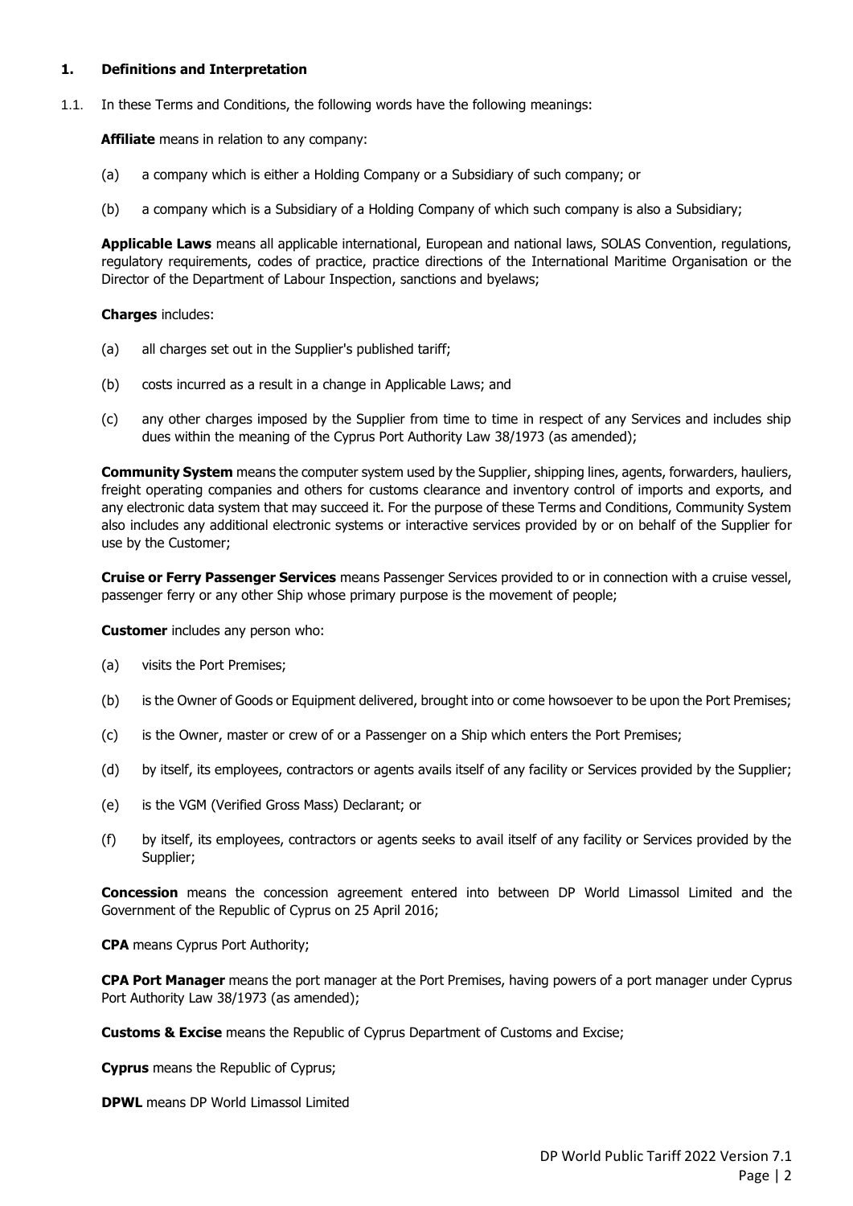## 1. Definitions and Interpretation

1.1. In these Terms and Conditions, the following words have the following meanings:

**Affiliate** means in relation to any company:

(a) a company which is either a Holding Company or a Subsidiary of such company; or

(b) a company which is a Subsidiary of a Holding Company of which such company is also a Subsidiary;

**Applicable Laws** means all applicable international, European and national laws, SOLAS Convention, regulations, regulatory requirements, codes of practice, practice directions of the International Maritime Organisation or the Director of the Department of Labour Inspection, sanctions and byelaws;

**Charges** includes:

(a) all charges set out in the Supplier's published tariff;

(b) costs incurred as a result in a change in Applicable Laws; and

(c) any other charges imposed by the Supplier from time to time in respect of any Services and includes ship dues within the meaning of the Cyprus Port Authority Law 38/1973 (as amended);

**Community System** means the computer system used by the Supplier, shipping lines, agents, forwarders, hauliers, freight operating companies and others for customs clearance and inventory control of imports and exports, and any electronic data system that may succeed it. For the purpose of these Terms and Conditions, Community System also includes any additional electronic systems or interactive services provided by or on behalf of the Supplier for use by the Customer;

**Cruise or Ferry Passenger Services** means Passenger Services provided to or in connection with a cruise vessel, passenger ferry or any other Ship whose primary purpose is the movement of people;

**Customer** includes any person who:

(a) visits the Port Premises;

(b) is the Owner of Goods or Equipment delivered, brought into or come howsoever to be upon the Port Premises;

(c) is the Owner, master or crew of or a Passenger on a Ship which enters the Port Premises;

(d) by itself, its employees, contractors or agents avails itself of any facility or Services provided by the Supplier;

(e) is the VGM (Verified Gross Mass) Declarant; or

(f) by itself, its employees, contractors or agents seeks to avail itself of any facility or Services provided by the Supplier;

**Concession** means the concession agreement entered into between DP World Limassol Limited and the Government of the Republic of Cyprus on 25 April 2016;

**CPA** means Cyprus Port Authority;

**CPA Port Manager** means the port manager at the Port Premises, having powers of a port manager under Cyprus Port Authority Law 38/1973 (as amended);

**Customs & Excise** means the Republic of Cyprus Department of Customs and Excise;

**Cyprus** means the Republic of Cyprus;

**DPWL** means DP World Limassol Limited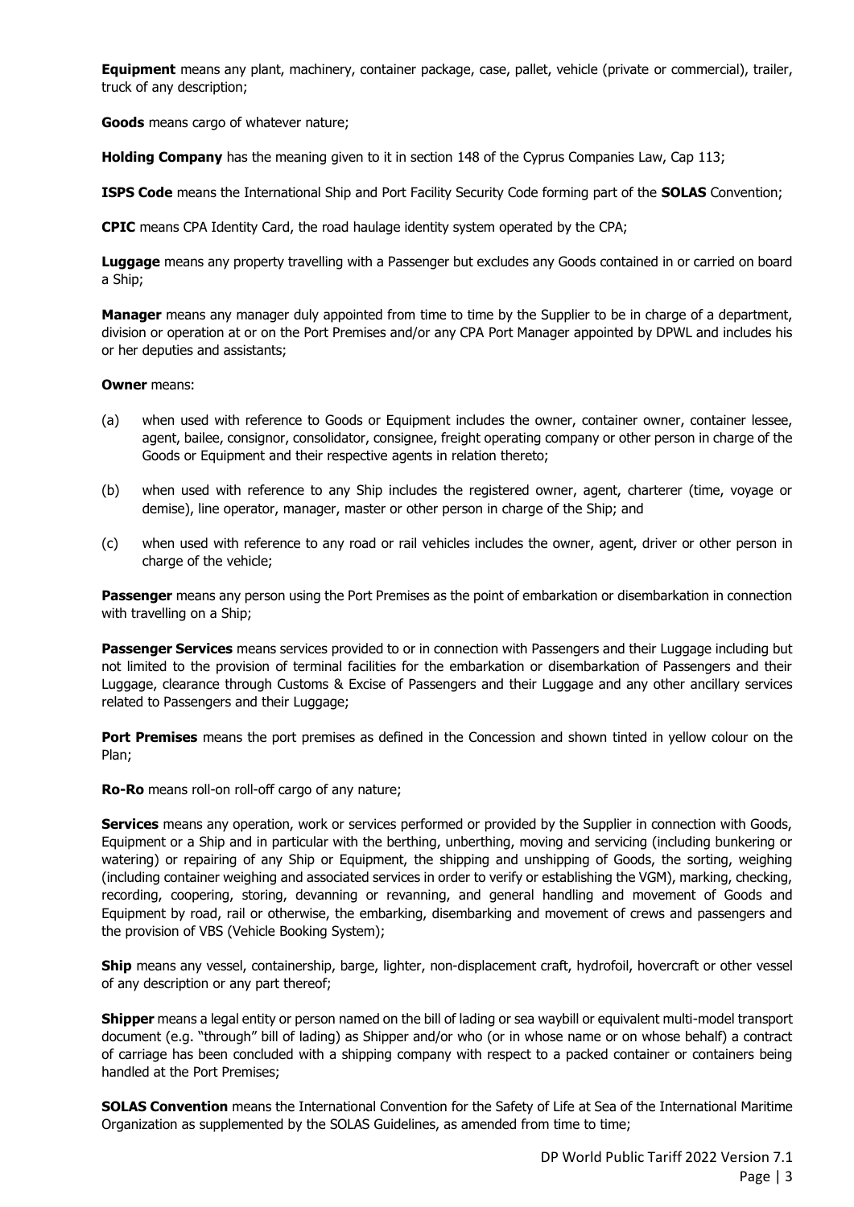**Equipment** means any plant, machinery, container package, case, pallet, vehicle (private or commercial), trailer, truck of any description;

**Goods** means cargo of whatever nature;

**Holding Company** has the meaning given to it in section 148 of the Cyprus Companies Law, Cap 113;

**ISPS Code** means the International Ship and Port Facility Security Code forming part of the **SOLAS** Convention;

**CPIC** means CPA Identity Card, the road haulage identity system operated by the CPA;

**Luggage** means any property travelling with a Passenger but excludes any Goods contained in or carried on board a Ship;

**Manager** means any manager duly appointed from time to time by the Supplier to be in charge of a department, division or operation at or on the Port Premises and/or any CPA Port Manager appointed by DPWL and includes his or her deputies and assistants;

**Owner** means:

(a) when used with reference to Goods or Equipment includes the owner, container owner, container lessee, agent, bailee, consignor, consolidator, consignee, freight operating company or other person in charge of the Goods or Equipment and their respective agents in relation thereto;

(b) when used with reference to any Ship includes the registered owner, agent, charterer (time, voyage or demise), line operator, manager, master or other person in charge of the Ship; and

(c) when used with reference to any road or rail vehicles includes the owner, agent, driver or other person in charge of the vehicle;

**Passenger** means any person using the Port Premises as the point of embarkation or disembarkation in connection with travelling on a Ship;

**Passenger Services** means services provided to or in connection with Passengers and their Luggage including but not limited to the provision of terminal facilities for the embarkation or disembarkation of Passengers and their Luggage, clearance through Customs & Excise of Passengers and their Luggage and any other ancillary services related to Passengers and their Luggage;

**Port Premises** means the port premises as defined in the Concession and shown tinted in yellow colour on the Plan;

**Ro-Ro** means roll-on roll-off cargo of any nature;

**Services** means any operation, work or services performed or provided by the Supplier in connection with Goods, Equipment or a Ship and in particular with the berthing, unberthing, moving and servicing (including bunkering or watering) or repairing of any Ship or Equipment, the shipping and unshipping of Goods, the sorting, weighing (including container weighing and associated services in order to verify or establishing the VGM), marking, checking, recording, coopering, storing, devanning or revanning, and general handling and movement of Goods and Equipment by road, rail or otherwise, the embarking, disembarking and movement of crews and passengers and the provision of VBS (Vehicle Booking System);

**Ship** means any vessel, containership, barge, lighter, non-displacement craft, hydrofoil, hovercraft or other vessel of any description or any part thereof;

**Shipper** means a legal entity or person named on the bill of lading or sea waybill or equivalent multi-model transport document (e.g. "through" bill of lading) as Shipper and/or who (or in whose name or on whose behalf) a contract of carriage has been concluded with a shipping company with respect to a packed container or containers being handled at the Port Premises;

**SOLAS Convention** means the International Convention for the Safety of Life at Sea of the International Maritime Organization as supplemented by the SOLAS Guidelines, as amended from time to time;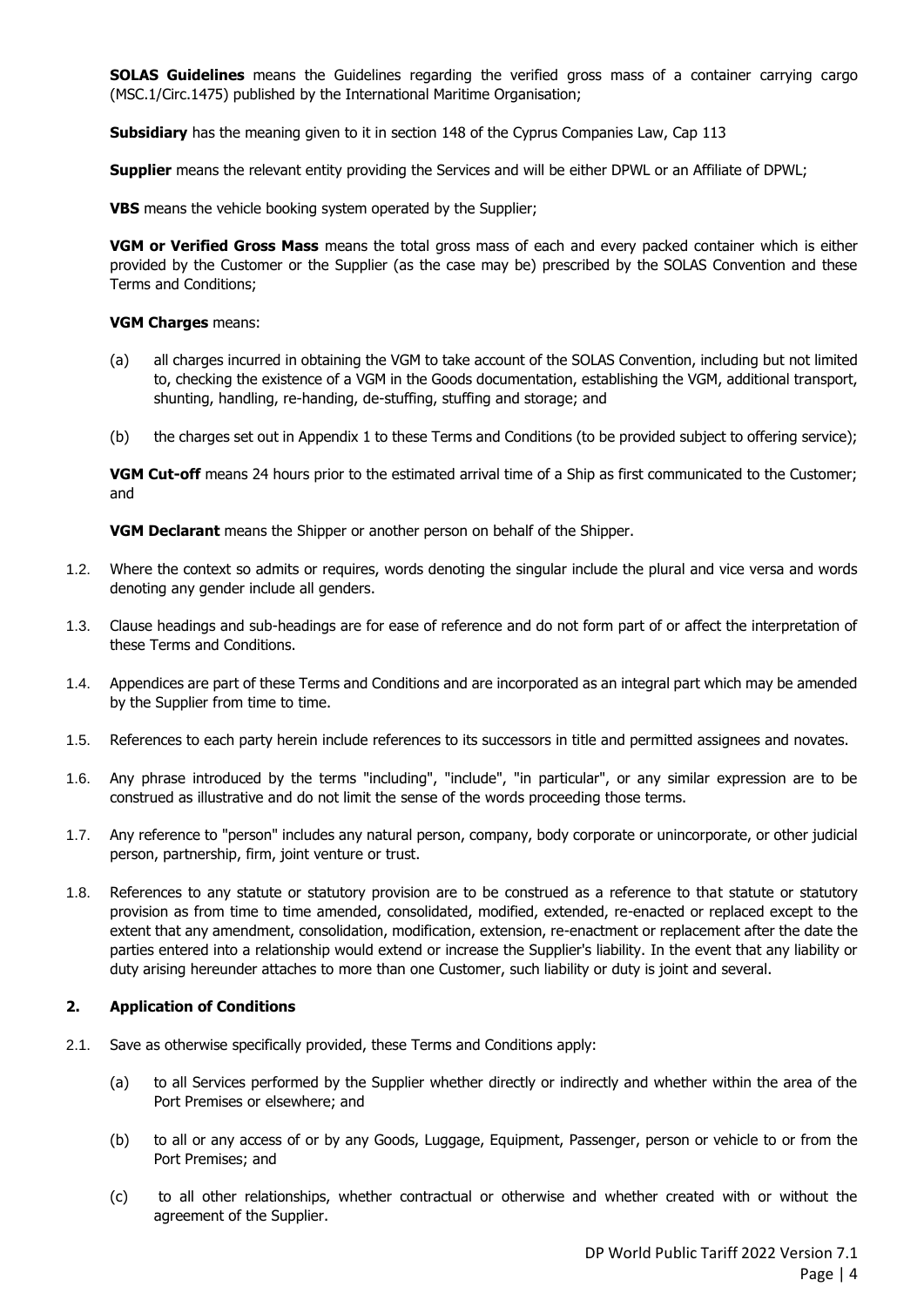**SOLAS Guidelines** means the Guidelines regarding the verified gross mass of a container carrying cargo (MSC.1/Circ.1475) published by the International Maritime Organisation;

**Subsidiary** has the meaning given to it in section 148 of the Cyprus Companies Law, Cap 113

**Supplier** means the relevant entity providing the Services and will be either DPWL or an Affiliate of DPWL;

**VBS** means the vehicle booking system operated by the Supplier;

**VGM or Verified Gross Mass** means the total gross mass of each and every packed container which is either provided by the Customer or the Supplier (as the case may be) prescribed by the SOLAS Convention and these Terms and Conditions;

**VGM Charges** means:

(a) all charges incurred in obtaining the VGM to take account of the SOLAS Convention, including but not limited to, checking the existence of a VGM in the Goods documentation, establishing the VGM, additional transport, shunting, handling, re-handing, de-stuffing, stuffing and storage; and

(b) the charges set out in Appendix 1 to these Terms and Conditions (to be provided subject to offering service);

**VGM Cut-off** means 24 hours prior to the estimated arrival time of a Ship as first communicated to the Customer; and

**VGM Declarant** means the Shipper or another person on behalf of the Shipper.

1.2. Where the context so admits or requires, words denoting the singular include the plural and vice versa and words denoting any gender include all genders.

1.3. Clause headings and sub-headings are for ease of reference and do not form part of or affect the interpretation of these Terms and Conditions.

1.4. Appendices are part of these Terms and Conditions and are incorporated as an integral part which may be amended by the Supplier from time to time.

1.5. References to each party herein include references to its successors in title and permitted assignees and novates.

1.6. Any phrase introduced by the terms "including", "include", "in particular", or any similar expression are to be construed as illustrative and do not limit the sense of the words proceeding those terms.

1.7. Any reference to "person" includes any natural person, company, body corporate or unincorporate, or other judicial person, partnership, firm, joint venture or trust.

1.8. References to any statute or statutory provision are to be construed as a reference to that statute or statutory provision as from time to time amended, consolidated, modified, extended, re-enacted or replaced except to the extent that any amendment, consolidation, modification, extension, re-enactment or replacement after the date the parties entered into a relationship would extend or increase the Supplier's liability. In the event that any liability or duty arising hereunder attaches to more than one Customer, such liability or duty is joint and several.

## 2. Application of Conditions

2.1. Save as otherwise specifically provided, these Terms and Conditions apply:

(a) to all Services performed by the Supplier whether directly or indirectly and whether within the area of the Port Premises or elsewhere; and

(b) to all or any access of or by any Goods, Luggage, Equipment, Passenger, person or vehicle to or from the Port Premises; and

(c) to all other relationships, whether contractual or otherwise and whether created with or without the agreement of the Supplier.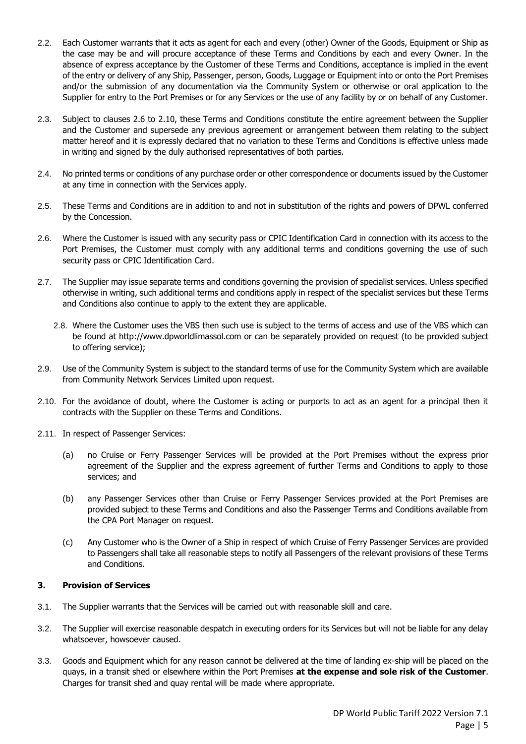2.2. Each Customer warrants that it acts as agent for each and every (other) Owner of the Goods, Equipment or Ship as the case may be and will procure acceptance of these Terms and Conditions by each and every Owner. In the absence of express acceptance by the Customer of these Terms and Conditions, acceptance is implied in the event of the entry or delivery of any Ship, Passenger, person, Goods, Luggage or Equipment into or onto the Port Premises and/or the submission of any documentation via the Community System or otherwise or oral application to the Supplier for entry to the Port Premises or for any Services or the use of any facility by or on behalf of any Customer.

2.3. Subject to clauses 2.6 to 2.10, these Terms and Conditions constitute the entire agreement between the Supplier and the Customer and supersede any previous agreement or arrangement between them relating to the subject matter hereof and it is expressly declared that no variation to these Terms and Conditions is effective unless made in writing and signed by the duly authorised representatives of both parties.

2.4. No printed terms or conditions of any purchase order or other correspondence or documents issued by the Customer at any time in connection with the Services apply.

2.5. These Terms and Conditions are in addition to and not in substitution of the rights and powers of DPWL conferred by the Concession.

2.6. Where the Customer is issued with any security pass or CPIC Identification Card in connection with its access to the Port Premises, the Customer must comply with any additional terms and conditions governing the use of such security pass or CPIC Identification Card.

2.7. The Supplier may issue separate terms and conditions governing the provision of specialist services. Unless specified otherwise in writing, such additional terms and conditions apply in respect of the specialist services but these Terms and Conditions also continue to apply to the extent they are applicable.

2.8. Where the Customer uses the VBS then such use is subject to the terms of access and use of the VBS which can be found at http://www.dpworldlimassol.com or can be separately provided on request (to be provided subject to offering service);

2.9. Use of the Community System is subject to the standard terms of use for the Community System which are available from Community Network Services Limited upon request.

2.10. For the avoidance of doubt, where the Customer is acting or purports to act as an agent for a principal then it contracts with the Supplier on these Terms and Conditions.

2.11. In respect of Passenger Services:

(a) no Cruise or Ferry Passenger Services will be provided at the Port Premises without the express prior agreement of the Supplier and the express agreement of further Terms and Conditions to apply to those services; and

(b) any Passenger Services other than Cruise or Ferry Passenger Services provided at the Port Premises are provided subject to these Terms and Conditions and also the Passenger Terms and Conditions available from the CPA Port Manager on request.

(c) Any Customer who is the Owner of a Ship in respect of which Cruise of Ferry Passenger Services are provided to Passengers shall take all reasonable steps to notify all Passengers of the relevant provisions of these Terms and Conditions.

### 3. Provision of Services

3.1. The Supplier warrants that the Services will be carried out with reasonable skill and care.

3.2. The Supplier will exercise reasonable despatch in executing orders for its Services but will not be liable for any delay whatsoever, howsoever caused.

3.3. Goods and Equipment which for any reason cannot be delivered at the time of landing ex-ship will be placed on the quays, in a transit shed or elsewhere within the Port Premises **at the expense and sole risk of the Customer**. Charges for transit shed and quay rental will be made where appropriate.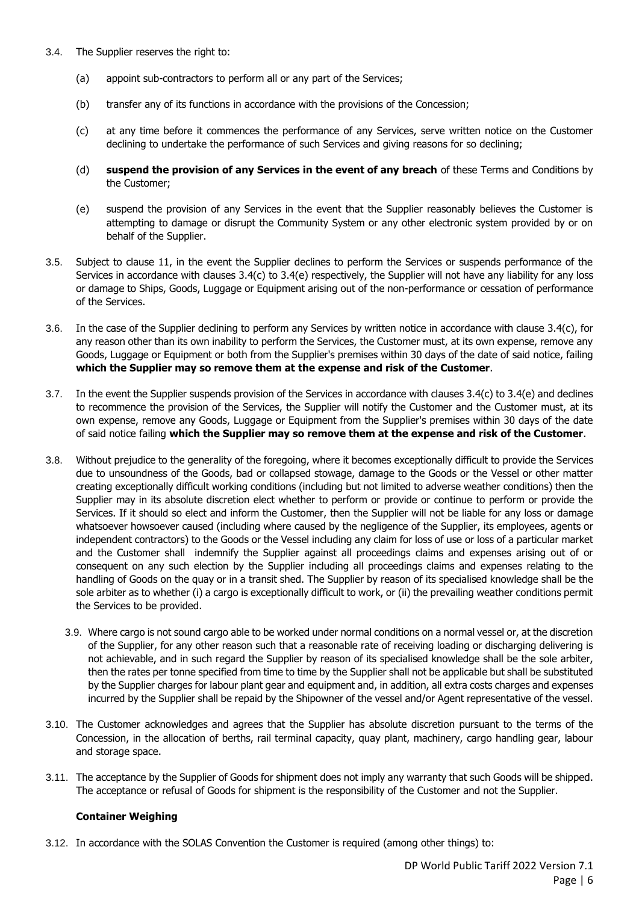3.4. The Supplier reserves the right to:

(a) appoint sub-contractors to perform all or any part of the Services;

(b) transfer any of its functions in accordance with the provisions of the Concession;

(c) at any time before it commences the performance of any Services, serve written notice on the Customer declining to undertake the performance of such Services and giving reasons for so declining;

(d) **suspend the provision of any Services in the event of any breach** of these Terms and Conditions by the Customer;

(e) suspend the provision of any Services in the event that the Supplier reasonably believes the Customer is attempting to damage or disrupt the Community System or any other electronic system provided by or on behalf of the Supplier.

3.5. Subject to clause 11, in the event the Supplier declines to perform the Services or suspends performance of the Services in accordance with clauses 3.4(c) to 3.4(e) respectively, the Supplier will not have any liability for any loss or damage to Ships, Goods, Luggage or Equipment arising out of the non-performance or cessation of performance of the Services.

3.6. In the case of the Supplier declining to perform any Services by written notice in accordance with clause 3.4(c), for any reason other than its own inability to perform the Services, the Customer must, at its own expense, remove any Goods, Luggage or Equipment or both from the Supplier's premises within 30 days of the date of said notice, failing **which the Supplier may so remove them at the expense and risk of the Customer**.

3.7. In the event the Supplier suspends provision of the Services in accordance with clauses 3.4(c) to 3.4(e) and declines to recommence the provision of the Services, the Supplier will notify the Customer and the Customer must, at its own expense, remove any Goods, Luggage or Equipment from the Supplier's premises within 30 days of the date of said notice failing **which the Supplier may so remove them at the expense and risk of the Customer**.

3.8. Without prejudice to the generality of the foregoing, where it becomes exceptionally difficult to provide the Services due to unsoundness of the Goods, bad or collapsed stowage, damage to the Goods or the Vessel or other matter creating exceptionally difficult working conditions (including but not limited to adverse weather conditions) then the Supplier may in its absolute discretion elect whether to perform or provide or continue to perform or provide the Services. If it should so elect and inform the Customer, then the Supplier will not be liable for any loss or damage whatsoever howsoever caused (including where caused by the negligence of the Supplier, its employees, agents or independent contractors) to the Goods or the Vessel including any claim for loss of use or loss of a particular market and the Customer shall indemnify the Supplier against all proceedings claims and expenses arising out of or consequent on any such election by the Supplier including all proceedings claims and expenses relating to the handling of Goods on the quay or in a transit shed. The Supplier by reason of its specialised knowledge shall be the sole arbiter as to whether (i) a cargo is exceptionally difficult to work, or (ii) the prevailing weather conditions permit the Services to be provided.

3.9. Where cargo is not sound cargo able to be worked under normal conditions on a normal vessel or, at the discretion of the Supplier, for any other reason such that a reasonable rate of receiving loading or discharging delivering is not achievable, and in such regard the Supplier by reason of its specialised knowledge shall be the sole arbiter, then the rates per tonne specified from time to time by the Supplier shall not be applicable but shall be substituted by the Supplier charges for labour plant gear and equipment and, in addition, all extra costs charges and expenses incurred by the Supplier shall be repaid by the Shipowner of the vessel and/or Agent representative of the vessel.

3.10. The Customer acknowledges and agrees that the Supplier has absolute discretion pursuant to the terms of the Concession, in the allocation of berths, rail terminal capacity, quay plant, machinery, cargo handling gear, labour and storage space.

3.11. The acceptance by the Supplier of Goods for shipment does not imply any warranty that such Goods will be shipped. The acceptance or refusal of Goods for shipment is the responsibility of the Customer and not the Supplier.

**Container Weighing**

3.12. In accordance with the SOLAS Convention the Customer is required (among other things) to: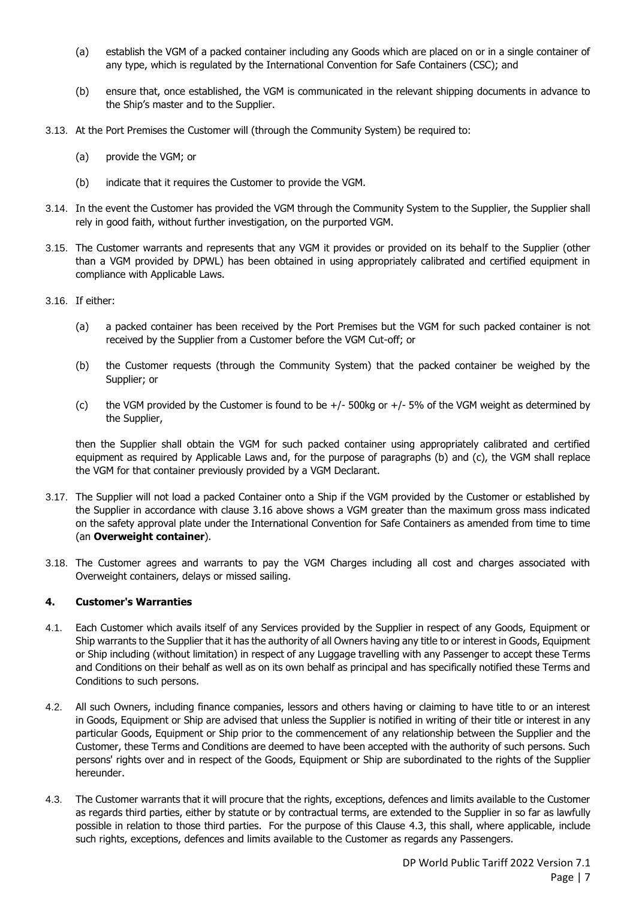(a) establish the VGM of a packed container including any Goods which are placed on or in a single container of any type, which is regulated by the International Convention for Safe Containers (CSC); and

(b) ensure that, once established, the VGM is communicated in the relevant shipping documents in advance to the Ship's master and to the Supplier.

3.13. At the Port Premises the Customer will (through the Community System) be required to:

(a) provide the VGM; or

(b) indicate that it requires the Customer to provide the VGM.

3.14. In the event the Customer has provided the VGM through the Community System to the Supplier, the Supplier shall rely in good faith, without further investigation, on the purported VGM.

3.15. The Customer warrants and represents that any VGM it provides or provided on its behalf to the Supplier (other than a VGM provided by DPWL) has been obtained in using appropriately calibrated and certified equipment in compliance with Applicable Laws.

3.16. If either:

(a) a packed container has been received by the Port Premises but the VGM for such packed container is not received by the Supplier from a Customer before the VGM Cut-off; or

(b) the Customer requests (through the Community System) that the packed container be weighed by the Supplier; or

(c) the VGM provided by the Customer is found to be +/- 500kg or +/- 5% of the VGM weight as determined by the Supplier,

then the Supplier shall obtain the VGM for such packed container using appropriately calibrated and certified equipment as required by Applicable Laws and, for the purpose of paragraphs (b) and (c), the VGM shall replace the VGM for that container previously provided by a VGM Declarant.

3.17. The Supplier will not load a packed Container onto a Ship if the VGM provided by the Customer or established by the Supplier in accordance with clause 3.16 above shows a VGM greater than the maximum gross mass indicated on the safety approval plate under the International Convention for Safe Containers as amended from time to time (an **Overweight container**).

3.18. The Customer agrees and warrants to pay the VGM Charges including all cost and charges associated with Overweight containers, delays or missed sailing.

## 4. Customer's Warranties

4.1. Each Customer which avails itself of any Services provided by the Supplier in respect of any Goods, Equipment or Ship warrants to the Supplier that it has the authority of all Owners having any title to or interest in Goods, Equipment or Ship including (without limitation) in respect of any Luggage travelling with any Passenger to accept these Terms and Conditions on their behalf as well as on its own behalf as principal and has specifically notified these Terms and Conditions to such persons.

4.2. All such Owners, including finance companies, lessors and others having or claiming to have title to or an interest in Goods, Equipment or Ship are advised that unless the Supplier is notified in writing of their title or interest in any particular Goods, Equipment or Ship prior to the commencement of any relationship between the Supplier and the Customer, these Terms and Conditions are deemed to have been accepted with the authority of such persons. Such persons' rights over and in respect of the Goods, Equipment or Ship are subordinated to the rights of the Supplier hereunder.

4.3. The Customer warrants that it will procure that the rights, exceptions, defences and limits available to the Customer as regards third parties, either by statute or by contractual terms, are extended to the Supplier in so far as lawfully possible in relation to those third parties. For the purpose of this Clause 4.3, this shall, where applicable, include such rights, exceptions, defences and limits available to the Customer as regards any Passengers.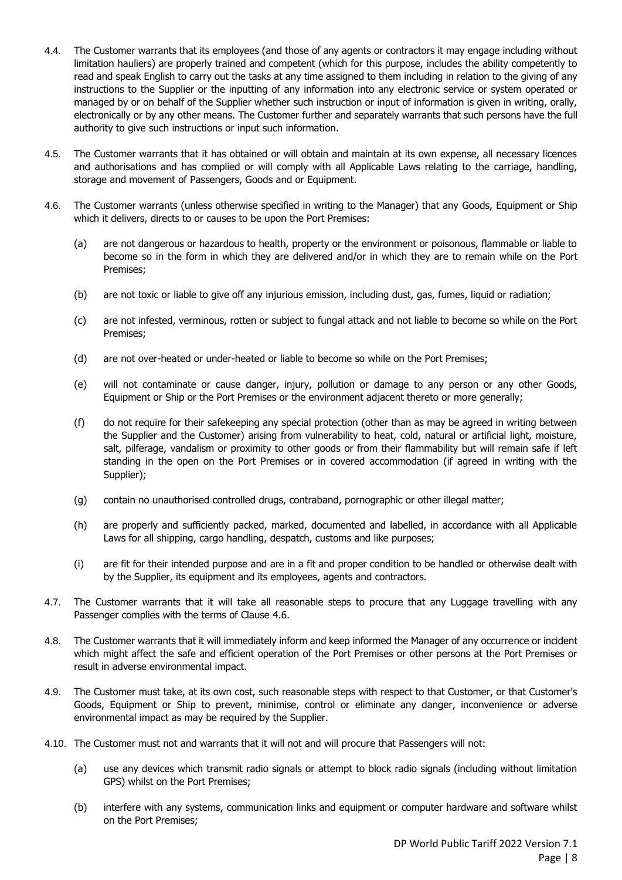4.4. The Customer warrants that its employees (and those of any agents or contractors it may engage including without limitation hauliers) are properly trained and competent (which for this purpose, includes the ability competently to read and speak English to carry out the tasks at any time assigned to them including in relation to the giving of any instructions to the Supplier or the inputting of any information into any electronic service or system operated or managed by or on behalf of the Supplier whether such instruction or input of information is given in writing, orally, electronically or by any other means. The Customer further and separately warrants that such persons have the full authority to give such instructions or input such information.

4.5. The Customer warrants that it has obtained or will obtain and maintain at its own expense, all necessary licences and authorisations and has complied or will comply with all Applicable Laws relating to the carriage, handling, storage and movement of Passengers, Goods and or Equipment.

4.6. The Customer warrants (unless otherwise specified in writing to the Manager) that any Goods, Equipment or Ship which it delivers, directs to or causes to be upon the Port Premises:

(a) are not dangerous or hazardous to health, property or the environment or poisonous, flammable or liable to become so in the form in which they are delivered and/or in which they are to remain while on the Port Premises;

(b) are not toxic or liable to give off any injurious emission, including dust, gas, fumes, liquid or radiation;

(c) are not infested, verminous, rotten or subject to fungal attack and not liable to become so while on the Port Premises;

(d) are not over-heated or under-heated or liable to become so while on the Port Premises;

(e) will not contaminate or cause danger, injury, pollution or damage to any person or any other Goods, Equipment or Ship or the Port Premises or the environment adjacent thereto or more generally;

(f) do not require for their safekeeping any special protection (other than as may be agreed in writing between the Supplier and the Customer) arising from vulnerability to heat, cold, natural or artificial light, moisture, salt, pilferage, vandalism or proximity to other goods or from their flammability but will remain safe if left standing in the open on the Port Premises or in covered accommodation (if agreed in writing with the Supplier);

(g) contain no unauthorised controlled drugs, contraband, pornographic or other illegal matter;

(h) are properly and sufficiently packed, marked, documented and labelled, in accordance with all Applicable Laws for all shipping, cargo handling, despatch, customs and like purposes;

(i) are fit for their intended purpose and are in a fit and proper condition to be handled or otherwise dealt with by the Supplier, its equipment and its employees, agents and contractors.

4.7. The Customer warrants that it will take all reasonable steps to procure that any Luggage travelling with any Passenger complies with the terms of Clause 4.6.

4.8. The Customer warrants that it will immediately inform and keep informed the Manager of any occurrence or incident which might affect the safe and efficient operation of the Port Premises or other persons at the Port Premises or result in adverse environmental impact.

4.9. The Customer must take, at its own cost, such reasonable steps with respect to that Customer, or that Customer's Goods, Equipment or Ship to prevent, minimise, control or eliminate any danger, inconvenience or adverse environmental impact as may be required by the Supplier.

4.10. The Customer must not and warrants that it will not and will procure that Passengers will not:

(a) use any devices which transmit radio signals or attempt to block radio signals (including without limitation GPS) whilst on the Port Premises;

(b) interfere with any systems, communication links and equipment or computer hardware and software whilst on the Port Premises;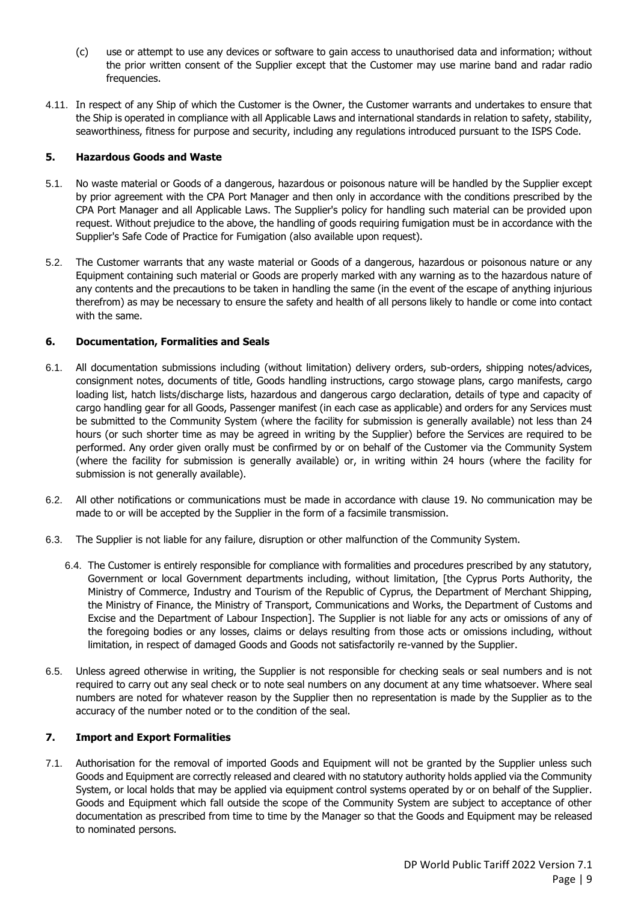(c) use or attempt to use any devices or software to gain access to unauthorised data and information; without the prior written consent of the Supplier except that the Customer may use marine band and radar radio frequencies.

4.11. In respect of any Ship of which the Customer is the Owner, the Customer warrants and undertakes to ensure that the Ship is operated in compliance with all Applicable Laws and international standards in relation to safety, stability, seaworthiness, fitness for purpose and security, including any regulations introduced pursuant to the ISPS Code.

## 5. Hazardous Goods and Waste

5.1. No waste material or Goods of a dangerous, hazardous or poisonous nature will be handled by the Supplier except by prior agreement with the CPA Port Manager and then only in accordance with the conditions prescribed by the CPA Port Manager and all Applicable Laws. The Supplier's policy for handling such material can be provided upon request. Without prejudice to the above, the handling of goods requiring fumigation must be in accordance with the Supplier's Safe Code of Practice for Fumigation (also available upon request).

5.2. The Customer warrants that any waste material or Goods of a dangerous, hazardous or poisonous nature or any Equipment containing such material or Goods are properly marked with any warning as to the hazardous nature of any contents and the precautions to be taken in handling the same (in the event of the escape of anything injurious therefrom) as may be necessary to ensure the safety and health of all persons likely to handle or come into contact with the same.

## 6. Documentation, Formalities and Seals

6.1. All documentation submissions including (without limitation) delivery orders, sub-orders, shipping notes/advices, consignment notes, documents of title, Goods handling instructions, cargo stowage plans, cargo manifests, cargo loading list, hatch lists/discharge lists, hazardous and dangerous cargo declaration, details of type and capacity of cargo handling gear for all Goods, Passenger manifest (in each case as applicable) and orders for any Services must be submitted to the Community System (where the facility for submission is generally available) not less than 24 hours (or such shorter time as may be agreed in writing by the Supplier) before the Services are required to be performed. Any order given orally must be confirmed by or on behalf of the Customer via the Community System (where the facility for submission is generally available) or, in writing within 24 hours (where the facility for submission is not generally available).

6.2. All other notifications or communications must be made in accordance with clause 19. No communication may be made to or will be accepted by the Supplier in the form of a facsimile transmission.

6.3. The Supplier is not liable for any failure, disruption or other malfunction of the Community System.

6.4. The Customer is entirely responsible for compliance with formalities and procedures prescribed by any statutory, Government or local Government departments including, without limitation, [the Cyprus Ports Authority, the Ministry of Commerce, Industry and Tourism of the Republic of Cyprus, the Department of Merchant Shipping, the Ministry of Finance, the Ministry of Transport, Communications and Works, the Department of Customs and Excise and the Department of Labour Inspection]. The Supplier is not liable for any acts or omissions of any of the foregoing bodies or any losses, claims or delays resulting from those acts or omissions including, without limitation, in respect of damaged Goods and Goods not satisfactorily re-vanned by the Supplier.

6.5. Unless agreed otherwise in writing, the Supplier is not responsible for checking seals or seal numbers and is not required to carry out any seal check or to note seal numbers on any document at any time whatsoever. Where seal numbers are noted for whatever reason by the Supplier then no representation is made by the Supplier as to the accuracy of the number noted or to the condition of the seal.

## 7. Import and Export Formalities

7.1. Authorisation for the removal of imported Goods and Equipment will not be granted by the Supplier unless such Goods and Equipment are correctly released and cleared with no statutory authority holds applied via the Community System, or local holds that may be applied via equipment control systems operated by or on behalf of the Supplier. Goods and Equipment which fall outside the scope of the Community System are subject to acceptance of other documentation as prescribed from time to time by the Manager so that the Goods and Equipment may be released to nominated persons.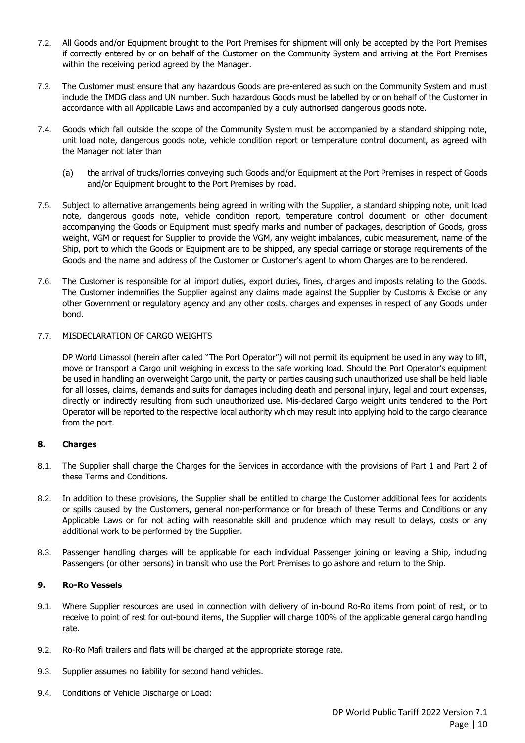7.2. All Goods and/or Equipment brought to the Port Premises for shipment will only be accepted by the Port Premises if correctly entered by or on behalf of the Customer on the Community System and arriving at the Port Premises within the receiving period agreed by the Manager.

7.3. The Customer must ensure that any hazardous Goods are pre-entered as such on the Community System and must include the IMDG class and UN number. Such hazardous Goods must be labelled by or on behalf of the Customer in accordance with all Applicable Laws and accompanied by a duly authorised dangerous goods note.

7.4. Goods which fall outside the scope of the Community System must be accompanied by a standard shipping note, unit load note, dangerous goods note, vehicle condition report or temperature control document, as agreed with the Manager not later than

(a) the arrival of trucks/lorries conveying such Goods and/or Equipment at the Port Premises in respect of Goods and/or Equipment brought to the Port Premises by road.

7.5. Subject to alternative arrangements being agreed in writing with the Supplier, a standard shipping note, unit load note, dangerous goods note, vehicle condition report, temperature control document or other document accompanying the Goods or Equipment must specify marks and number of packages, description of Goods, gross weight, VGM or request for Supplier to provide the VGM, any weight imbalances, cubic measurement, name of the Ship, port to which the Goods or Equipment are to be shipped, any special carriage or storage requirements of the Goods and the name and address of the Customer or Customer's agent to whom Charges are to be rendered.

7.6. The Customer is responsible for all import duties, export duties, fines, charges and imposts relating to the Goods. The Customer indemnifies the Supplier against any claims made against the Supplier by Customs & Excise or any other Government or regulatory agency and any other costs, charges and expenses in respect of any Goods under bond.

7.7. MISDECLARATION OF CARGO WEIGHTS

DP World Limassol (herein after called "The Port Operator") will not permit its equipment be used in any way to lift, move or transport a Cargo unit weighing in excess to the safe working load. Should the Port Operator's equipment be used in handling an overweight Cargo unit, the party or parties causing such unauthorized use shall be held liable for all losses, claims, demands and suits for damages including death and personal injury, legal and court expenses, directly or indirectly resulting from such unauthorized use. Mis-declared Cargo weight units tendered to the Port Operator will be reported to the respective local authority which may result into applying hold to the cargo clearance from the port.

## 8. Charges

8.1. The Supplier shall charge the Charges for the Services in accordance with the provisions of Part 1 and Part 2 of these Terms and Conditions.

8.2. In addition to these provisions, the Supplier shall be entitled to charge the Customer additional fees for accidents or spills caused by the Customers, general non-performance or for breach of these Terms and Conditions or any Applicable Laws or for not acting with reasonable skill and prudence which may result to delays, costs or any additional work to be performed by the Supplier.

8.3. Passenger handling charges will be applicable for each individual Passenger joining or leaving a Ship, including Passengers (or other persons) in transit who use the Port Premises to go ashore and return to the Ship.

## 9. Ro-Ro Vessels

9.1. Where Supplier resources are used in connection with delivery of in-bound Ro-Ro items from point of rest, or to receive to point of rest for out-bound items, the Supplier will charge 100% of the applicable general cargo handling rate.

9.2. Ro-Ro Mafi trailers and flats will be charged at the appropriate storage rate.

9.3. Supplier assumes no liability for second hand vehicles.

9.4. Conditions of Vehicle Discharge or Load: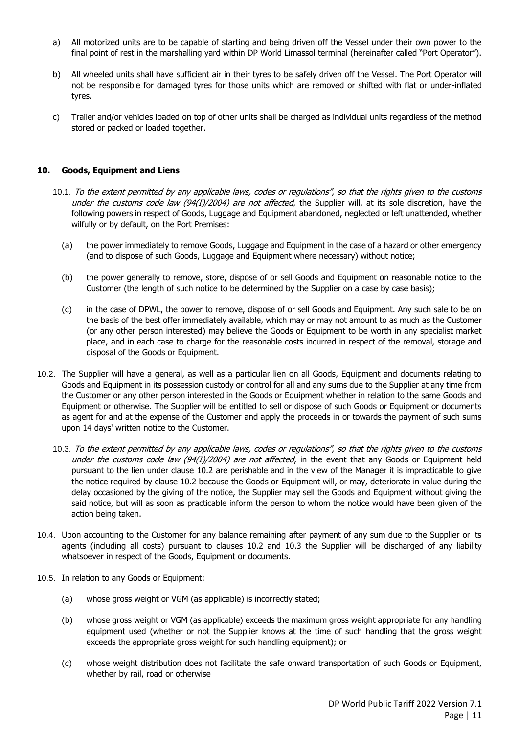a) All motorized units are to be capable of starting and being driven off the Vessel under their own power to the final point of rest in the marshalling yard within DP World Limassol terminal (hereinafter called "Port Operator").

b) All wheeled units shall have sufficient air in their tyres to be safely driven off the Vessel. The Port Operator will not be responsible for damaged tyres for those units which are removed or shifted with flat or under-inflated tyres.

c) Trailer and/or vehicles loaded on top of other units shall be charged as individual units regardless of the method stored or packed or loaded together.

## 10. Goods, Equipment and Liens

10.1. *To the extent permitted by any applicable laws, codes or regulations", so that the rights given to the customs under the customs code law (94(I)/2004) are not affected,* the Supplier will, at its sole discretion, have the following powers in respect of Goods, Luggage and Equipment abandoned, neglected or left unattended, whether wilfully or by default, on the Port Premises:

(a) the power immediately to remove Goods, Luggage and Equipment in the case of a hazard or other emergency (and to dispose of such Goods, Luggage and Equipment where necessary) without notice;

(b) the power generally to remove, store, dispose of or sell Goods and Equipment on reasonable notice to the Customer (the length of such notice to be determined by the Supplier on a case by case basis);

(c) in the case of DPWL, the power to remove, dispose of or sell Goods and Equipment. Any such sale to be on the basis of the best offer immediately available, which may or may not amount to as much as the Customer (or any other person interested) may believe the Goods or Equipment to be worth in any specialist market place, and in each case to charge for the reasonable costs incurred in respect of the removal, storage and disposal of the Goods or Equipment.

10.2. The Supplier will have a general, as well as a particular lien on all Goods, Equipment and documents relating to Goods and Equipment in its possession custody or control for all and any sums due to the Supplier at any time from the Customer or any other person interested in the Goods or Equipment whether in relation to the same Goods and Equipment or otherwise. The Supplier will be entitled to sell or dispose of such Goods or Equipment or documents as agent for and at the expense of the Customer and apply the proceeds in or towards the payment of such sums upon 14 days' written notice to the Customer.

10.3. *To the extent permitted by any applicable laws, codes or regulations", so that the rights given to the customs under the customs code law (94(I)/2004) are not affected*, in the event that any Goods or Equipment held pursuant to the lien under clause 10.2 are perishable and in the view of the Manager it is impracticable to give the notice required by clause 10.2 because the Goods or Equipment will, or may, deteriorate in value during the delay occasioned by the giving of the notice, the Supplier may sell the Goods and Equipment without giving the said notice, but will as soon as practicable inform the person to whom the notice would have been given of the action being taken.

10.4. Upon accounting to the Customer for any balance remaining after payment of any sum due to the Supplier or its agents (including all costs) pursuant to clauses 10.2 and 10.3 the Supplier will be discharged of any liability whatsoever in respect of the Goods, Equipment or documents.

10.5. In relation to any Goods or Equipment:

(a) whose gross weight or VGM (as applicable) is incorrectly stated;

(b) whose gross weight or VGM (as applicable) exceeds the maximum gross weight appropriate for any handling equipment used (whether or not the Supplier knows at the time of such handling that the gross weight exceeds the appropriate gross weight for such handling equipment); or

(c) whose weight distribution does not facilitate the safe onward transportation of such Goods or Equipment, whether by rail, road or otherwise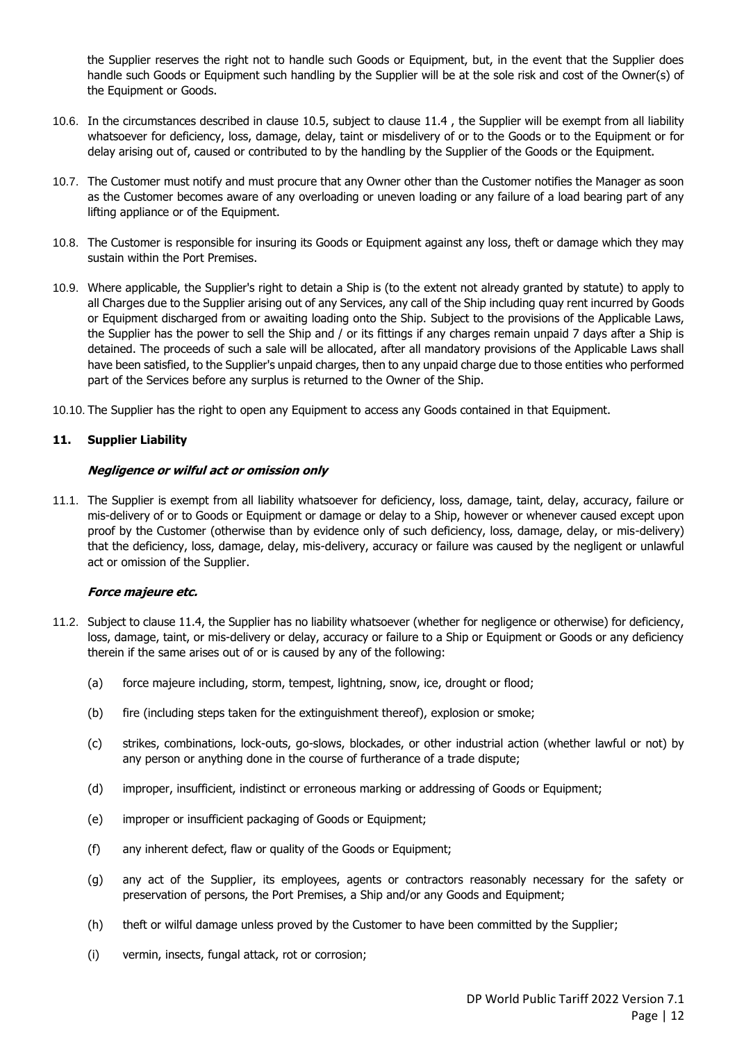the Supplier reserves the right not to handle such Goods or Equipment, but, in the event that the Supplier does handle such Goods or Equipment such handling by the Supplier will be at the sole risk and cost of the Owner(s) of the Equipment or Goods.

10.6. In the circumstances described in clause 10.5, subject to clause 11.4 , the Supplier will be exempt from all liability whatsoever for deficiency, loss, damage, delay, taint or misdelivery of or to the Goods or to the Equipment or for delay arising out of, caused or contributed to by the handling by the Supplier of the Goods or the Equipment.

10.7. The Customer must notify and must procure that any Owner other than the Customer notifies the Manager as soon as the Customer becomes aware of any overloading or uneven loading or any failure of a load bearing part of any lifting appliance or of the Equipment.

10.8. The Customer is responsible for insuring its Goods or Equipment against any loss, theft or damage which they may sustain within the Port Premises.

10.9. Where applicable, the Supplier's right to detain a Ship is (to the extent not already granted by statute) to apply to all Charges due to the Supplier arising out of any Services, any call of the Ship including quay rent incurred by Goods or Equipment discharged from or awaiting loading onto the Ship. Subject to the provisions of the Applicable Laws, the Supplier has the power to sell the Ship and / or its fittings if any charges remain unpaid 7 days after a Ship is detained. The proceeds of such a sale will be allocated, after all mandatory provisions of the Applicable Laws shall have been satisfied, to the Supplier's unpaid charges, then to any unpaid charge due to those entities who performed part of the Services before any surplus is returned to the Owner of the Ship.

10.10. The Supplier has the right to open any Equipment to access any Goods contained in that Equipment.

## 11. Supplier Liability

***Negligence or wilful act or omission only***

11.1. The Supplier is exempt from all liability whatsoever for deficiency, loss, damage, taint, delay, accuracy, failure or mis-delivery of or to Goods or Equipment or damage or delay to a Ship, however or whenever caused except upon proof by the Customer (otherwise than by evidence only of such deficiency, loss, damage, delay, or mis-delivery) that the deficiency, loss, damage, delay, mis-delivery, accuracy or failure was caused by the negligent or unlawful act or omission of the Supplier.

***Force majeure etc.***

11.2. Subject to clause 11.4, the Supplier has no liability whatsoever (whether for negligence or otherwise) for deficiency, loss, damage, taint, or mis-delivery or delay, accuracy or failure to a Ship or Equipment or Goods or any deficiency therein if the same arises out of or is caused by any of the following:

(a) force majeure including, storm, tempest, lightning, snow, ice, drought or flood;

(b) fire (including steps taken for the extinguishment thereof), explosion or smoke;

(c) strikes, combinations, lock-outs, go-slows, blockades, or other industrial action (whether lawful or not) by any person or anything done in the course of furtherance of a trade dispute;

(d) improper, insufficient, indistinct or erroneous marking or addressing of Goods or Equipment;

(e) improper or insufficient packaging of Goods or Equipment;

(f) any inherent defect, flaw or quality of the Goods or Equipment;

(g) any act of the Supplier, its employees, agents or contractors reasonably necessary for the safety or preservation of persons, the Port Premises, a Ship and/or any Goods and Equipment;

(h) theft or wilful damage unless proved by the Customer to have been committed by the Supplier;

(i) vermin, insects, fungal attack, rot or corrosion;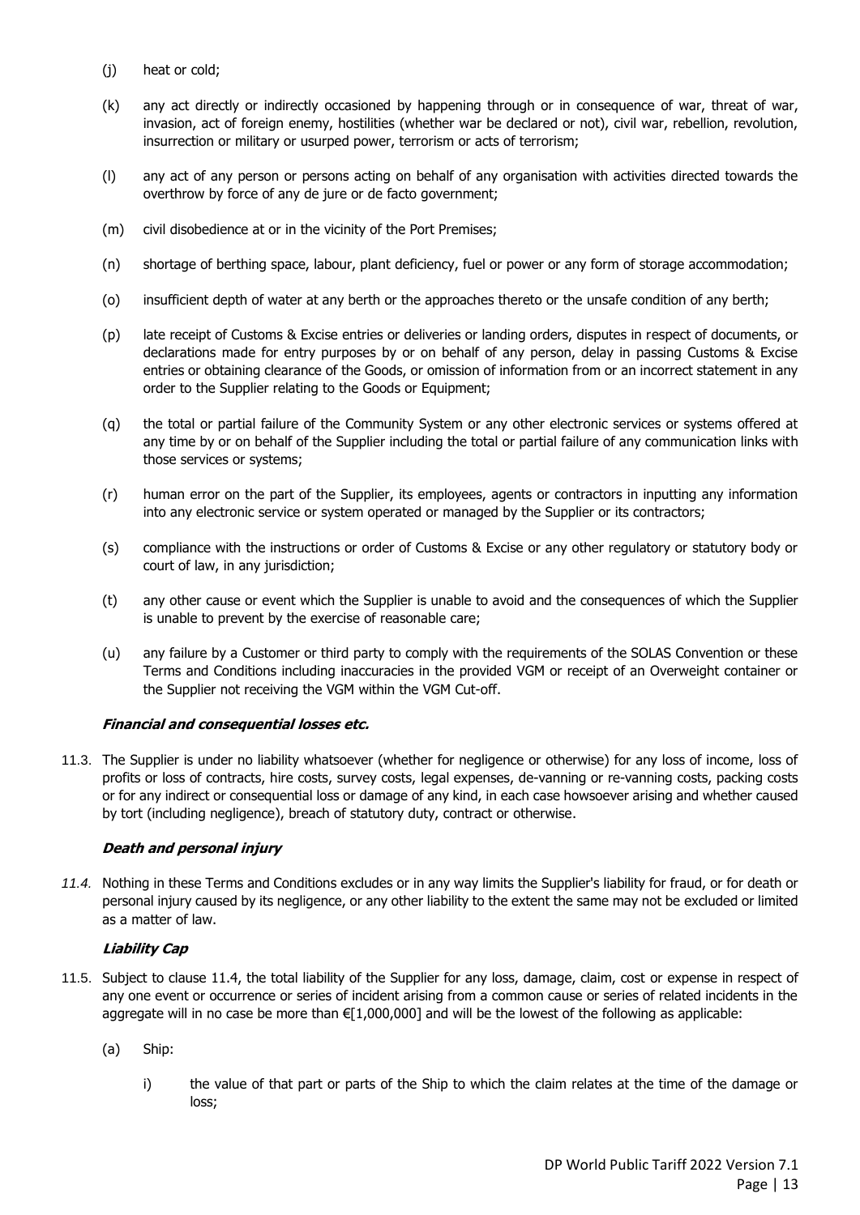(j) heat or cold;

(k) any act directly or indirectly occasioned by happening through or in consequence of war, threat of war, invasion, act of foreign enemy, hostilities (whether war be declared or not), civil war, rebellion, revolution, insurrection or military or usurped power, terrorism or acts of terrorism;

(l) any act of any person or persons acting on behalf of any organisation with activities directed towards the overthrow by force of any de jure or de facto government;

(m) civil disobedience at or in the vicinity of the Port Premises;

(n) shortage of berthing space, labour, plant deficiency, fuel or power or any form of storage accommodation;

(o) insufficient depth of water at any berth or the approaches thereto or the unsafe condition of any berth;

(p) late receipt of Customs & Excise entries or deliveries or landing orders, disputes in respect of documents, or declarations made for entry purposes by or on behalf of any person, delay in passing Customs & Excise entries or obtaining clearance of the Goods, or omission of information from or an incorrect statement in any order to the Supplier relating to the Goods or Equipment;

(q) the total or partial failure of the Community System or any other electronic services or systems offered at any time by or on behalf of the Supplier including the total or partial failure of any communication links with those services or systems;

(r) human error on the part of the Supplier, its employees, agents or contractors in inputting any information into any electronic service or system operated or managed by the Supplier or its contractors;

(s) compliance with the instructions or order of Customs & Excise or any other regulatory or statutory body or court of law, in any jurisdiction;

(t) any other cause or event which the Supplier is unable to avoid and the consequences of which the Supplier is unable to prevent by the exercise of reasonable care;

(u) any failure by a Customer or third party to comply with the requirements of the SOLAS Convention or these Terms and Conditions including inaccuracies in the provided VGM or receipt of an Overweight container or the Supplier not receiving the VGM within the VGM Cut-off.

***Financial and consequential losses etc.***

11.3. The Supplier is under no liability whatsoever (whether for negligence or otherwise) for any loss of income, loss of profits or loss of contracts, hire costs, survey costs, legal expenses, de-vanning or re-vanning costs, packing costs or for any indirect or consequential loss or damage of any kind, in each case howsoever arising and whether caused by tort (including negligence), breach of statutory duty, contract or otherwise.

***Death and personal injury***

*11.4.* Nothing in these Terms and Conditions excludes or in any way limits the Supplier's liability for fraud, or for death or personal injury caused by its negligence, or any other liability to the extent the same may not be excluded or limited as a matter of law.

***Liability Cap***

11.5. Subject to clause 11.4, the total liability of the Supplier for any loss, damage, claim, cost or expense in respect of any one event or occurrence or series of incident arising from a common cause or series of related incidents in the aggregate will in no case be more than €[1,000,000] and will be the lowest of the following as applicable:

(a) Ship:

i) the value of that part or parts of the Ship to which the claim relates at the time of the damage or loss;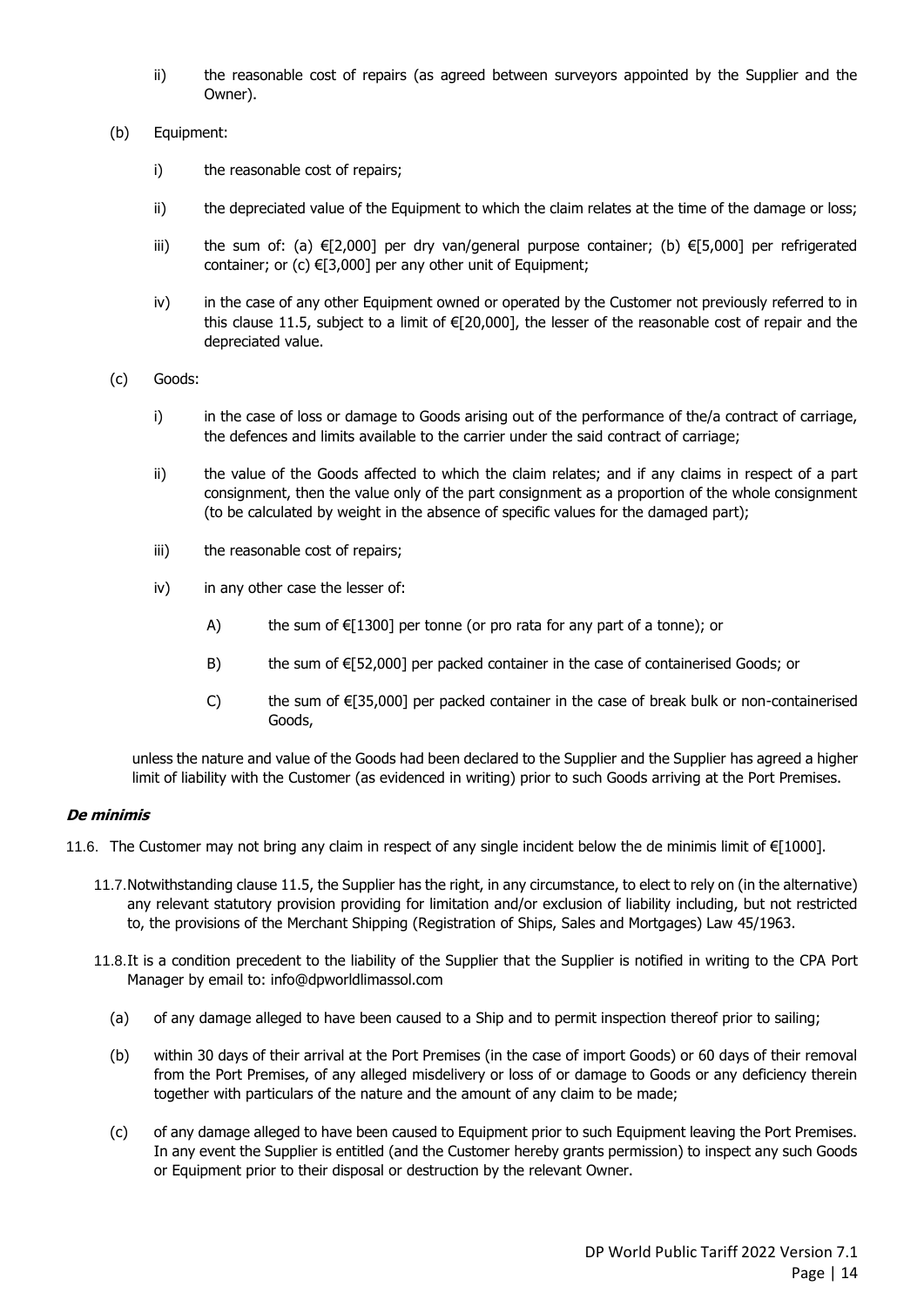ii) the reasonable cost of repairs (as agreed between surveyors appointed by the Supplier and the Owner).

(b) Equipment:

i) the reasonable cost of repairs;

ii) the depreciated value of the Equipment to which the claim relates at the time of the damage or loss;

iii) the sum of: (a) €[2,000] per dry van/general purpose container; (b) €[5,000] per refrigerated container; or (c) €[3,000] per any other unit of Equipment;

iv) in the case of any other Equipment owned or operated by the Customer not previously referred to in this clause 11.5, subject to a limit of €[20,000], the lesser of the reasonable cost of repair and the depreciated value.

(c) Goods:

i) in the case of loss or damage to Goods arising out of the performance of the/a contract of carriage, the defences and limits available to the carrier under the said contract of carriage;

ii) the value of the Goods affected to which the claim relates; and if any claims in respect of a part consignment, then the value only of the part consignment as a proportion of the whole consignment (to be calculated by weight in the absence of specific values for the damaged part);

iii) the reasonable cost of repairs;

iv) in any other case the lesser of:

A) the sum of €[1300] per tonne (or pro rata for any part of a tonne); or

B) the sum of €[52,000] per packed container in the case of containerised Goods; or

C) the sum of €[35,000] per packed container in the case of break bulk or non-containerised Goods,

unless the nature and value of the Goods had been declared to the Supplier and the Supplier has agreed a higher limit of liability with the Customer (as evidenced in writing) prior to such Goods arriving at the Port Premises.

***De minimis***

11.6. The Customer may not bring any claim in respect of any single incident below the de minimis limit of €[1000].

11.7. Notwithstanding clause 11.5, the Supplier has the right, in any circumstance, to elect to rely on (in the alternative) any relevant statutory provision providing for limitation and/or exclusion of liability including, but not restricted to, the provisions of the Merchant Shipping (Registration of Ships, Sales and Mortgages) Law 45/1963.

11.8. It is a condition precedent to the liability of the Supplier that the Supplier is notified in writing to the CPA Port Manager by email to: info@dpworldlimassol.com

(a) of any damage alleged to have been caused to a Ship and to permit inspection thereof prior to sailing;

(b) within 30 days of their arrival at the Port Premises (in the case of import Goods) or 60 days of their removal from the Port Premises, of any alleged misdelivery or loss of or damage to Goods or any deficiency therein together with particulars of the nature and the amount of any claim to be made;

(c) of any damage alleged to have been caused to Equipment prior to such Equipment leaving the Port Premises. In any event the Supplier is entitled (and the Customer hereby grants permission) to inspect any such Goods or Equipment prior to their disposal or destruction by the relevant Owner.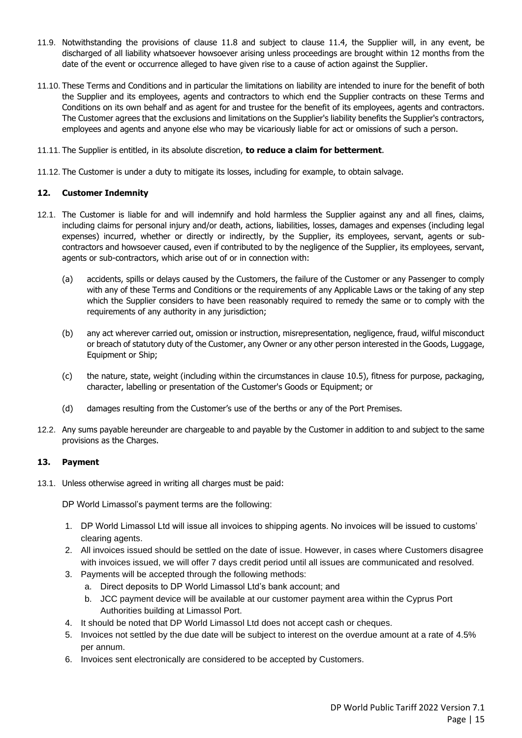11.9. Notwithstanding the provisions of clause 11.8 and subject to clause 11.4, the Supplier will, in any event, be discharged of all liability whatsoever howsoever arising unless proceedings are brought within 12 months from the date of the event or occurrence alleged to have given rise to a cause of action against the Supplier.

11.10. These Terms and Conditions and in particular the limitations on liability are intended to inure for the benefit of both the Supplier and its employees, agents and contractors to which end the Supplier contracts on these Terms and Conditions on its own behalf and as agent for and trustee for the benefit of its employees, agents and contractors. The Customer agrees that the exclusions and limitations on the Supplier's liability benefits the Supplier's contractors, employees and agents and anyone else who may be vicariously liable for act or omissions of such a person.

11.11. The Supplier is entitled, in its absolute discretion, **to reduce a claim for betterment**.

11.12. The Customer is under a duty to mitigate its losses, including for example, to obtain salvage.

### 12. Customer Indemnity

12.1. The Customer is liable for and will indemnify and hold harmless the Supplier against any and all fines, claims, including claims for personal injury and/or death, actions, liabilities, losses, damages and expenses (including legal expenses) incurred, whether or directly or indirectly, by the Supplier, its employees, servant, agents or sub-contractors and howsoever caused, even if contributed to by the negligence of the Supplier, its employees, servant, agents or sub-contractors, which arise out of or in connection with:

(a) accidents, spills or delays caused by the Customers, the failure of the Customer or any Passenger to comply with any of these Terms and Conditions or the requirements of any Applicable Laws or the taking of any step which the Supplier considers to have been reasonably required to remedy the same or to comply with the requirements of any authority in any jurisdiction;

(b) any act wherever carried out, omission or instruction, misrepresentation, negligence, fraud, wilful misconduct or breach of statutory duty of the Customer, any Owner or any other person interested in the Goods, Luggage, Equipment or Ship;

(c) the nature, state, weight (including within the circumstances in clause 10.5), fitness for purpose, packaging, character, labelling or presentation of the Customer's Goods or Equipment; or

(d) damages resulting from the Customer's use of the berths or any of the Port Premises.

12.2. Any sums payable hereunder are chargeable to and payable by the Customer in addition to and subject to the same provisions as the Charges.

### 13. Payment

13.1. Unless otherwise agreed in writing all charges must be paid:

DP World Limassol's payment terms are the following:

1. DP World Limassol Ltd will issue all invoices to shipping agents. No invoices will be issued to customs' clearing agents.
2. All invoices issued should be settled on the date of issue. However, in cases where Customers disagree with invoices issued, we will offer 7 days credit period until all issues are communicated and resolved.
3. Payments will be accepted through the following methods:
   a. Direct deposits to DP World Limassol Ltd's bank account; and
   b. JCC payment device will be available at our customer payment area within the Cyprus Port Authorities building at Limassol Port.
4. It should be noted that DP World Limassol Ltd does not accept cash or cheques.
5. Invoices not settled by the due date will be subject to interest on the overdue amount at a rate of 4.5% per annum.
6. Invoices sent electronically are considered to be accepted by Customers.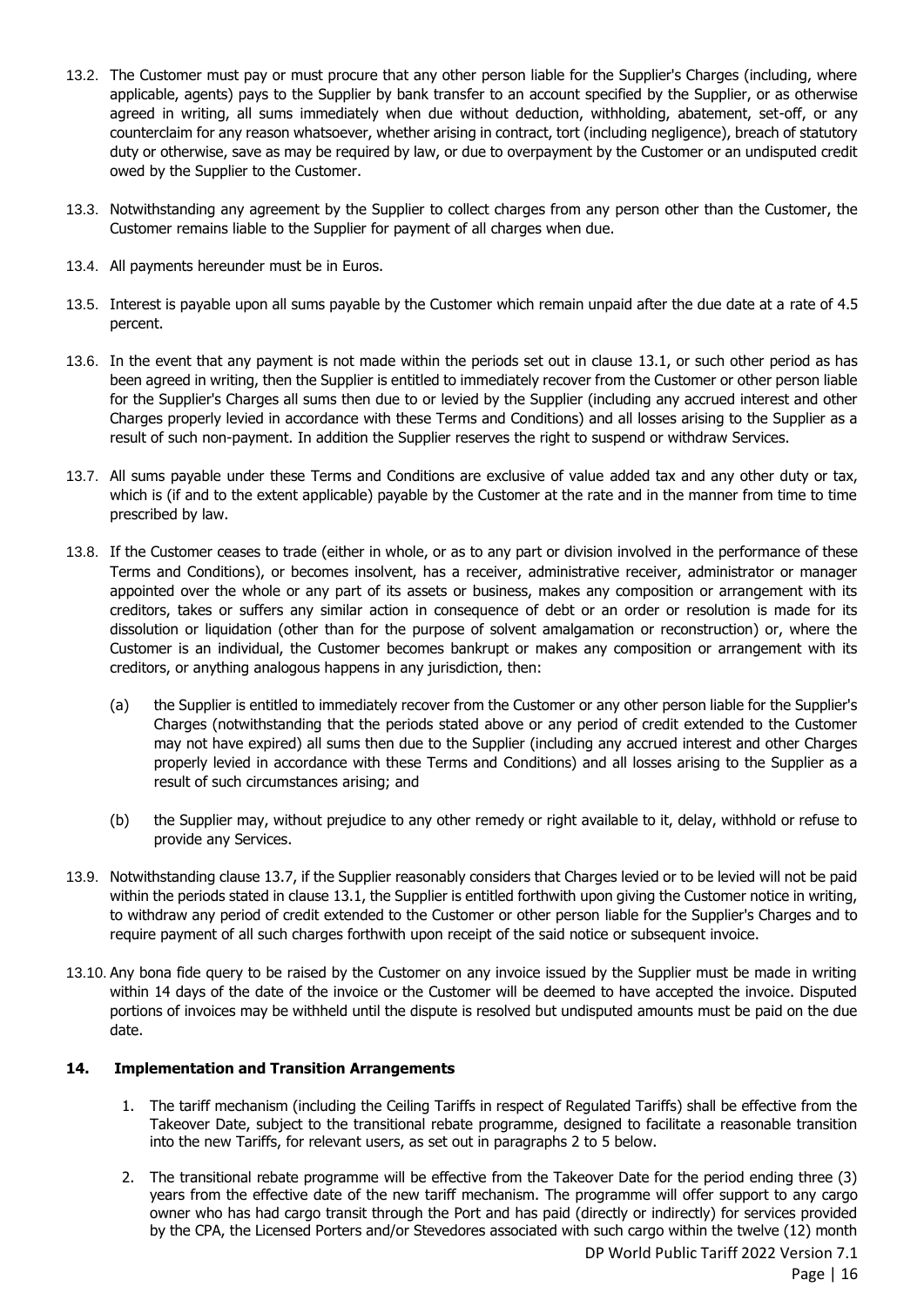13.2. The Customer must pay or must procure that any other person liable for the Supplier's Charges (including, where applicable, agents) pays to the Supplier by bank transfer to an account specified by the Supplier, or as otherwise agreed in writing, all sums immediately when due without deduction, withholding, abatement, set-off, or any counterclaim for any reason whatsoever, whether arising in contract, tort (including negligence), breach of statutory duty or otherwise, save as may be required by law, or due to overpayment by the Customer or an undisputed credit owed by the Supplier to the Customer.

13.3. Notwithstanding any agreement by the Supplier to collect charges from any person other than the Customer, the Customer remains liable to the Supplier for payment of all charges when due.

13.4. All payments hereunder must be in Euros.

13.5. Interest is payable upon all sums payable by the Customer which remain unpaid after the due date at a rate of 4.5 percent.

13.6. In the event that any payment is not made within the periods set out in clause 13.1, or such other period as has been agreed in writing, then the Supplier is entitled to immediately recover from the Customer or other person liable for the Supplier's Charges all sums then due to or levied by the Supplier (including any accrued interest and other Charges properly levied in accordance with these Terms and Conditions) and all losses arising to the Supplier as a result of such non-payment. In addition the Supplier reserves the right to suspend or withdraw Services.

13.7. All sums payable under these Terms and Conditions are exclusive of value added tax and any other duty or tax, which is (if and to the extent applicable) payable by the Customer at the rate and in the manner from time to time prescribed by law.

13.8. If the Customer ceases to trade (either in whole, or as to any part or division involved in the performance of these Terms and Conditions), or becomes insolvent, has a receiver, administrative receiver, administrator or manager appointed over the whole or any part of its assets or business, makes any composition or arrangement with its creditors, takes or suffers any similar action in consequence of debt or an order or resolution is made for its dissolution or liquidation (other than for the purpose of solvent amalgamation or reconstruction) or, where the Customer is an individual, the Customer becomes bankrupt or makes any composition or arrangement with its creditors, or anything analogous happens in any jurisdiction, then:

(a) the Supplier is entitled to immediately recover from the Customer or any other person liable for the Supplier's Charges (notwithstanding that the periods stated above or any period of credit extended to the Customer may not have expired) all sums then due to the Supplier (including any accrued interest and other Charges properly levied in accordance with these Terms and Conditions) and all losses arising to the Supplier as a result of such circumstances arising; and

(b) the Supplier may, without prejudice to any other remedy or right available to it, delay, withhold or refuse to provide any Services.

13.9. Notwithstanding clause 13.7, if the Supplier reasonably considers that Charges levied or to be levied will not be paid within the periods stated in clause 13.1, the Supplier is entitled forthwith upon giving the Customer notice in writing, to withdraw any period of credit extended to the Customer or other person liable for the Supplier's Charges and to require payment of all such charges forthwith upon receipt of the said notice or subsequent invoice.

13.10. Any bona fide query to be raised by the Customer on any invoice issued by the Supplier must be made in writing within 14 days of the date of the invoice or the Customer will be deemed to have accepted the invoice. Disputed portions of invoices may be withheld until the dispute is resolved but undisputed amounts must be paid on the due date.

## 14. Implementation and Transition Arrangements

1. The tariff mechanism (including the Ceiling Tariffs in respect of Regulated Tariffs) shall be effective from the Takeover Date, subject to the transitional rebate programme, designed to facilitate a reasonable transition into the new Tariffs, for relevant users, as set out in paragraphs 2 to 5 below.

2. The transitional rebate programme will be effective from the Takeover Date for the period ending three (3) years from the effective date of the new tariff mechanism. The programme will offer support to any cargo owner who has had cargo transit through the Port and has paid (directly or indirectly) for services provided by the CPA, the Licensed Porters and/or Stevedores associated with such cargo within the twelve (12) month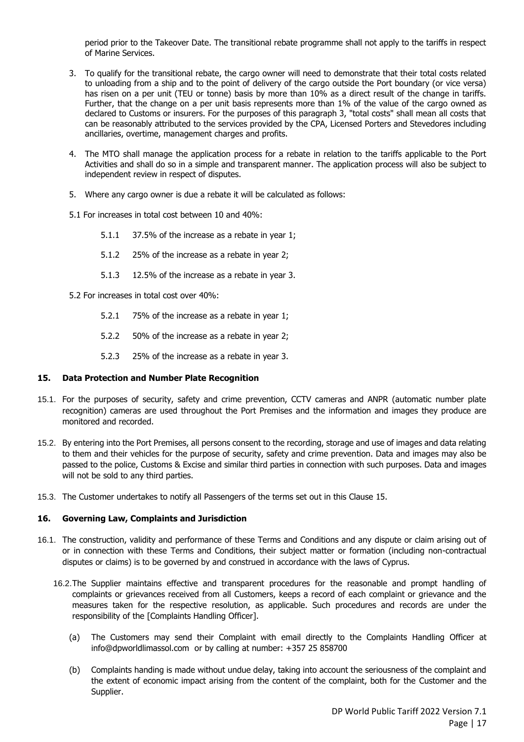period prior to the Takeover Date. The transitional rebate programme shall not apply to the tariffs in respect of Marine Services.

3. To qualify for the transitional rebate, the cargo owner will need to demonstrate that their total costs related to unloading from a ship and to the point of delivery of the cargo outside the Port boundary (or vice versa) has risen on a per unit (TEU or tonne) basis by more than 10% as a direct result of the change in tariffs. Further, that the change on a per unit basis represents more than 1% of the value of the cargo owned as declared to Customs or insurers. For the purposes of this paragraph 3, "total costs" shall mean all costs that can be reasonably attributed to the services provided by the CPA, Licensed Porters and Stevedores including ancillaries, overtime, management charges and profits.

4. The MTO shall manage the application process for a rebate in relation to the tariffs applicable to the Port Activities and shall do so in a simple and transparent manner. The application process will also be subject to independent review in respect of disputes.

5. Where any cargo owner is due a rebate it will be calculated as follows:

5.1 For increases in total cost between 10 and 40%:

- 5.1.1 37.5% of the increase as a rebate in year 1;
- 5.1.2 25% of the increase as a rebate in year 2;
- 5.1.3 12.5% of the increase as a rebate in year 3.

5.2 For increases in total cost over 40%:

- 5.2.1 75% of the increase as a rebate in year 1;
- 5.2.2 50% of the increase as a rebate in year 2;
- 5.2.3 25% of the increase as a rebate in year 3.

## 15. Data Protection and Number Plate Recognition

15.1. For the purposes of security, safety and crime prevention, CCTV cameras and ANPR (automatic number plate recognition) cameras are used throughout the Port Premises and the information and images they produce are monitored and recorded.

15.2. By entering into the Port Premises, all persons consent to the recording, storage and use of images and data relating to them and their vehicles for the purpose of security, safety and crime prevention. Data and images may also be passed to the police, Customs & Excise and similar third parties in connection with such purposes. Data and images will not be sold to any third parties.

15.3. The Customer undertakes to notify all Passengers of the terms set out in this Clause 15.

## 16. Governing Law, Complaints and Jurisdiction

16.1. The construction, validity and performance of these Terms and Conditions and any dispute or claim arising out of or in connection with these Terms and Conditions, their subject matter or formation (including non-contractual disputes or claims) is to be governed by and construed in accordance with the laws of Cyprus.

16.2. The Supplier maintains effective and transparent procedures for the reasonable and prompt handling of complaints or grievances received from all Customers, keeps a record of each complaint or grievance and the measures taken for the respective resolution, as applicable. Such procedures and records are under the responsibility of the [Complaints Handling Officer].

(a) The Customers may send their Complaint with email directly to the Complaints Handling Officer at info@dpworldlimassol.com or by calling at number: +357 25 858700

(b) Complaints handing is made without undue delay, taking into account the seriousness of the complaint and the extent of economic impact arising from the content of the complaint, both for the Customer and the Supplier.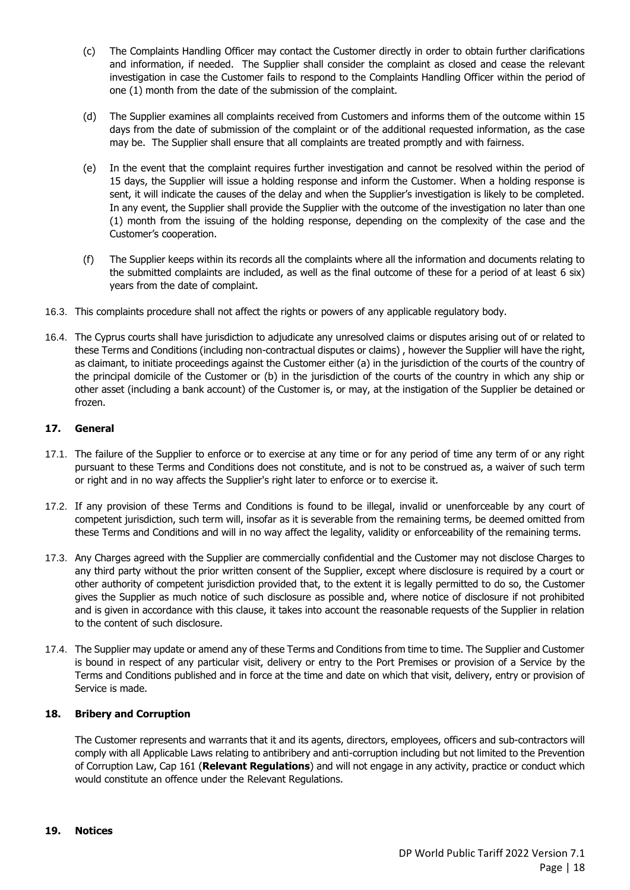(c) The Complaints Handling Officer may contact the Customer directly in order to obtain further clarifications and information, if needed. The Supplier shall consider the complaint as closed and cease the relevant investigation in case the Customer fails to respond to the Complaints Handling Officer within the period of one (1) month from the date of the submission of the complaint.

(d) The Supplier examines all complaints received from Customers and informs them of the outcome within 15 days from the date of submission of the complaint or of the additional requested information, as the case may be. The Supplier shall ensure that all complaints are treated promptly and with fairness.

(e) In the event that the complaint requires further investigation and cannot be resolved within the period of 15 days, the Supplier will issue a holding response and inform the Customer. When a holding response is sent, it will indicate the causes of the delay and when the Supplier's investigation is likely to be completed. In any event, the Supplier shall provide the Supplier with the outcome of the investigation no later than one (1) month from the issuing of the holding response, depending on the complexity of the case and the Customer's cooperation.

(f) The Supplier keeps within its records all the complaints where all the information and documents relating to the submitted complaints are included, as well as the final outcome of these for a period of at least 6 six) years from the date of complaint.

16.3. This complaints procedure shall not affect the rights or powers of any applicable regulatory body.

16.4. The Cyprus courts shall have jurisdiction to adjudicate any unresolved claims or disputes arising out of or related to these Terms and Conditions (including non-contractual disputes or claims) , however the Supplier will have the right, as claimant, to initiate proceedings against the Customer either (a) in the jurisdiction of the courts of the country of the principal domicile of the Customer or (b) in the jurisdiction of the courts of the country in which any ship or other asset (including a bank account) of the Customer is, or may, at the instigation of the Supplier be detained or frozen.

## 17. General

17.1. The failure of the Supplier to enforce or to exercise at any time or for any period of time any term of or any right pursuant to these Terms and Conditions does not constitute, and is not to be construed as, a waiver of such term or right and in no way affects the Supplier's right later to enforce or to exercise it.

17.2. If any provision of these Terms and Conditions is found to be illegal, invalid or unenforceable by any court of competent jurisdiction, such term will, insofar as it is severable from the remaining terms, be deemed omitted from these Terms and Conditions and will in no way affect the legality, validity or enforceability of the remaining terms.

17.3. Any Charges agreed with the Supplier are commercially confidential and the Customer may not disclose Charges to any third party without the prior written consent of the Supplier, except where disclosure is required by a court or other authority of competent jurisdiction provided that, to the extent it is legally permitted to do so, the Customer gives the Supplier as much notice of such disclosure as possible and, where notice of disclosure if not prohibited and is given in accordance with this clause, it takes into account the reasonable requests of the Supplier in relation to the content of such disclosure.

17.4. The Supplier may update or amend any of these Terms and Conditions from time to time. The Supplier and Customer is bound in respect of any particular visit, delivery or entry to the Port Premises or provision of a Service by the Terms and Conditions published and in force at the time and date on which that visit, delivery, entry or provision of Service is made.

## 18. Bribery and Corruption

The Customer represents and warrants that it and its agents, directors, employees, officers and sub-contractors will comply with all Applicable Laws relating to antibribery and anti-corruption including but not limited to the Prevention of Corruption Law, Cap 161 (**Relevant Regulations**) and will not engage in any activity, practice or conduct which would constitute an offence under the Relevant Regulations.

## 19. Notices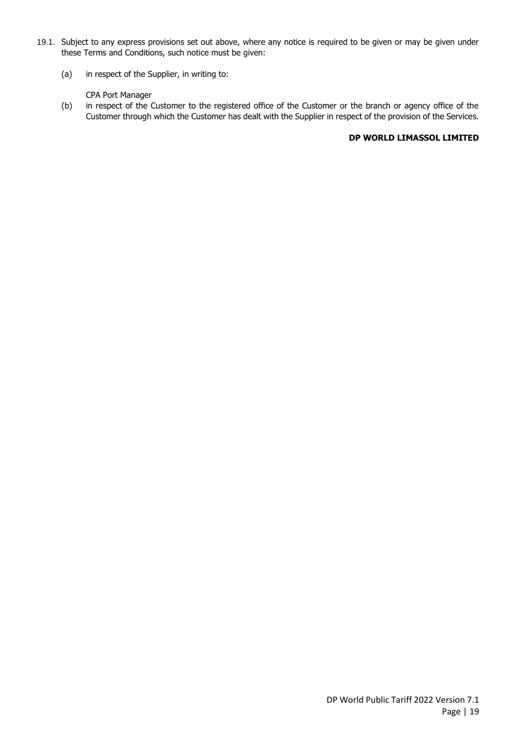19.1. Subject to any express provisions set out above, where any notice is required to be given or may be given under these Terms and Conditions, such notice must be given:

(a) in respect of the Supplier, in writing to:

CPA Port Manager

(b) in respect of the Customer to the registered office of the Customer or the branch or agency office of the Customer through which the Customer has dealt with the Supplier in respect of the provision of the Services.

**DP WORLD LIMASSOL LIMITED**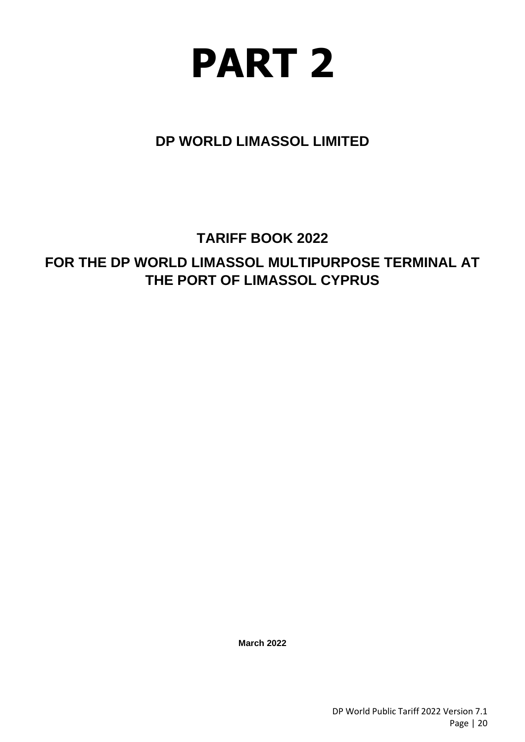# PART 2

## DP WORLD LIMASSOL LIMITED

## TARIFF BOOK 2022

## FOR THE DP WORLD LIMASSOL MULTIPURPOSE TERMINAL AT THE PORT OF LIMASSOL CYPRUS

**March 2022**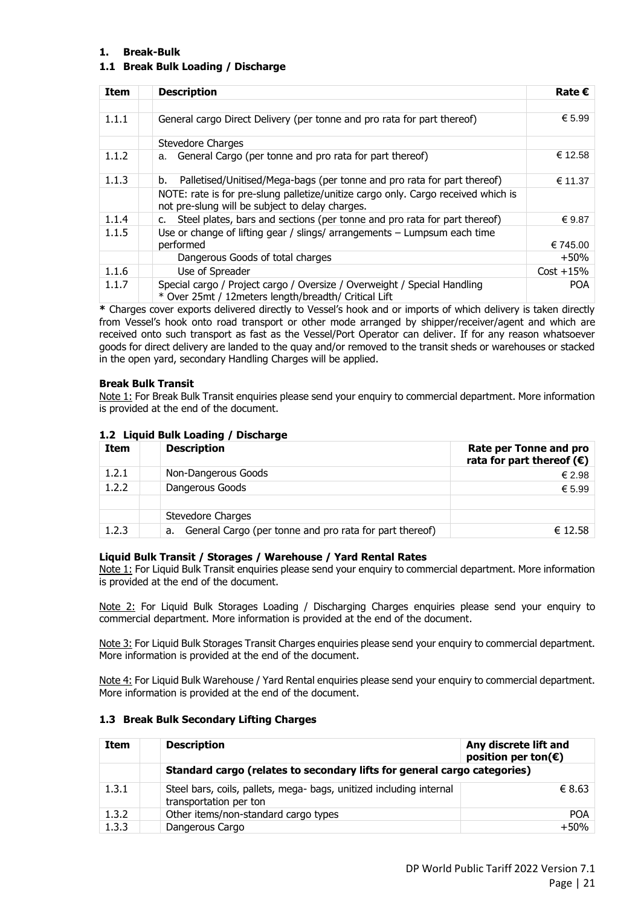# 1. Break-Bulk

## 1.1 Break Bulk Loading / Discharge

| Item | Description | Rate € |
|---|---|---|
| | | |
| 1.1.1 | General cargo Direct Delivery (per tonne and pro rata for part thereof) | € 5.99 |
| | Stevedore Charges | |
| 1.1.2 | a. General Cargo (per tonne and pro rata for part thereof) | € 12.58 |
| 1.1.3 | b. Palletised/Unitised/Mega-bags (per tonne and pro rata for part thereof) | € 11.37 |
| | NOTE: rate is for pre-slung palletize/unitize cargo only. Cargo received which is not pre-slung will be subject to delay charges. | |
| 1.1.4 | c. Steel plates, bars and sections (per tonne and pro rata for part thereof) | € 9.87 |
| 1.1.5 | Use or change of lifting gear / slings/ arrangements – Lumpsum each time performed | € 745.00 |
| | Dangerous Goods of total charges | +50% |
| 1.1.6 | Use of Spreader | Cost +15% |
| 1.1.7 | Special cargo / Project cargo / Oversize / Overweight / Special Handling<br>* Over 25mt / 12meters length/breadth/ Critical Lift | POA |

**\*** Charges cover exports delivered directly to Vessel's hook and or imports of which delivery is taken directly from Vessel's hook onto road transport or other mode arranged by shipper/receiver/agent and which are received onto such transport as fast as the Vessel/Port Operator can deliver. If for any reason whatsoever goods for direct delivery are landed to the quay and/or removed to the transit sheds or warehouses or stacked in the open yard, secondary Handling Charges will be applied.

**Break Bulk Transit**

Note 1: For Break Bulk Transit enquiries please send your enquiry to commercial department. More information is provided at the end of the document.

## 1.2 Liquid Bulk Loading / Discharge

| Item | Description | Rate per Tonne and pro rata for part thereof (€) |
|---|---|---|
| 1.2.1 | Non-Dangerous Goods | € 2.98 |
| 1.2.2 | Dangerous Goods | € 5.99 |
| | | |
| | Stevedore Charges | |
| 1.2.3 | a. General Cargo (per tonne and pro rata for part thereof) | € 12.58 |

**Liquid Bulk Transit / Storages / Warehouse / Yard Rental Rates**

Note 1: For Liquid Bulk Transit enquiries please send your enquiry to commercial department. More information is provided at the end of the document.

Note 2: For Liquid Bulk Storages Loading / Discharging Charges enquiries please send your enquiry to commercial department. More information is provided at the end of the document.

Note 3: For Liquid Bulk Storages Transit Charges enquiries please send your enquiry to commercial department. More information is provided at the end of the document.

Note 4: For Liquid Bulk Warehouse / Yard Rental enquiries please send your enquiry to commercial department. More information is provided at the end of the document.

## 1.3 Break Bulk Secondary Lifting Charges

| Item | Description | Any discrete lift and position per ton(€) |
|---|---|---|
| | **Standard cargo (relates to secondary lifts for general cargo categories)** | |
| 1.3.1 | Steel bars, coils, pallets, mega- bags, unitized including internal transportation per ton | € 8.63 |
| 1.3.2 | Other items/non-standard cargo types | POA |
| 1.3.3 | Dangerous Cargo | +50% |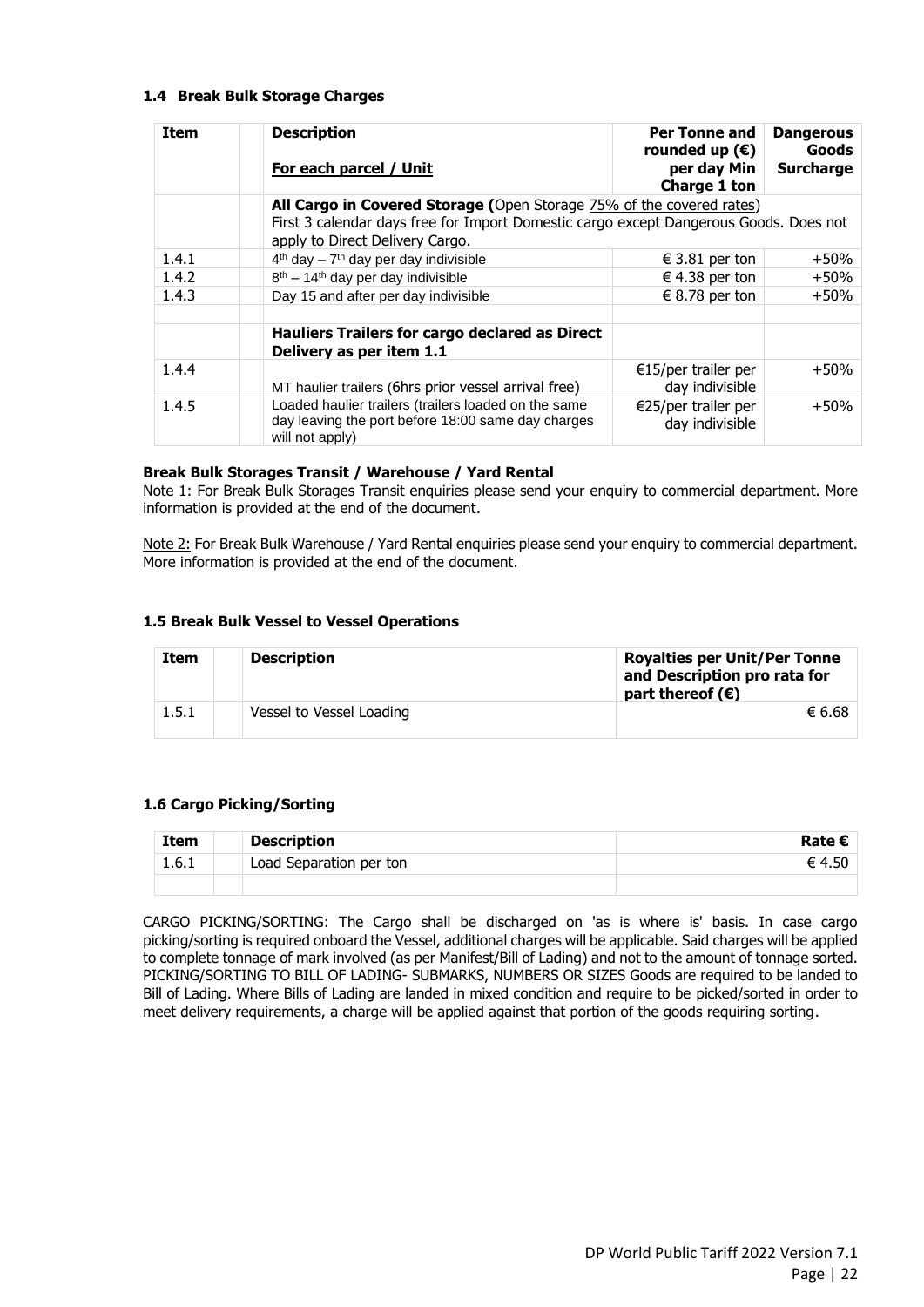### 1.4 Break Bulk Storage Charges

| Item | Description<br>**For each parcel / Unit** | Per Tonne and rounded up (€) per day Min Charge 1 ton | Dangerous Goods Surcharge |
|---|---|---|---|
| | **All Cargo in Covered Storage (**Open Storage 75% of the covered rates)<br>First 3 calendar days free for Import Domestic cargo except Dangerous Goods. Does not apply to Direct Delivery Cargo. | | |
| 1.4.1 | 4th day – 7th day per day indivisible | € 3.81 per ton | +50% |
| 1.4.2 | 8th – 14th day per day indivisible | € 4.38 per ton | +50% |
| 1.4.3 | Day 15 and after per day indivisible | € 8.78 per ton | +50% |
| | | | |
| | **Hauliers Trailers for cargo declared as Direct Delivery as per item 1.1** | | |
| 1.4.4 | MT haulier trailers (6hrs prior vessel arrival free) | €15/per trailer per day indivisible | +50% |
| 1.4.5 | Loaded haulier trailers (trailers loaded on the same day leaving the port before 18:00 same day charges will not apply) | €25/per trailer per day indivisible | +50% |

**Break Bulk Storages Transit / Warehouse / Yard Rental**

Note 1: For Break Bulk Storages Transit enquiries please send your enquiry to commercial department. More information is provided at the end of the document.

Note 2: For Break Bulk Warehouse / Yard Rental enquiries please send your enquiry to commercial department. More information is provided at the end of the document.

### 1.5 Break Bulk Vessel to Vessel Operations

| Item | Description | Royalties per Unit/Per Tonne and Description pro rata for part thereof (€) |
|---|---|---|
| 1.5.1 | Vessel to Vessel Loading | € 6.68 |

### 1.6 Cargo Picking/Sorting

| Item | Description | Rate € |
|---|---|---|
| 1.6.1 | Load Separation per ton | € 4.50 |
| | | |

CARGO PICKING/SORTING: The Cargo shall be discharged on 'as is where is' basis. In case cargo picking/sorting is required onboard the Vessel, additional charges will be applicable. Said charges will be applied to complete tonnage of mark involved (as per Manifest/Bill of Lading) and not to the amount of tonnage sorted. PICKING/SORTING TO BILL OF LADING- SUBMARKS, NUMBERS OR SIZES Goods are required to be landed to Bill of Lading. Where Bills of Lading are landed in mixed condition and require to be picked/sorted in order to meet delivery requirements, a charge will be applied against that portion of the goods requiring sorting.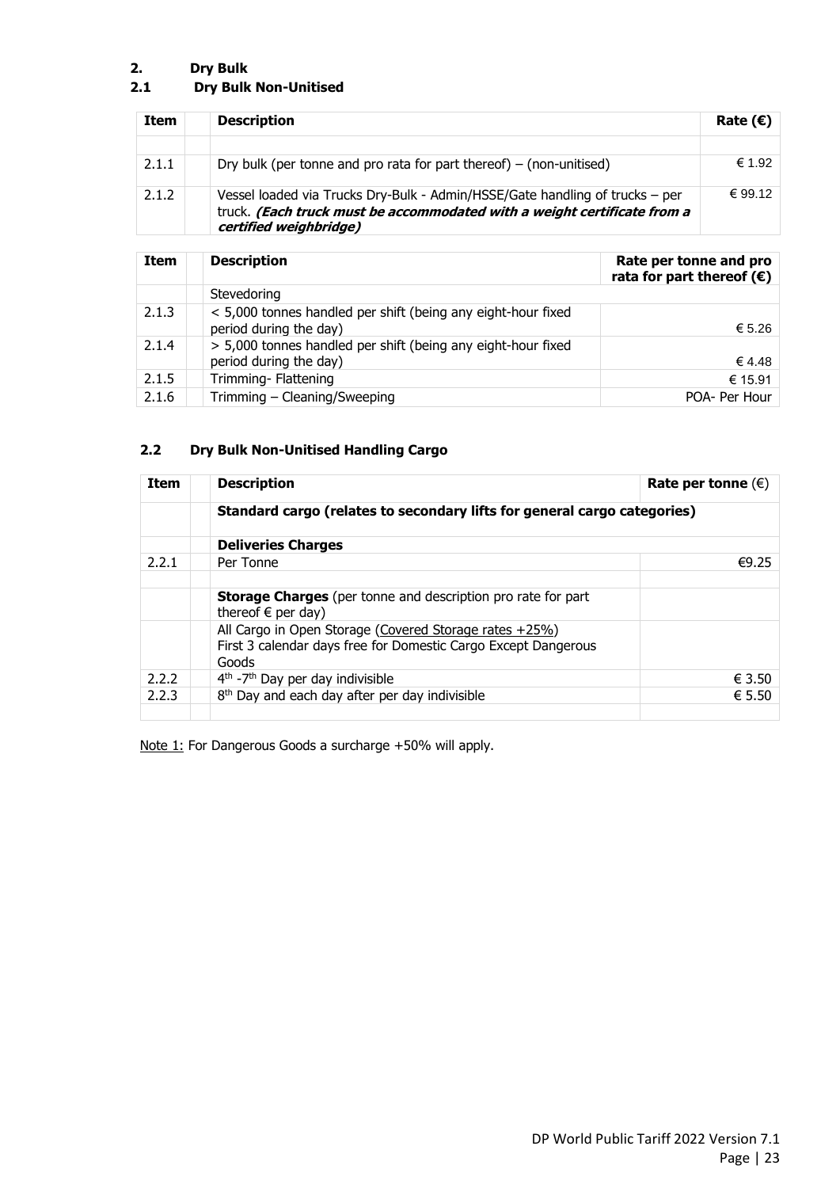## 2. Dry Bulk

### 2.1 Dry Bulk Non-Unitised

| Item | Description | Rate (€) |
|---|---|---|
| | | |
| 2.1.1 | Dry bulk (per tonne and pro rata for part thereof) – (non-unitised) | € 1.92 |
| 2.1.2 | Vessel loaded via Trucks Dry-Bulk - Admin/HSSE/Gate handling of trucks – per truck. ***(Each truck must be accommodated with a weight certificate from a certified weighbridge)*** | € 99.12 |

| Item | Description | Rate per tonne and pro rata for part thereof (€) |
|---|---|---|
| | Stevedoring | |
| 2.1.3 | < 5,000 tonnes handled per shift (being any eight-hour fixed period during the day) | € 5.26 |
| 2.1.4 | > 5,000 tonnes handled per shift (being any eight-hour fixed period during the day) | € 4.48 |
| 2.1.5 | Trimming- Flattening | € 15.91 |
| 2.1.6 | Trimming – Cleaning/Sweeping | POA- Per Hour |

### 2.2 Dry Bulk Non-Unitised Handling Cargo

| Item | Description | Rate per tonne (€) |
|---|---|---|
| | **Standard cargo (relates to secondary lifts for general cargo categories)** | |
| | **Deliveries Charges** | |
| 2.2.1 | Per Tonne | €9.25 |
| | | |
| | **Storage Charges** (per tonne and description pro rate for part thereof € per day) | |
| | All Cargo in Open Storage (Covered Storage rates +25%) First 3 calendar days free for Domestic Cargo Except Dangerous Goods | |
| 2.2.2 | 4th -7th Day per day indivisible | € 3.50 |
| 2.2.3 | 8th Day and each day after per day indivisible | € 5.50 |
| | | |

Note 1: For Dangerous Goods a surcharge +50% will apply.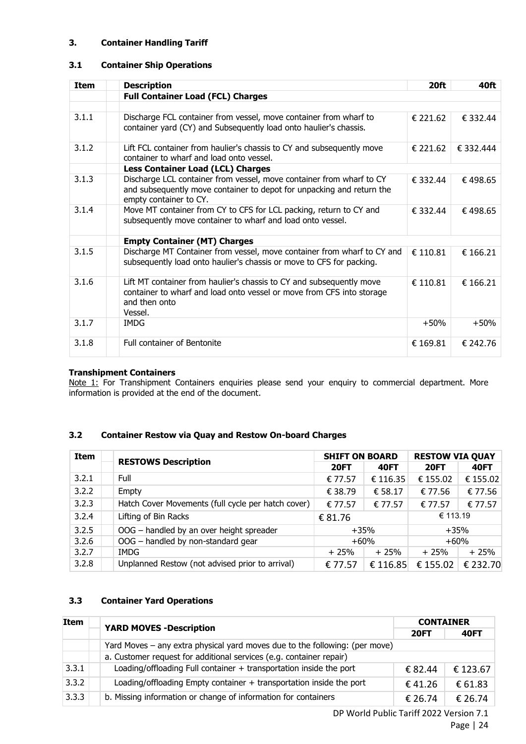### 3. Container Handling Tariff

### 3.1 Container Ship Operations

| Item | Description | 20ft | 40ft |
|---|---|---|---|
| | **Full Container Load (FCL) Charges** | | |
| 3.1.1 | Discharge FCL container from vessel, move container from wharf to container yard (CY) and Subsequently load onto haulier's chassis. | € 221.62 | € 332.44 |
| 3.1.2 | Lift FCL container from haulier's chassis to CY and subsequently move container to wharf and load onto vessel. | € 221.62 | € 332.444 |
| | **Less Container Load (LCL) Charges** | | |
| 3.1.3 | Discharge LCL container from vessel, move container from wharf to CY and subsequently move container to depot for unpacking and return the empty container to CY. | € 332.44 | € 498.65 |
| 3.1.4 | Move MT container from CY to CFS for LCL packing, return to CY and subsequently move container to wharf and load onto vessel. | € 332.44 | € 498.65 |
| | **Empty Container (MT) Charges** | | |
| 3.1.5 | Discharge MT Container from vessel, move container from wharf to CY and subsequently load onto haulier's chassis or move to CFS for packing. | € 110.81 | € 166.21 |
| 3.1.6 | Lift MT container from haulier's chassis to CY and subsequently move container to wharf and load onto vessel or move from CFS into storage and then onto Vessel. | € 110.81 | € 166.21 |
| 3.1.7 | IMDG | +50% | +50% |
| 3.1.8 | Full container of Bentonite | € 169.81 | € 242.76 |

**Transhipment Containers**

Note 1: For Transhipment Containers enquiries please send your enquiry to commercial department. More information is provided at the end of the document.

### 3.2 Container Restow via Quay and Restow On-board Charges

| Item | RESTOWS Description | SHIFT ON BOARD | | RESTOW VIA QUAY | |
|---|---|---|---|---|---|
| | | 20FT | 40FT | 20FT | 40FT |
| 3.2.1 | Full | € 77.57 | € 116.35 | € 155.02 | € 155.02 |
| 3.2.2 | Empty | € 38.79 | € 58.17 | € 77.56 | € 77.56 |
| 3.2.3 | Hatch Cover Movements (full cycle per hatch cover) | € 77.57 | € 77.57 | € 77.57 | € 77.57 |
| 3.2.4 | Lifting of Bin Racks | € 81.76 | | € 113.19 | |
| 3.2.5 | OOG – handled by an over height spreader | +35% | | +35% | |
| 3.2.6 | OOG – handled by non-standard gear | +60% | | +60% | |
| 3.2.7 | IMDG | + 25% | + 25% | + 25% | + 25% |
| 3.2.8 | Unplanned Restow (not advised prior to arrival) | € 77.57 | € 116.85 | € 155.02 | € 232.70 |

### 3.3 Container Yard Operations

| Item | YARD MOVES -Description | CONTAINER | |
|---|---|---|---|
| | | 20FT | 40FT |
| | Yard Moves – any extra physical yard moves due to the following: (per move) | | |
| | a. Customer request for additional services (e.g. container repair) | | |
| 3.3.1 | Loading/offloading Full container + transportation inside the port | € 82.44 | € 123.67 |
| 3.3.2 | Loading/offloading Empty container + transportation inside the port | € 41.26 | € 61.83 |
| 3.3.3 | b. Missing information or change of information for containers | € 26.74 | € 26.74 |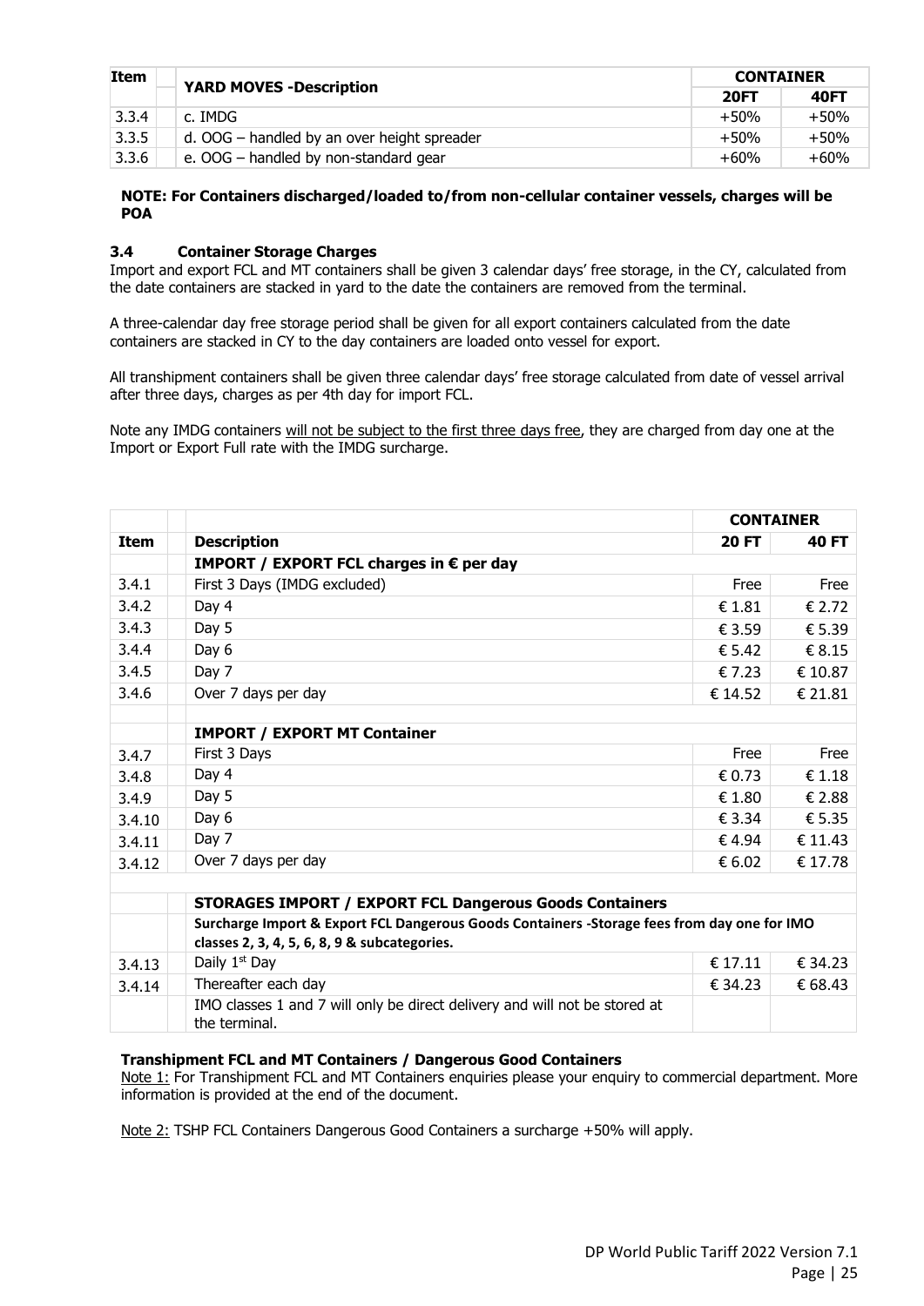| Item | YARD MOVES -Description | CONTAINER | |
|---|---|---|---|
| | | 20FT | 40FT |
| 3.3.4 | c. IMDG | +50% | +50% |
| 3.3.5 | d. OOG – handled by an over height spreader | +50% | +50% |
| 3.3.6 | e. OOG – handled by non-standard gear | +60% | +60% |

**NOTE: For Containers discharged/loaded to/from non-cellular container vessels, charges will be POA**

### 3.4 Container Storage Charges

Import and export FCL and MT containers shall be given 3 calendar days' free storage, in the CY, calculated from the date containers are stacked in yard to the date the containers are removed from the terminal.

A three-calendar day free storage period shall be given for all export containers calculated from the date containers are stacked in CY to the day containers are loaded onto vessel for export.

All transhipment containers shall be given three calendar days' free storage calculated from date of vessel arrival after three days, charges as per 4th day for import FCL.

Note any IMDG containers will not be subject to the first three days free, they are charged from day one at the Import or Export Full rate with the IMDG surcharge.

| | | CONTAINER | |
|---|---|---|---|
| **Item** | **Description** | **20 FT** | **40 FT** |
| | **IMPORT / EXPORT FCL charges in € per day** | | |
| 3.4.1 | First 3 Days (IMDG excluded) | Free | Free |
| 3.4.2 | Day 4 | € 1.81 | € 2.72 |
| 3.4.3 | Day 5 | € 3.59 | € 5.39 |
| 3.4.4 | Day 6 | € 5.42 | € 8.15 |
| 3.4.5 | Day 7 | € 7.23 | € 10.87 |
| 3.4.6 | Over 7 days per day | € 14.52 | € 21.81 |
| | | | |
| | **IMPORT / EXPORT MT Container** | | |
| 3.4.7 | First 3 Days | Free | Free |
| 3.4.8 | Day 4 | € 0.73 | € 1.18 |
| 3.4.9 | Day 5 | € 1.80 | € 2.88 |
| 3.4.10 | Day 6 | € 3.34 | € 5.35 |
| 3.4.11 | Day 7 | € 4.94 | € 11.43 |
| 3.4.12 | Over 7 days per day | € 6.02 | € 17.78 |
| | | | |
| | **STORAGES IMPORT / EXPORT FCL Dangerous Goods Containers** | | |
| | **Surcharge Import & Export FCL Dangerous Goods Containers -Storage fees from day one for IMO classes 2, 3, 4, 5, 6, 8, 9 & subcategories.** | | |
| 3.4.13 | Daily 1st Day | € 17.11 | € 34.23 |
| 3.4.14 | Thereafter each day | € 34.23 | € 68.43 |
| | IMO classes 1 and 7 will only be direct delivery and will not be stored at the terminal. | | |

**Transhipment FCL and MT Containers / Dangerous Good Containers**

Note 1: For Transhipment FCL and MT Containers enquiries please your enquiry to commercial department. More information is provided at the end of the document.

Note 2: TSHP FCL Containers Dangerous Good Containers a surcharge +50% will apply.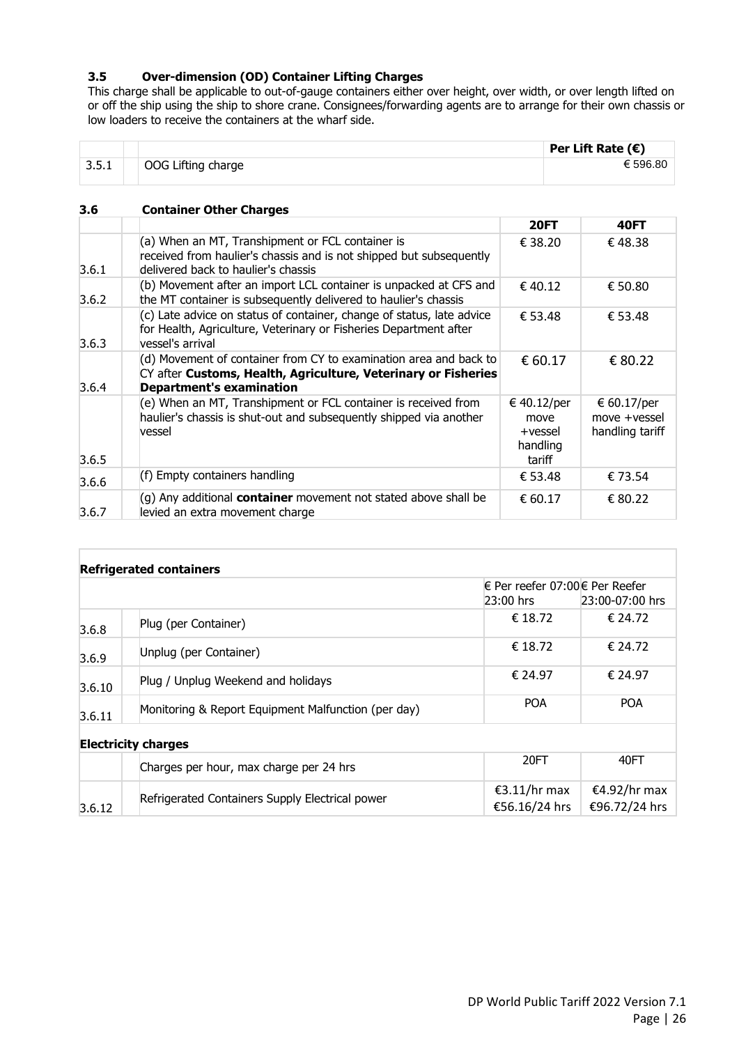### 3.5 Over-dimension (OD) Container Lifting Charges

This charge shall be applicable to out-of-gauge containers either over height, over width, or over length lifted on or off the ship using the ship to shore crane. Consignees/forwarding agents are to arrange for their own chassis or low loaders to receive the containers at the wharf side.

| | | Per Lift Rate (€) |
|---|---|---|
| 3.5.1 | OOG Lifting charge | € 596.80 |

### 3.6 Container Other Charges

| | | 20FT | 40FT |
|---|---|---|---|
| 3.6.1 | (a) When an MT, Transhipment or FCL container is received from haulier's chassis and is not shipped but subsequently delivered back to haulier's chassis | € 38.20 | € 48.38 |
| 3.6.2 | (b) Movement after an import LCL container is unpacked at CFS and the MT container is subsequently delivered to haulier's chassis | € 40.12 | € 50.80 |
| 3.6.3 | (c) Late advice on status of container, change of status, late advice for Health, Agriculture, Veterinary or Fisheries Department after vessel's arrival | € 53.48 | € 53.48 |
| 3.6.4 | (d) Movement of container from CY to examination area and back to CY after **Customs, Health, Agriculture, Veterinary or Fisheries Department's examination** | € 60.17 | € 80.22 |
| 3.6.5 | (e) When an MT, Transhipment or FCL container is received from haulier's chassis is shut-out and subsequently shipped via another vessel | € 40.12/per move +vessel handling tariff | € 60.17/per move +vessel handling tariff |
| 3.6.6 | (f) Empty containers handling | € 53.48 | € 73.54 |
| 3.6.7 | (g) Any additional **container** movement not stated above shall be levied an extra movement charge | € 60.17 | € 80.22 |

**Refrigerated containers**

| | | € Per reefer 07:00 23:00 hrs | € Per Reefer 23:00-07:00 hrs |
|---|---|---|---|
| 3.6.8 | Plug (per Container) | € 18.72 | € 24.72 |
| 3.6.9 | Unplug (per Container) | € 18.72 | € 24.72 |
| 3.6.10 | Plug / Unplug Weekend and holidays | € 24.97 | € 24.97 |
| 3.6.11 | Monitoring & Report Equipment Malfunction (per day) | POA | POA |

**Electricity charges**

| | | 20FT | 40FT |
|---|---|---|---|
| | Charges per hour, max charge per 24 hrs | | |
| 3.6.12 | Refrigerated Containers Supply Electrical power | €3.11/hr max €56.16/24 hrs | €4.92/hr max €96.72/24 hrs |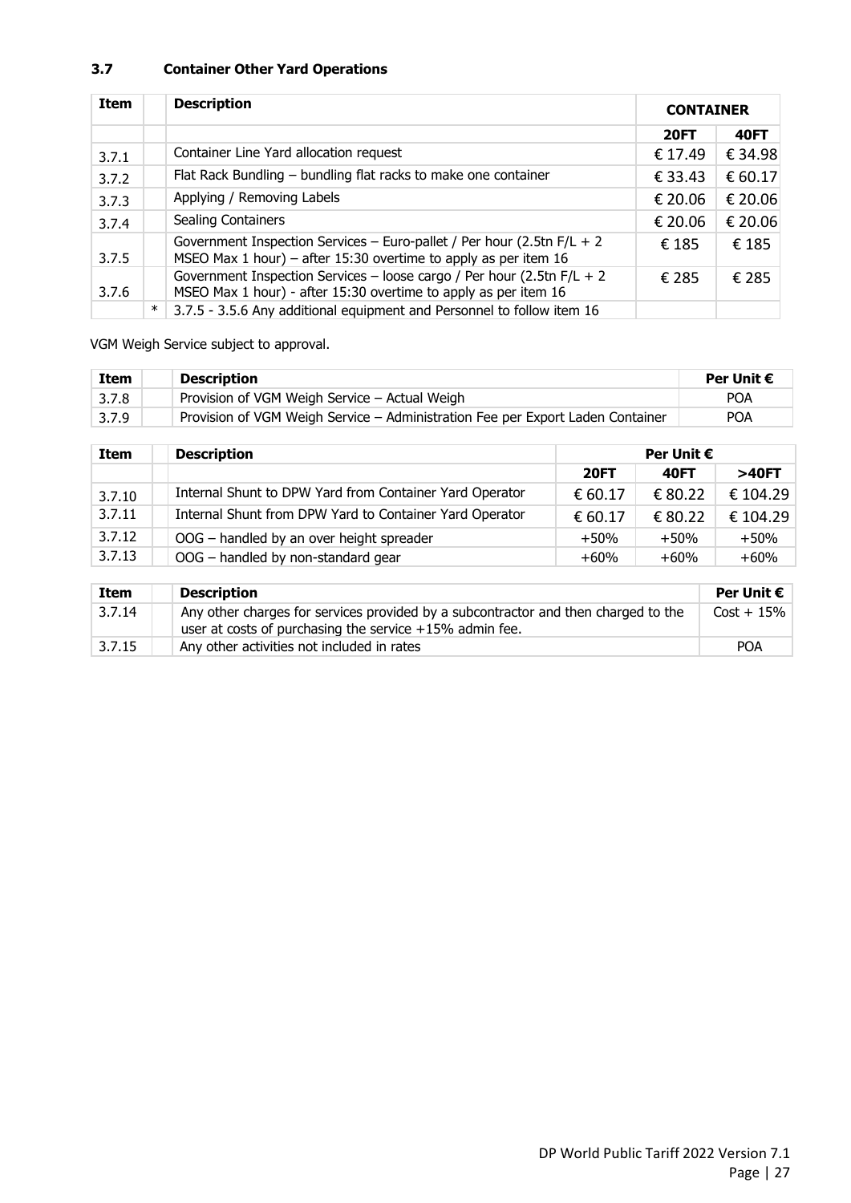### 3.7 Container Other Yard Operations

| Item | | Description | CONTAINER | |
|---|---|---|---|---|
| | | | **20FT** | **40FT** |
| 3.7.1 | | Container Line Yard allocation request | € 17.49 | € 34.98 |
| 3.7.2 | | Flat Rack Bundling – bundling flat racks to make one container | € 33.43 | € 60.17 |
| 3.7.3 | | Applying / Removing Labels | € 20.06 | € 20.06 |
| 3.7.4 | | Sealing Containers | € 20.06 | € 20.06 |
| 3.7.5 | | Government Inspection Services – Euro-pallet / Per hour (2.5tn F/L + 2 MSEO Max 1 hour) – after 15:30 overtime to apply as per item 16 | € 185 | € 185 |
| 3.7.6 | | Government Inspection Services – loose cargo / Per hour (2.5tn F/L + 2 MSEO Max 1 hour) - after 15:30 overtime to apply as per item 16 | € 285 | € 285 |
| | * | 3.7.5 - 3.5.6 Any additional equipment and Personnel to follow item 16 | | |

VGM Weigh Service subject to approval.

| Item | | Description | Per Unit € |
|---|---|---|---|
| 3.7.8 | | Provision of VGM Weigh Service – Actual Weigh | POA |
| 3.7.9 | | Provision of VGM Weigh Service – Administration Fee per Export Laden Container | POA |

| Item | | Description | Per Unit € | | |
|---|---|---|---|---|---|
| | | | **20FT** | **40FT** | **>40FT** |
| 3.7.10 | | Internal Shunt to DPW Yard from Container Yard Operator | € 60.17 | € 80.22 | € 104.29 |
| 3.7.11 | | Internal Shunt from DPW Yard to Container Yard Operator | € 60.17 | € 80.22 | € 104.29 |
| 3.7.12 | | OOG – handled by an over height spreader | +50% | +50% | +50% |
| 3.7.13 | | OOG – handled by non-standard gear | +60% | +60% | +60% |

| Item | | Description | Per Unit € |
|---|---|---|---|
| 3.7.14 | | Any other charges for services provided by a subcontractor and then charged to the user at costs of purchasing the service +15% admin fee. | Cost + 15% |
| 3.7.15 | | Any other activities not included in rates | POA |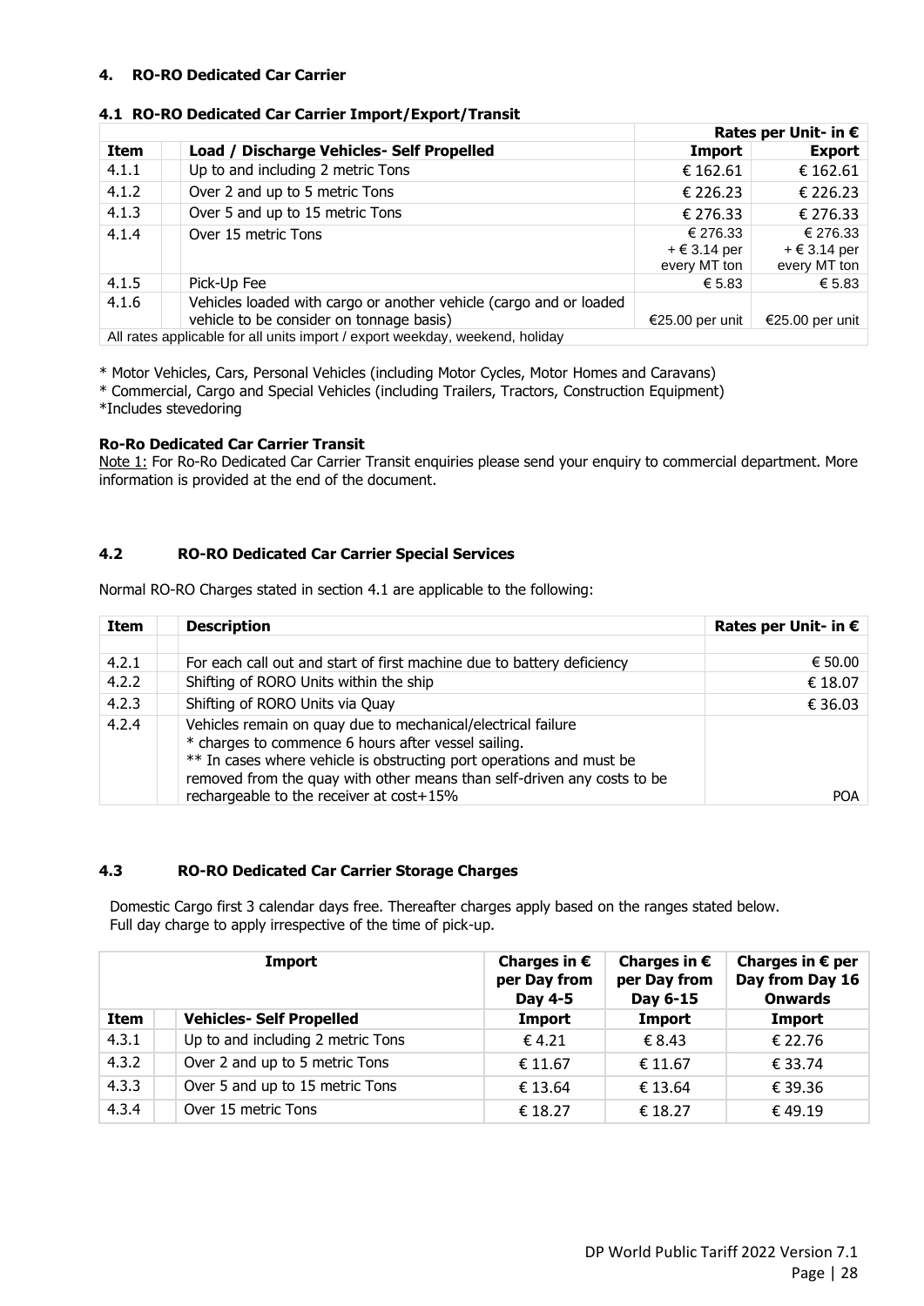## 4. RO-RO Dedicated Car Carrier

### 4.1 RO-RO Dedicated Car Carrier Import/Export/Transit

| Item | Load / Discharge Vehicles- Self Propelled | Rates per Unit- in € Import | Rates per Unit- in € Export |
|---|---|---|---|
| 4.1.1 | Up to and including 2 metric Tons | € 162.61 | € 162.61 |
| 4.1.2 | Over 2 and up to 5 metric Tons | € 226.23 | € 226.23 |
| 4.1.3 | Over 5 and up to 15 metric Tons | € 276.33 | € 276.33 |
| 4.1.4 | Over 15 metric Tons | € 276.33 + € 3.14 per every MT ton | € 276.33 + € 3.14 per every MT ton |
| 4.1.5 | Pick-Up Fee | € 5.83 | € 5.83 |
| 4.1.6 | Vehicles loaded with cargo or another vehicle (cargo and or loaded vehicle to be consider on tonnage basis) | €25.00 per unit | €25.00 per unit |
| All rates applicable for all units import / export weekday, weekend, holiday | | | |

* Motor Vehicles, Cars, Personal Vehicles (including Motor Cycles, Motor Homes and Caravans)
* Commercial, Cargo and Special Vehicles (including Trailers, Tractors, Construction Equipment)
*Includes stevedoring

**Ro-Ro Dedicated Car Carrier Transit**

Note 1: For Ro-Ro Dedicated Car Carrier Transit enquiries please send your enquiry to commercial department. More information is provided at the end of the document.

### 4.2 RO-RO Dedicated Car Carrier Special Services

Normal RO-RO Charges stated in section 4.1 are applicable to the following:

| Item | Description | Rates per Unit- in € |
|---|---|---|
| 4.2.1 | For each call out and start of first machine due to battery deficiency | € 50.00 |
| 4.2.2 | Shifting of RORO Units within the ship | € 18.07 |
| 4.2.3 | Shifting of RORO Units via Quay | € 36.03 |
| 4.2.4 | Vehicles remain on quay due to mechanical/electrical failure<br>* charges to commence 6 hours after vessel sailing.<br>** In cases where vehicle is obstructing port operations and must be removed from the quay with other means than self-driven any costs to be rechargeable to the receiver at cost+15% | POA |

### 4.3 RO-RO Dedicated Car Carrier Storage Charges

Domestic Cargo first 3 calendar days free. Thereafter charges apply based on the ranges stated below.
Full day charge to apply irrespective of the time of pick-up.

| Import | | Charges in € per Day from Day 4-5 | Charges in € per Day from Day 6-15 | Charges in € per Day from Day 16 Onwards |
|---|---|---|---|---|
| **Item** | **Vehicles- Self Propelled** | **Import** | **Import** | **Import** |
| 4.3.1 | Up to and including 2 metric Tons | € 4.21 | € 8.43 | € 22.76 |
| 4.3.2 | Over 2 and up to 5 metric Tons | € 11.67 | € 11.67 | € 33.74 |
| 4.3.3 | Over 5 and up to 15 metric Tons | € 13.64 | € 13.64 | € 39.36 |
| 4.3.4 | Over 15 metric Tons | € 18.27 | € 18.27 | € 49.19 |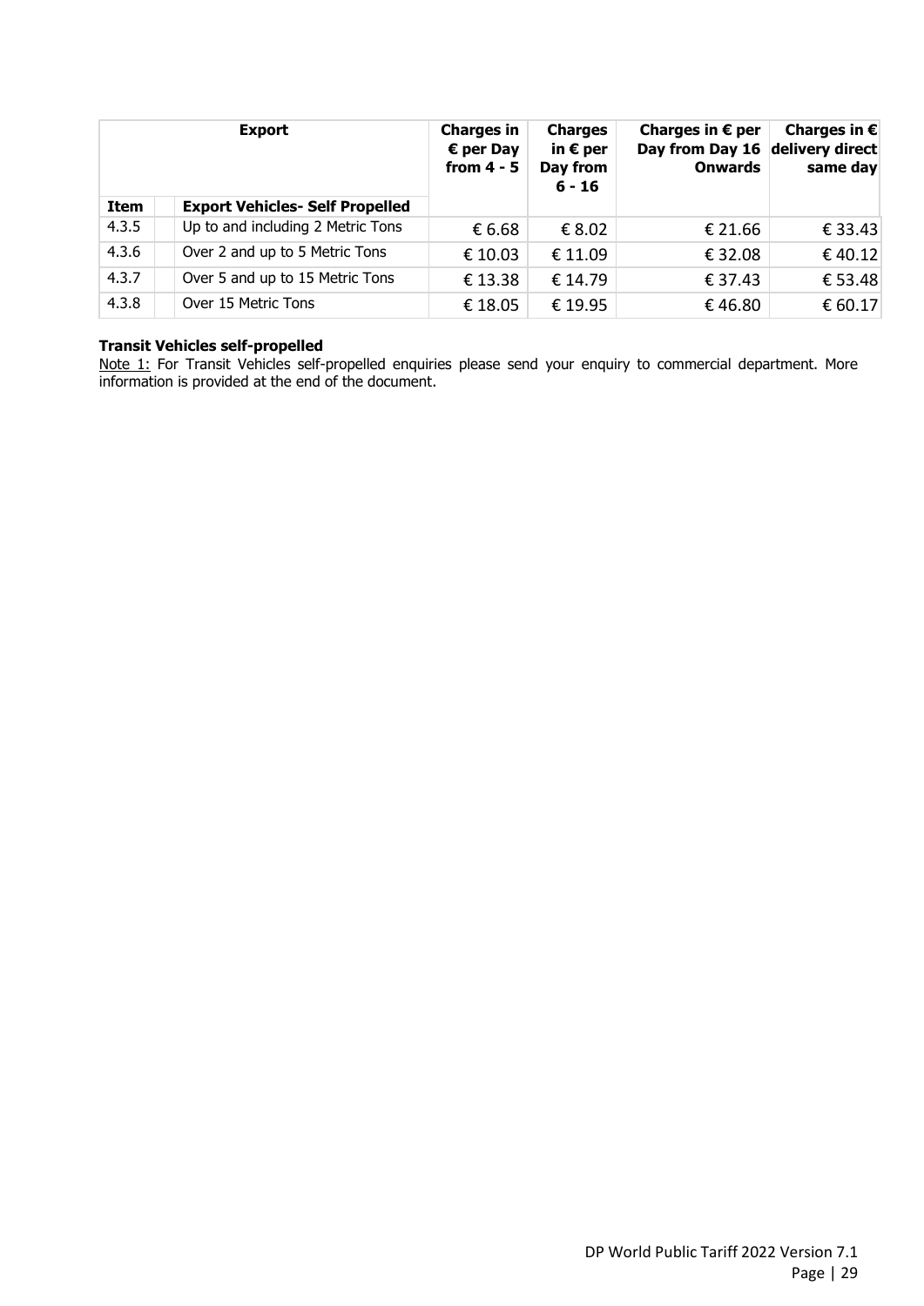| Export | | Charges in € per Day from 4 - 5 | Charges in € per Day from 6 - 16 | Charges in € per Day from Day 16 Onwards | Charges in € delivery direct same day |
|---|---|---|---|---|---|
| **Item** | **Export Vehicles- Self Propelled** | | | | |
| 4.3.5 | Up to and including 2 Metric Tons | € 6.68 | € 8.02 | € 21.66 | € 33.43 |
| 4.3.6 | Over 2 and up to 5 Metric Tons | € 10.03 | € 11.09 | € 32.08 | € 40.12 |
| 4.3.7 | Over 5 and up to 15 Metric Tons | € 13.38 | € 14.79 | € 37.43 | € 53.48 |
| 4.3.8 | Over 15 Metric Tons | € 18.05 | € 19.95 | € 46.80 | € 60.17 |

**Transit Vehicles self-propelled**

Note 1: For Transit Vehicles self-propelled enquiries please send your enquiry to commercial department. More information is provided at the end of the document.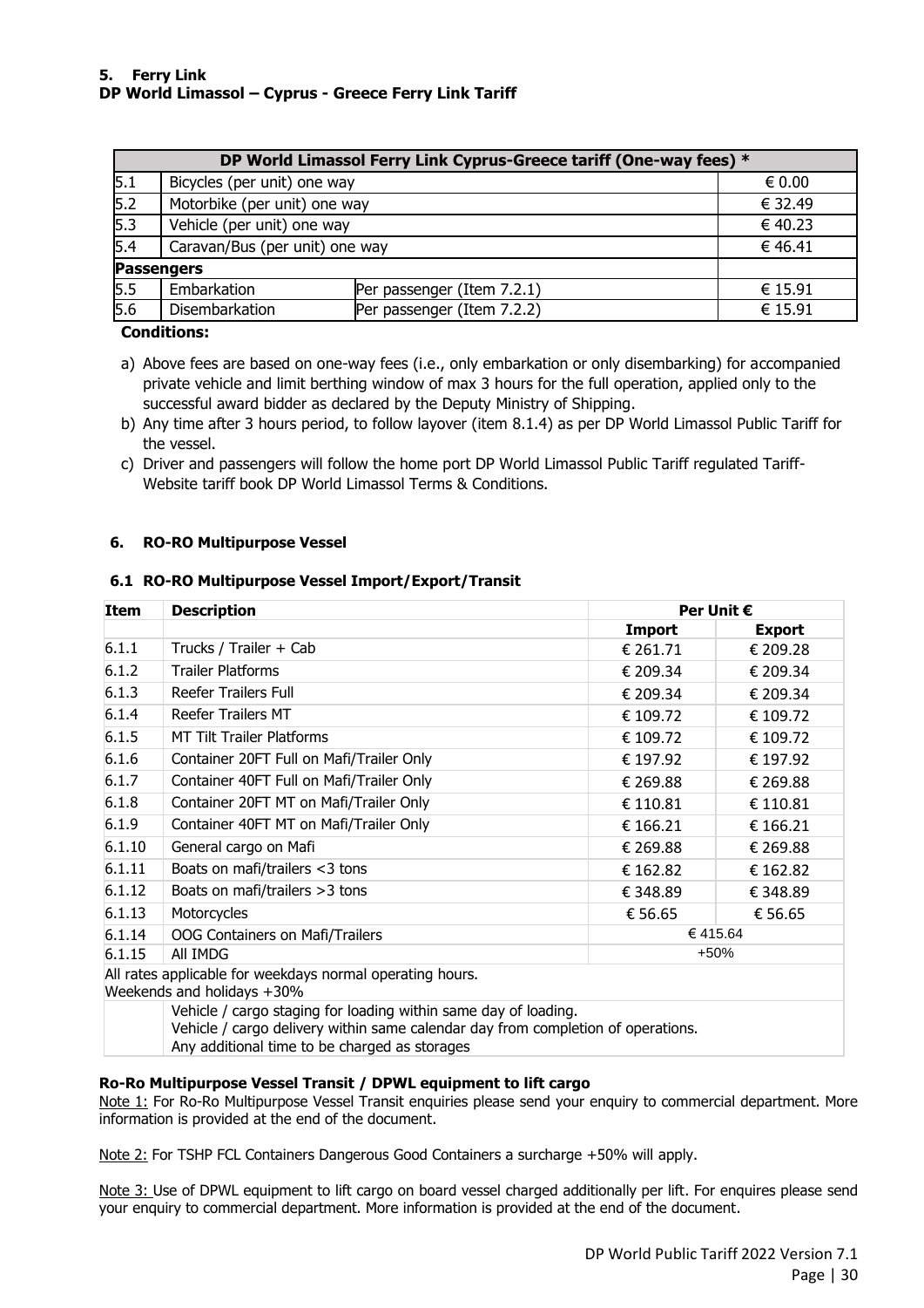## 5. Ferry Link
### DP World Limassol – Cyprus - Greece Ferry Link Tariff

| DP World Limassol Ferry Link Cyprus-Greece tariff (One-way fees) * | | | |
|---|---|---|---|
| 5.1 | Bicycles (per unit) one way | | € 0.00 |
| 5.2 | Motorbike (per unit) one way | | € 32.49 |
| 5.3 | Vehicle (per unit) one way | | € 40.23 |
| 5.4 | Caravan/Bus (per unit) one way | | € 46.41 |
| **Passengers** | | | |
| 5.5 | Embarkation | Per passenger (Item 7.2.1) | € 15.91 |
| 5.6 | Disembarkation | Per passenger (Item 7.2.2) | € 15.91 |

**Conditions:**

a) Above fees are based on one-way fees (i.e., only embarkation or only disembarking) for accompanied private vehicle and limit berthing window of max 3 hours for the full operation, applied only to the successful award bidder as declared by the Deputy Ministry of Shipping.

b) Any time after 3 hours period, to follow layover (item 8.1.4) as per DP World Limassol Public Tariff for the vessel.

c) Driver and passengers will follow the home port DP World Limassol Public Tariff regulated Tariff-Website tariff book DP World Limassol Terms & Conditions.

## 6. RO-RO Multipurpose Vessel

### 6.1 RO-RO Multipurpose Vessel Import/Export/Transit

| Item | Description | Per Unit € | |
|---|---|---|---|
| | | **Import** | **Export** |
| 6.1.1 | Trucks / Trailer + Cab | € 261.71 | € 209.28 |
| 6.1.2 | Trailer Platforms | € 209.34 | € 209.34 |
| 6.1.3 | Reefer Trailers Full | € 209.34 | € 209.34 |
| 6.1.4 | Reefer Trailers MT | € 109.72 | € 109.72 |
| 6.1.5 | MT Tilt Trailer Platforms | € 109.72 | € 109.72 |
| 6.1.6 | Container 20FT Full on Mafi/Trailer Only | € 197.92 | € 197.92 |
| 6.1.7 | Container 40FT Full on Mafi/Trailer Only | € 269.88 | € 269.88 |
| 6.1.8 | Container 20FT MT on Mafi/Trailer Only | € 110.81 | € 110.81 |
| 6.1.9 | Container 40FT MT on Mafi/Trailer Only | € 166.21 | € 166.21 |
| 6.1.10 | General cargo on Mafi | € 269.88 | € 269.88 |
| 6.1.11 | Boats on mafi/trailers <3 tons | € 162.82 | € 162.82 |
| 6.1.12 | Boats on mafi/trailers >3 tons | € 348.89 | € 348.89 |
| 6.1.13 | Motorcycles | € 56.65 | € 56.65 |
| 6.1.14 | OOG Containers on Mafi/Trailers | € 415.64 | |
| 6.1.15 | All IMDG | +50% | |
| All rates applicable for weekdays normal operating hours.<br>Weekends and holidays +30% | | | |
| | Vehicle / cargo staging for loading within same day of loading.<br>Vehicle / cargo delivery within same calendar day from completion of operations.<br>Any additional time to be charged as storages | | |

**Ro-Ro Multipurpose Vessel Transit / DPWL equipment to lift cargo**

Note 1: For Ro-Ro Multipurpose Vessel Transit enquiries please send your enquiry to commercial department. More information is provided at the end of the document.

Note 2: For TSHP FCL Containers Dangerous Good Containers a surcharge +50% will apply.

Note 3: Use of DPWL equipment to lift cargo on board vessel charged additionally per lift. For enquires please send your enquiry to commercial department. More information is provided at the end of the document.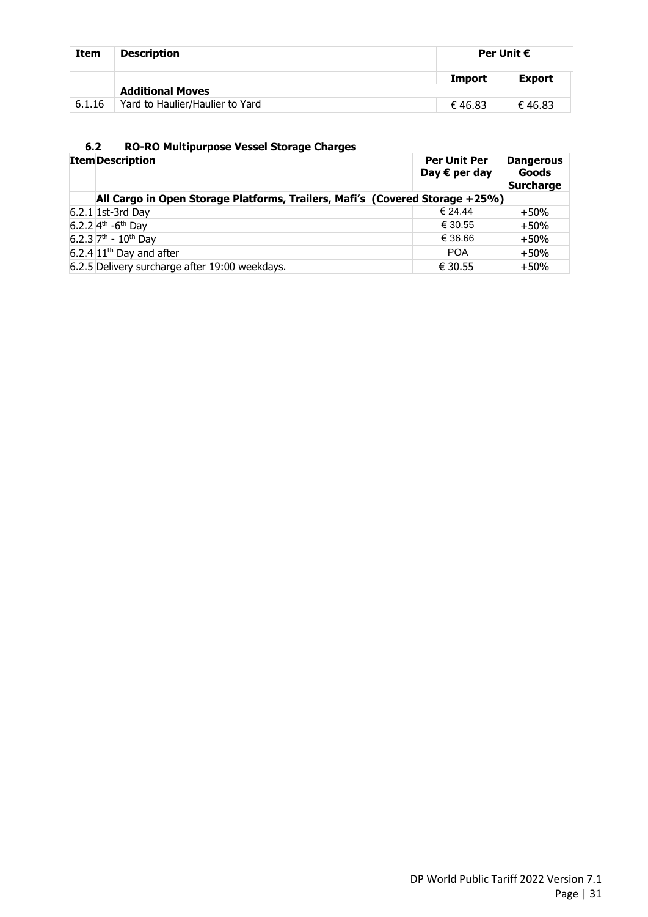| Item | Description | Per Unit € | |
|---|---|---|---|
| | | Import | Export |
| | **Additional Moves** | | |
| 6.1.16 | Yard to Haulier/Haulier to Yard | € 46.83 | € 46.83 |

### 6.2 RO-RO Multipurpose Vessel Storage Charges

| Item | Description | Per Unit Per Day € per day | Dangerous Goods Surcharge |
|---|---|---|---|
| | **All Cargo in Open Storage Platforms, Trailers, Mafi's (Covered Storage +25%)** | | |
| 6.2.1 | 1st-3rd Day | € 24.44 | +50% |
| 6.2.2 | 4th -6th Day | € 30.55 | +50% |
| 6.2.3 | 7th - 10th Day | € 36.66 | +50% |
| 6.2.4 | 11th Day and after | POA | +50% |
| 6.2.5 | Delivery surcharge after 19:00 weekdays. | € 30.55 | +50% |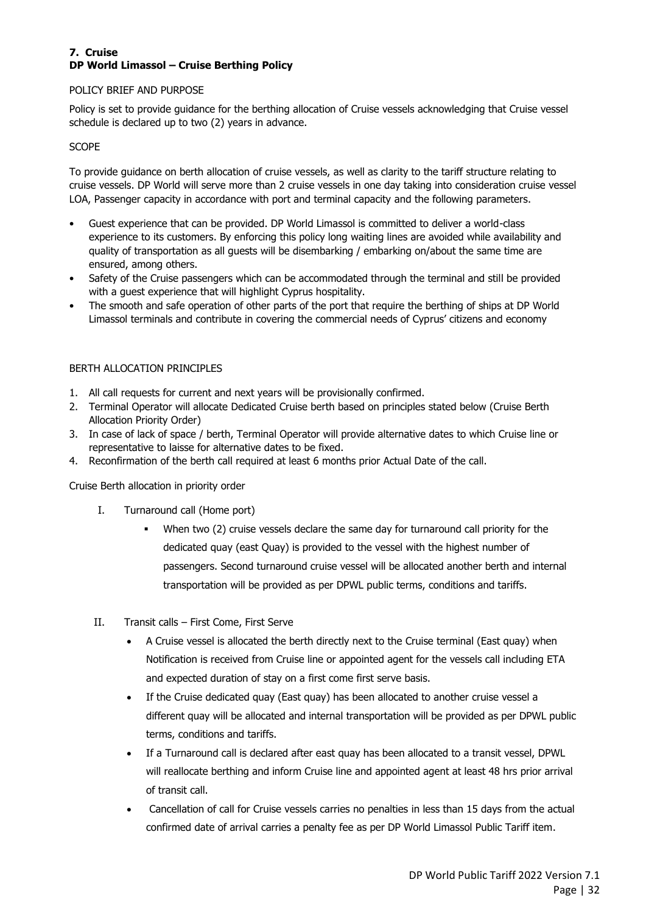### 7. Cruise
### DP World Limassol – Cruise Berthing Policy

POLICY BRIEF AND PURPOSE

Policy is set to provide guidance for the berthing allocation of Cruise vessels acknowledging that Cruise vessel schedule is declared up to two (2) years in advance.

SCOPE

To provide guidance on berth allocation of cruise vessels, as well as clarity to the tariff structure relating to cruise vessels. DP World will serve more than 2 cruise vessels in one day taking into consideration cruise vessel LOA, Passenger capacity in accordance with port and terminal capacity and the following parameters.

- Guest experience that can be provided. DP World Limassol is committed to deliver a world-class experience to its customers. By enforcing this policy long waiting lines are avoided while availability and quality of transportation as all guests will be disembarking / embarking on/about the same time are ensured, among others.
- Safety of the Cruise passengers which can be accommodated through the terminal and still be provided with a guest experience that will highlight Cyprus hospitality.
- The smooth and safe operation of other parts of the port that require the berthing of ships at DP World Limassol terminals and contribute in covering the commercial needs of Cyprus' citizens and economy

BERTH ALLOCATION PRINCIPLES

1. All call requests for current and next years will be provisionally confirmed.
2. Terminal Operator will allocate Dedicated Cruise berth based on principles stated below (Cruise Berth Allocation Priority Order)
3. In case of lack of space / berth, Terminal Operator will provide alternative dates to which Cruise line or representative to laisse for alternative dates to be fixed.
4. Reconfirmation of the berth call required at least 6 months prior Actual Date of the call.

Cruise Berth allocation in priority order

I. Turnaround call (Home port)
   - When two (2) cruise vessels declare the same day for turnaround call priority for the dedicated quay (east Quay) is provided to the vessel with the highest number of passengers. Second turnaround cruise vessel will be allocated another berth and internal transportation will be provided as per DPWL public terms, conditions and tariffs.

II. Transit calls – First Come, First Serve
   - A Cruise vessel is allocated the berth directly next to the Cruise terminal (East quay) when Notification is received from Cruise line or appointed agent for the vessels call including ETA and expected duration of stay on a first come first serve basis.
   - If the Cruise dedicated quay (East quay) has been allocated to another cruise vessel a different quay will be allocated and internal transportation will be provided as per DPWL public terms, conditions and tariffs.
   - If a Turnaround call is declared after east quay has been allocated to a transit vessel, DPWL will reallocate berthing and inform Cruise line and appointed agent at least 48 hrs prior arrival of transit call.
   - Cancellation of call for Cruise vessels carries no penalties in less than 15 days from the actual confirmed date of arrival carries a penalty fee as per DP World Limassol Public Tariff item.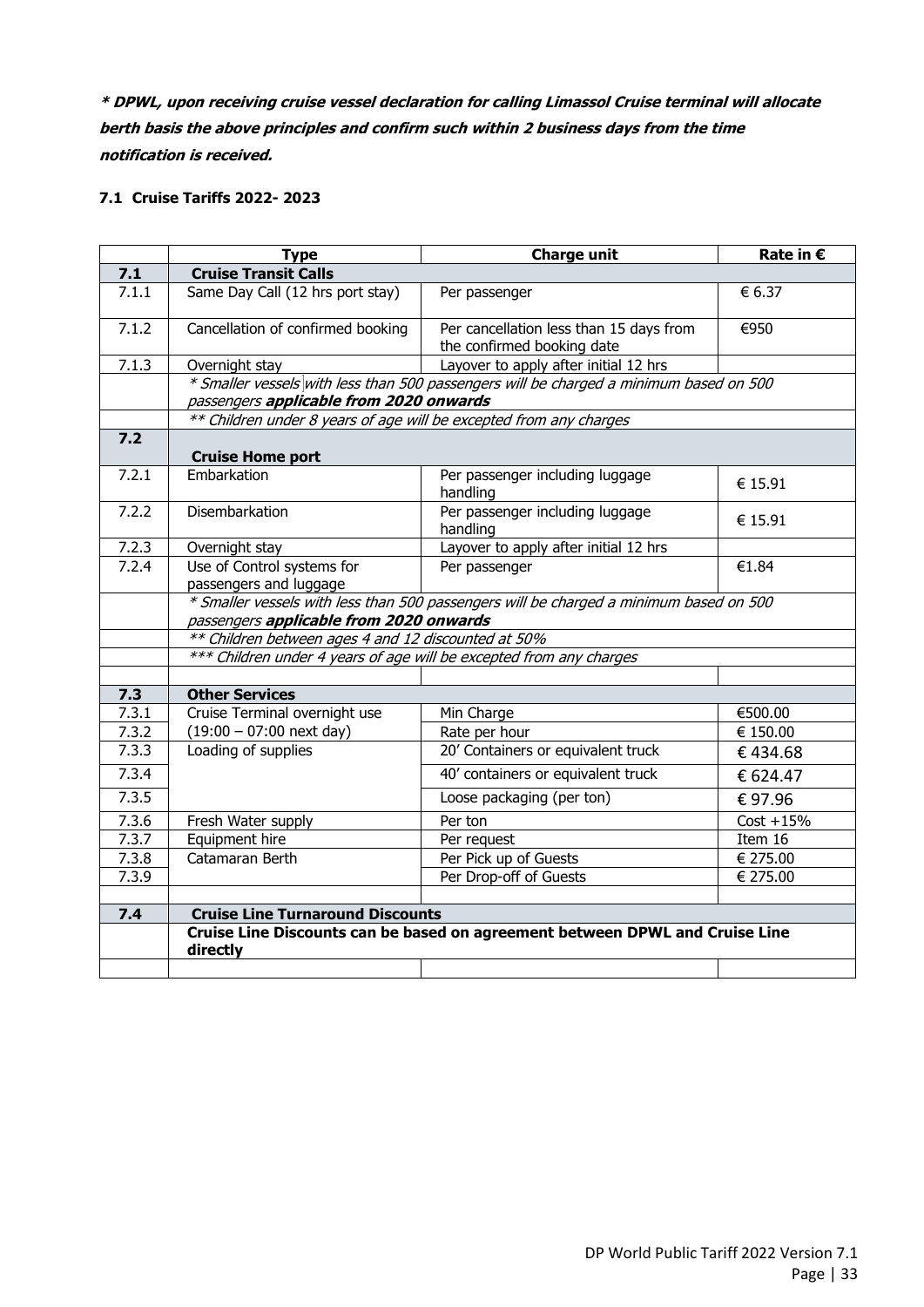***\* DPWL, upon receiving cruise vessel declaration for calling Limassol Cruise terminal will allocate berth basis the above principles and confirm such within 2 business days from the time notification is received.***

#### 7.1 Cruise Tariffs 2022- 2023

| | Type | Charge unit | Rate in € |
|---|---|---|---|
| **7.1** | **Cruise Transit Calls** | | |
| 7.1.1 | Same Day Call (12 hrs port stay) | Per passenger | € 6.37 |
| 7.1.2 | Cancellation of confirmed booking | Per cancellation less than 15 days from the confirmed booking date | €950 |
| 7.1.3 | Overnight stay | Layover to apply after initial 12 hrs | |
| | *\* Smaller vessels with less than 500 passengers will be charged a minimum based on 500 passengers **applicable from 2020 onwards*** | | |
| | *\*\* Children under 8 years of age will be excepted from any charges* | | |
| **7.2** | **Cruise Home port** | | |
| 7.2.1 | Embarkation | Per passenger including luggage handling | € 15.91 |
| 7.2.2 | Disembarkation | Per passenger including luggage handling | € 15.91 |
| 7.2.3 | Overnight stay | Layover to apply after initial 12 hrs | |
| 7.2.4 | Use of Control systems for passengers and luggage | Per passenger | €1.84 |
| | *\* Smaller vessels with less than 500 passengers will be charged a minimum based on 500 passengers **applicable from 2020 onwards*** | | |
| | *\*\* Children between ages 4 and 12 discounted at 50%* | | |
| | *\*\*\* Children under 4 years of age will be excepted from any charges* | | |
| | | | |
| **7.3** | **Other Services** | | |
| 7.3.1 | Cruise Terminal overnight use | Min Charge | €500.00 |
| 7.3.2 | (19:00 – 07:00 next day) | Rate per hour | € 150.00 |
| 7.3.3 | Loading of supplies | 20' Containers or equivalent truck | € 434.68 |
| 7.3.4 | | 40' containers or equivalent truck | € 624.47 |
| 7.3.5 | | Loose packaging (per ton) | € 97.96 |
| 7.3.6 | Fresh Water supply | Per ton | Cost +15% |
| 7.3.7 | Equipment hire | Per request | Item 16 |
| 7.3.8 | Catamaran Berth | Per Pick up of Guests | € 275.00 |
| 7.3.9 | | Per Drop-off of Guests | € 275.00 |
| | | | |
| **7.4** | **Cruise Line Turnaround Discounts** | | |
| | **Cruise Line Discounts can be based on agreement between DPWL and Cruise Line directly** | | |
| | | | |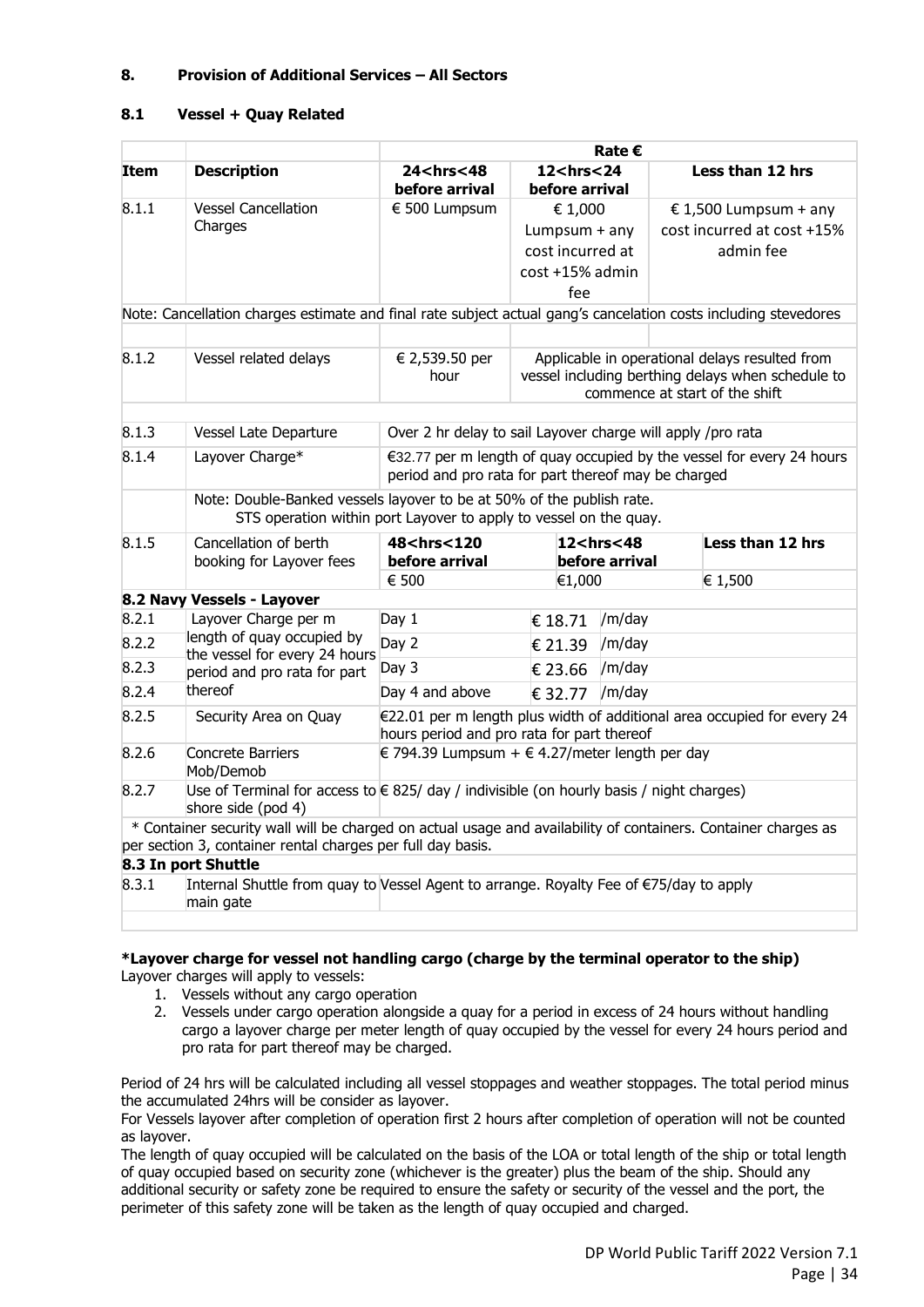## 8. Provision of Additional Services – All Sectors

### 8.1 Vessel + Quay Related

| Item | Description | Rate € | | |
|---|---|---|---|---|
| | | 24<hrs<48 before arrival | 12<hrs<24 before arrival | Less than 12 hrs |
| 8.1.1 | Vessel Cancellation Charges | € 500 Lumpsum | € 1,000 Lumpsum + any cost incurred at cost +15% admin fee | € 1,500 Lumpsum + any cost incurred at cost +15% admin fee |
| | Note: Cancellation charges estimate and final rate subject actual gang's cancelation costs including stevedores | | | |
| 8.1.2 | Vessel related delays | € 2,539.50 per hour | Applicable in operational delays resulted from vessel including berthing delays when schedule to commence at start of the shift | |
| 8.1.3 | Vessel Late Departure | Over 2 hr delay to sail Layover charge will apply /pro rata | | |
| 8.1.4 | Layover Charge* | €32.77 per m length of quay occupied by the vessel for every 24 hours period and pro rata for part thereof may be charged | | |
| | Note: Double-Banked vessels layover to be at 50% of the publish rate. STS operation within port Layover to apply to vessel on the quay. | | | |
| 8.1.5 | Cancellation of berth booking for Layover fees | 48<hrs<120 before arrival | 12<hrs<48 before arrival | Less than 12 hrs |
| | | € 500 | €1,000 | € 1,500 |

**8.2 Navy Vessels - Layover**

| Item | Description | Rate | | |
|---|---|---|---|---|
| 8.2.1 | Layover Charge per m length of quay occupied by the vessel for every 24 hours period and pro rata for part thereof | Day 1 | € 18.71 | /m/day |
| 8.2.2 | | Day 2 | € 21.39 | /m/day |
| 8.2.3 | | Day 3 | € 23.66 | /m/day |
| 8.2.4 | | Day 4 and above | € 32.77 | /m/day |
| 8.2.5 | Security Area on Quay | €22.01 per m length plus width of additional area occupied for every 24 hours period and pro rata for part thereof | | |
| 8.2.6 | Concrete Barriers Mob/Demob | € 794.39 Lumpsum + € 4.27/meter length per day | | |
| 8.2.7 | Use of Terminal for access to shore side (pod 4) | € 825/ day / indivisible (on hourly basis / night charges) | | |

\* Container security wall will be charged on actual usage and availability of containers. Container charges as per section 3, container rental charges per full day basis.

**8.3 In port Shuttle**

| Item | Description | Rate |
|---|---|---|
| 8.3.1 | Internal Shuttle from quay to main gate | Vessel Agent to arrange. Royalty Fee of €75/day to apply |

**\*Layover charge for vessel not handling cargo (charge by the terminal operator to the ship)**

Layover charges will apply to vessels:

1. Vessels without any cargo operation
2. Vessels under cargo operation alongside a quay for a period in excess of 24 hours without handling cargo a layover charge per meter length of quay occupied by the vessel for every 24 hours period and pro rata for part thereof may be charged.

Period of 24 hrs will be calculated including all vessel stoppages and weather stoppages. The total period minus the accumulated 24hrs will be consider as layover.

For Vessels layover after completion of operation first 2 hours after completion of operation will not be counted as layover.

The length of quay occupied will be calculated on the basis of the LOA or total length of the ship or total length of quay occupied based on security zone (whichever is the greater) plus the beam of the ship. Should any additional security or safety zone be required to ensure the safety or security of the vessel and the port, the perimeter of this safety zone will be taken as the length of quay occupied and charged.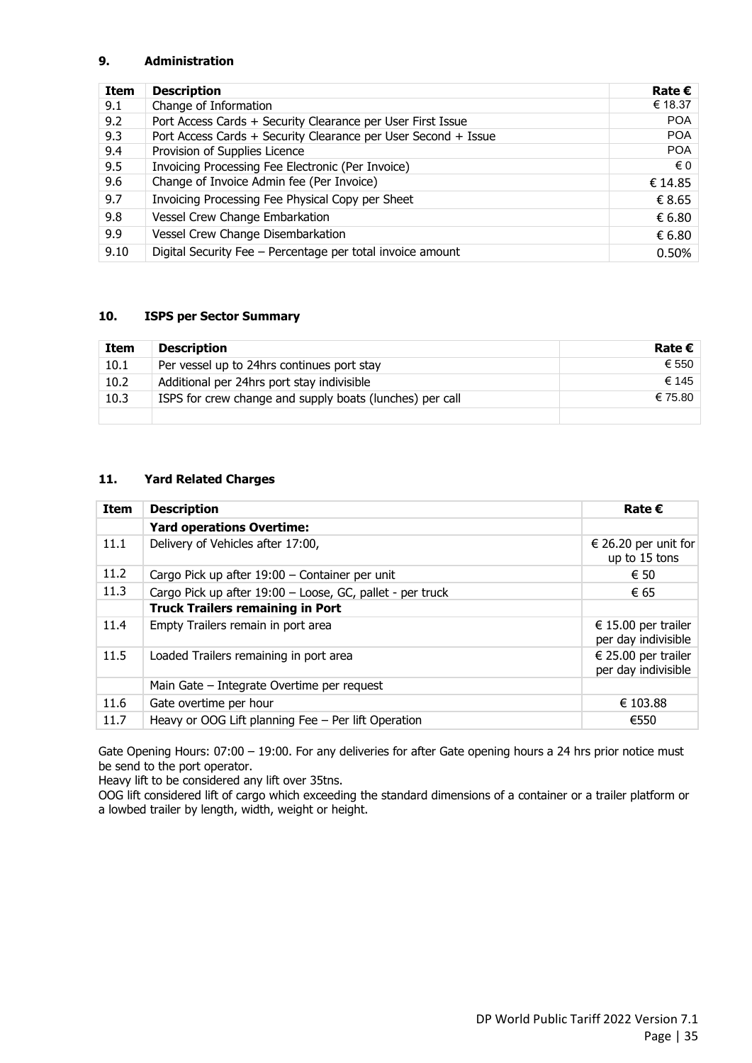## 9. Administration

| Item | Description | Rate € |
|---|---|---|
| 9.1 | Change of Information | € 18.37 |
| 9.2 | Port Access Cards + Security Clearance per User First Issue | POA |
| 9.3 | Port Access Cards + Security Clearance per User Second + Issue | POA |
| 9.4 | Provision of Supplies Licence | POA |
| 9.5 | Invoicing Processing Fee Electronic (Per Invoice) | € 0 |
| 9.6 | Change of Invoice Admin fee (Per Invoice) | € 14.85 |
| 9.7 | Invoicing Processing Fee Physical Copy per Sheet | € 8.65 |
| 9.8 | Vessel Crew Change Embarkation | € 6.80 |
| 9.9 | Vessel Crew Change Disembarkation | € 6.80 |
| 9.10 | Digital Security Fee – Percentage per total invoice amount | 0.50% |

## 10. ISPS per Sector Summary

| Item | Description | Rate € |
|---|---|---|
| 10.1 | Per vessel up to 24hrs continues port stay | € 550 |
| 10.2 | Additional per 24hrs port stay indivisible | € 145 |
| 10.3 | ISPS for crew change and supply boats (lunches) per call | € 75.80 |
| | | |

## 11. Yard Related Charges

| Item | Description | Rate € |
|---|---|---|
| | **Yard operations Overtime:** | |
| 11.1 | Delivery of Vehicles after 17:00, | € 26.20 per unit for up to 15 tons |
| 11.2 | Cargo Pick up after 19:00 – Container per unit | € 50 |
| 11.3 | Cargo Pick up after 19:00 – Loose, GC, pallet - per truck | € 65 |
| | **Truck Trailers remaining in Port** | |
| 11.4 | Empty Trailers remain in port area | € 15.00 per trailer per day indivisible |
| 11.5 | Loaded Trailers remaining in port area | € 25.00 per trailer per day indivisible |
| | Main Gate – Integrate Overtime per request | |
| 11.6 | Gate overtime per hour | € 103.88 |
| 11.7 | Heavy or OOG Lift planning Fee – Per lift Operation | €550 |

Gate Opening Hours: 07:00 – 19:00. For any deliveries for after Gate opening hours a 24 hrs prior notice must be send to the port operator.
Heavy lift to be considered any lift over 35tns.
OOG lift considered lift of cargo which exceeding the standard dimensions of a container or a trailer platform or a lowbed trailer by length, width, weight or height.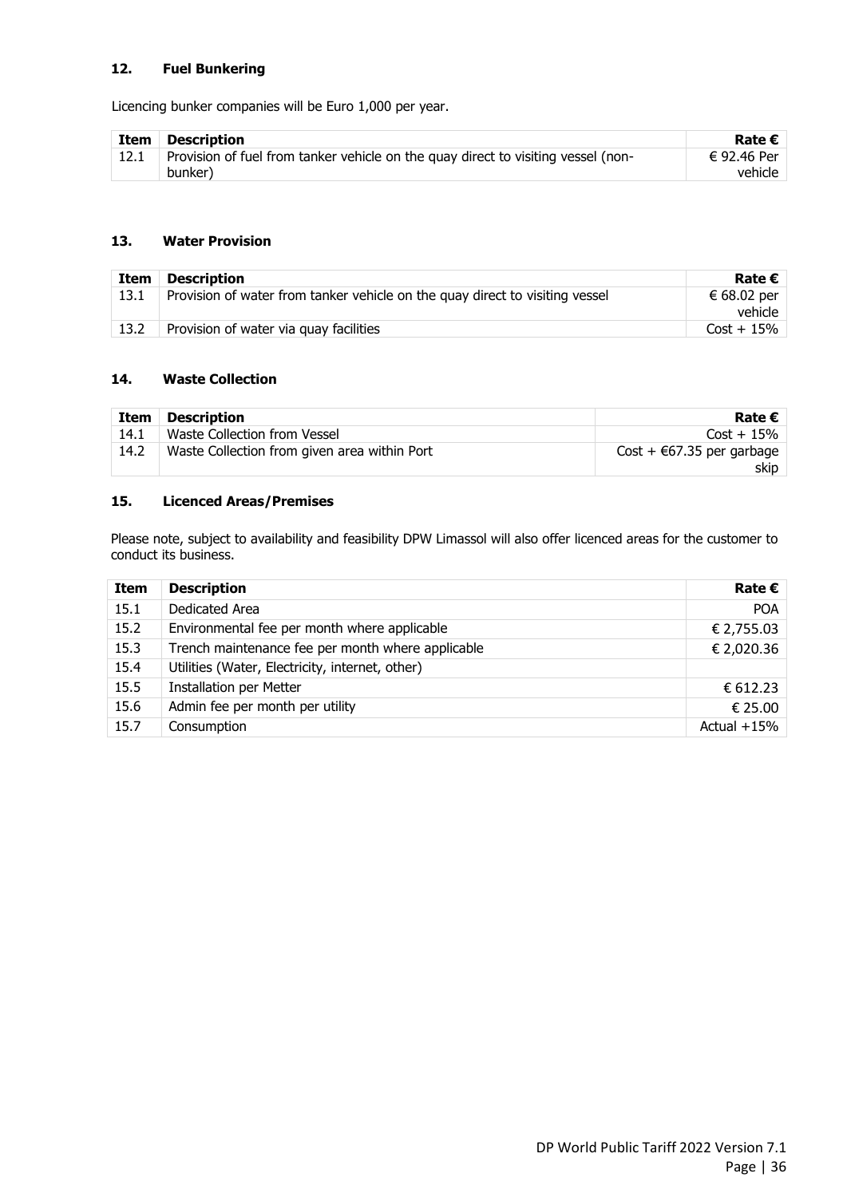### 12. Fuel Bunkering

Licencing bunker companies will be Euro 1,000 per year.

| Item | Description | Rate € |
|---|---|---|
| 12.1 | Provision of fuel from tanker vehicle on the quay direct to visiting vessel (non-bunker) | € 92.46 Per vehicle |

### 13. Water Provision

| Item | Description | Rate € |
|---|---|---|
| 13.1 | Provision of water from tanker vehicle on the quay direct to visiting vessel | € 68.02 per vehicle |
| 13.2 | Provision of water via quay facilities | Cost + 15% |

### 14. Waste Collection

| Item | Description | Rate € |
|---|---|---|
| 14.1 | Waste Collection from Vessel | Cost + 15% |
| 14.2 | Waste Collection from given area within Port | Cost + €67.35 per garbage skip |

### 15. Licenced Areas/Premises

Please note, subject to availability and feasibility DPW Limassol will also offer licenced areas for the customer to conduct its business.

| Item | Description | Rate € |
|---|---|---|
| 15.1 | Dedicated Area | POA |
| 15.2 | Environmental fee per month where applicable | € 2,755.03 |
| 15.3 | Trench maintenance fee per month where applicable | € 2,020.36 |
| 15.4 | Utilities (Water, Electricity, internet, other) | |
| 15.5 | Installation per Metter | € 612.23 |
| 15.6 | Admin fee per month per utility | € 25.00 |
| 15.7 | Consumption | Actual +15% |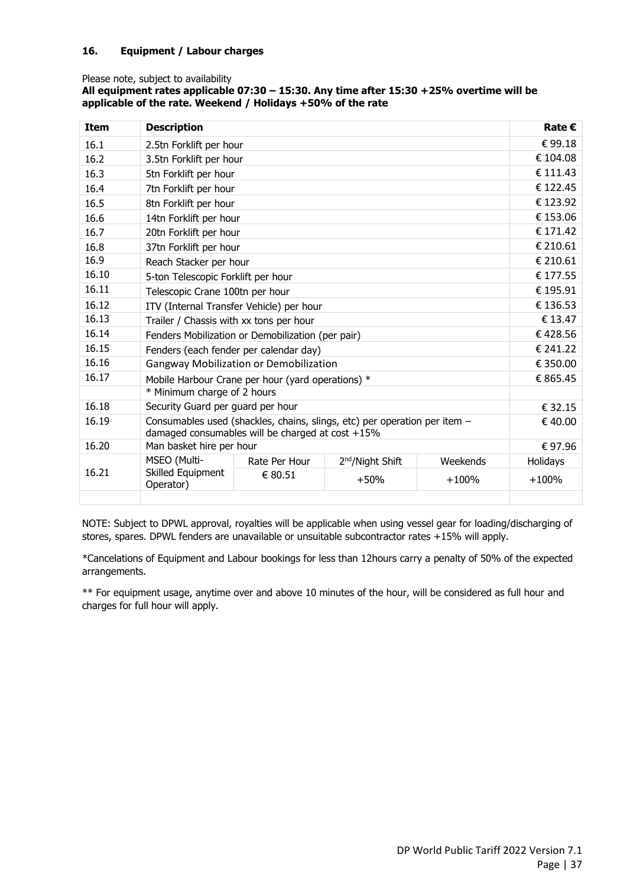## 16. Equipment / Labour charges

Please note, subject to availability

**All equipment rates applicable 07:30 – 15:30. Any time after 15:30 +25% overtime will be applicable of the rate. Weekend / Holidays +50% of the rate**

| Item | Description | | | | Rate € |
|---|---|---|---|---|---|
| 16.1 | 2.5tn Forklift per hour | | | | € 99.18 |
| 16.2 | 3.5tn Forklift per hour | | | | € 104.08 |
| 16.3 | 5tn Forklift per hour | | | | € 111.43 |
| 16.4 | 7tn Forklift per hour | | | | € 122.45 |
| 16.5 | 8tn Forklift per hour | | | | € 123.92 |
| 16.6 | 14tn Forklift per hour | | | | € 153.06 |
| 16.7 | 20tn Forklift per hour | | | | € 171.42 |
| 16.8 | 37tn Forklift per hour | | | | € 210.61 |
| 16.9 | Reach Stacker per hour | | | | € 210.61 |
| 16.10 | 5-ton Telescopic Forklift per hour | | | | € 177.55 |
| 16.11 | Telescopic Crane 100tn per hour | | | | € 195.91 |
| 16.12 | ITV (Internal Transfer Vehicle) per hour | | | | € 136.53 |
| 16.13 | Trailer / Chassis with xx tons per hour | | | | € 13.47 |
| 16.14 | Fenders Mobilization or Demobilization (per pair) | | | | € 428.56 |
| 16.15 | Fenders (each fender per calendar day) | | | | € 241.22 |
| 16.16 | Gangway Mobilization or Demobilization | | | | € 350.00 |
| 16.17 | Mobile Harbour Crane per hour (yard operations) * | | | | € 865.45 |
| | * Minimum charge of 2 hours | | | | |
| 16.18 | Security Guard per guard per hour | | | | € 32.15 |
| 16.19 | Consumables used (shackles, chains, slings, etc) per operation per item – damaged consumables will be charged at cost +15% | | | | € 40.00 |
| 16.20 | Man basket hire per hour | | | | € 97.96 |
| 16.21 | MSEO (Multi-Skilled Equipment Operator) | Rate Per Hour | 2nd/Night Shift | Weekends | Holidays |
| | | € 80.51 | +50% | +100% | +100% |

NOTE: Subject to DPWL approval, royalties will be applicable when using vessel gear for loading/discharging of stores, spares. DPWL fenders are unavailable or unsuitable subcontractor rates +15% will apply.

*Cancelations of Equipment and Labour bookings for less than 12hours carry a penalty of 50% of the expected arrangements.

** For equipment usage, anytime over and above 10 minutes of the hour, will be considered as full hour and charges for full hour will apply.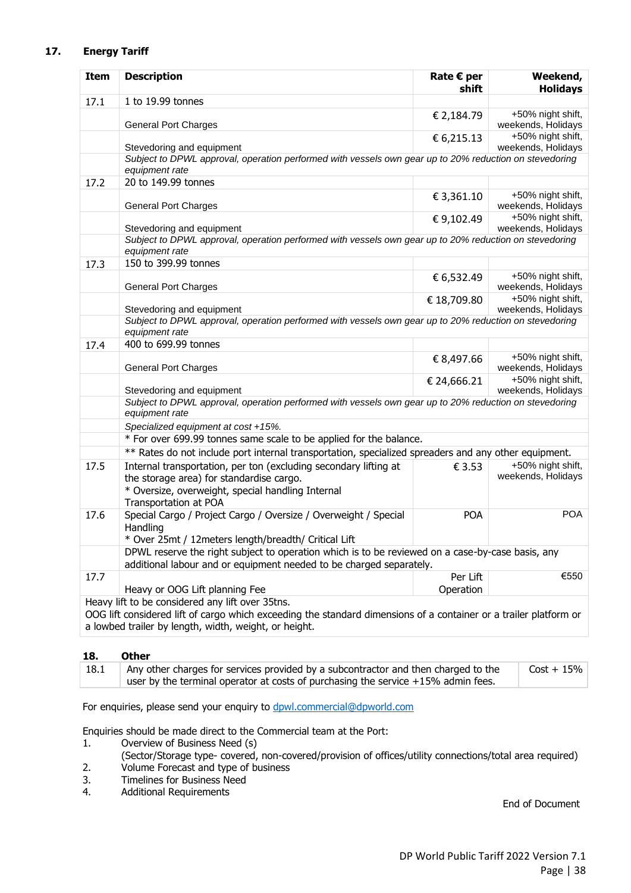## 17. Energy Tariff

| Item | Description | Rate € per shift | Weekend, Holidays |
|---|---|---|---|
| 17.1 | 1 to 19.99 tonnes | | |
| | General Port Charges | € 2,184.79 | +50% night shift, weekends, Holidays |
| | Stevedoring and equipment | € 6,215.13 | +50% night shift, weekends, Holidays |
| | *Subject to DPWL approval, operation performed with vessels own gear up to 20% reduction on stevedoring equipment rate* | | |
| 17.2 | 20 to 149.99 tonnes | | |
| | General Port Charges | € 3,361.10 | +50% night shift, weekends, Holidays |
| | Stevedoring and equipment | € 9,102.49 | +50% night shift, weekends, Holidays |
| | *Subject to DPWL approval, operation performed with vessels own gear up to 20% reduction on stevedoring equipment rate* | | |
| 17.3 | 150 to 399.99 tonnes | | |
| | General Port Charges | € 6,532.49 | +50% night shift, weekends, Holidays |
| | Stevedoring and equipment | € 18,709.80 | +50% night shift, weekends, Holidays |
| | *Subject to DPWL approval, operation performed with vessels own gear up to 20% reduction on stevedoring equipment rate* | | |
| 17.4 | 400 to 699.99 tonnes | | |
| | General Port Charges | € 8,497.66 | +50% night shift, weekends, Holidays |
| | Stevedoring and equipment | € 24,666.21 | +50% night shift, weekends, Holidays |
| | *Subject to DPWL approval, operation performed with vessels own gear up to 20% reduction on stevedoring equipment rate* | | |
| | *Specialized equipment at cost +15%.* | | |
| | * For over 699.99 tonnes same scale to be applied for the balance. | | |
| | ** Rates do not include port internal transportation, specialized spreaders and any other equipment. | | |
| 17.5 | Internal transportation, per ton (excluding secondary lifting at the storage area) for standardise cargo. * Oversize, overweight, special handling Internal Transportation at POA | € 3.53 | +50% night shift, weekends, Holidays |
| 17.6 | Special Cargo / Project Cargo / Oversize / Overweight / Special Handling * Over 25mt / 12meters length/breadth/ Critical Lift | POA | POA |
| | DPWL reserve the right subject to operation which is to be reviewed on a case-by-case basis, any additional labour and or equipment needed to be charged separately. | | |
| 17.7 | Heavy or OOG Lift planning Fee | Per Lift Operation | €550 |

Heavy lift to be considered any lift over 35tns.
OOG lift considered lift of cargo which exceeding the standard dimensions of a container or a trailer platform or a lowbed trailer by length, width, weight, or height.

## 18. Other

| Item | Description | Rate |
|---|---|---|
| 18.1 | Any other charges for services provided by a subcontractor and then charged to the user by the terminal operator at costs of purchasing the service +15% admin fees. | Cost + 15% |

For enquiries, please send your enquiry to dpwl.commercial@dpworld.com

Enquiries should be made direct to the Commercial team at the Port:

1. Overview of Business Need (s)
   (Sector/Storage type- covered, non-covered/provision of offices/utility connections/total area required)
2. Volume Forecast and type of business
3. Timelines for Business Need
4. Additional Requirements

End of Document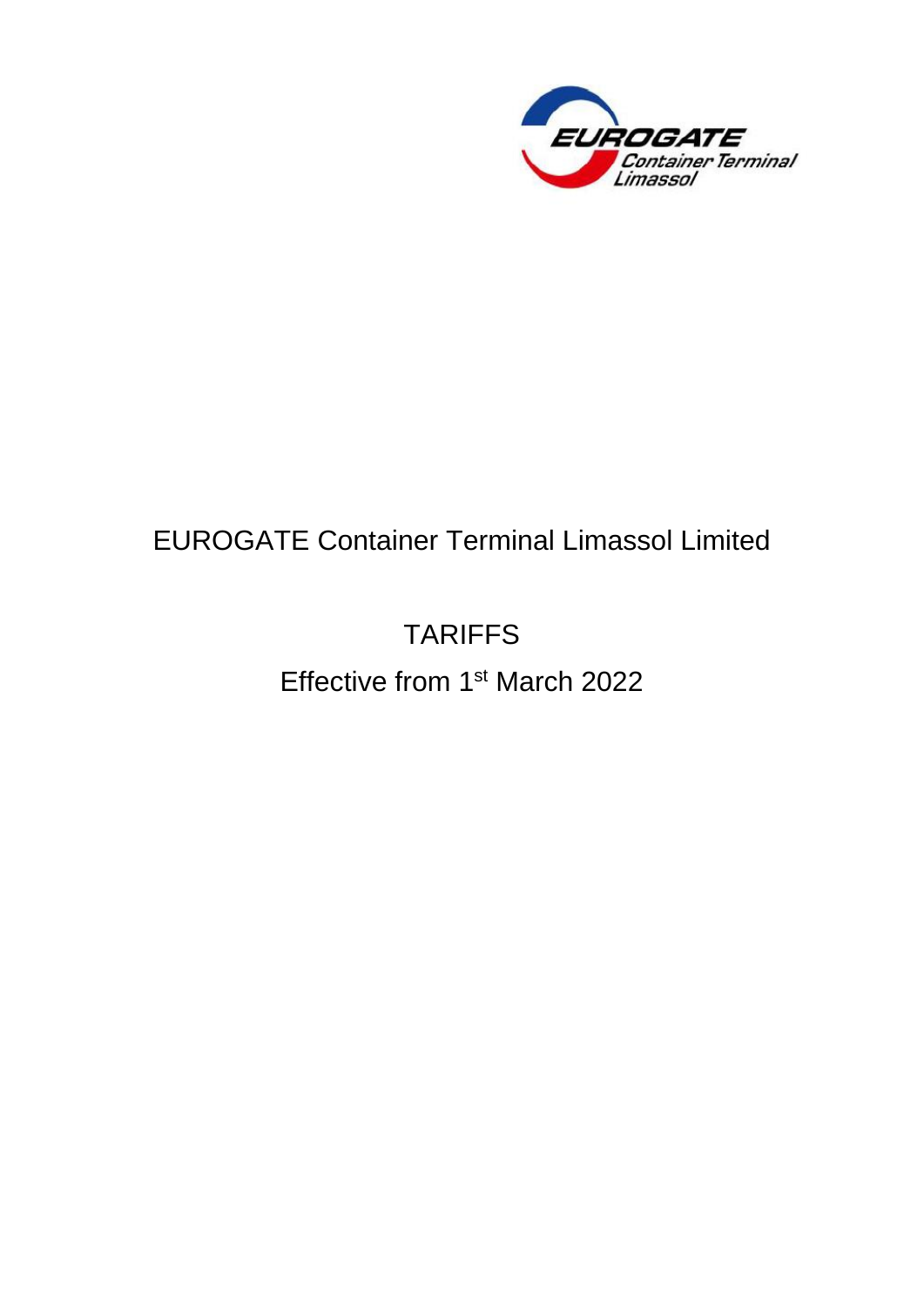EUROGATE Container Terminal Limassol Limited

TARIFFS

Effective from 1st March 2022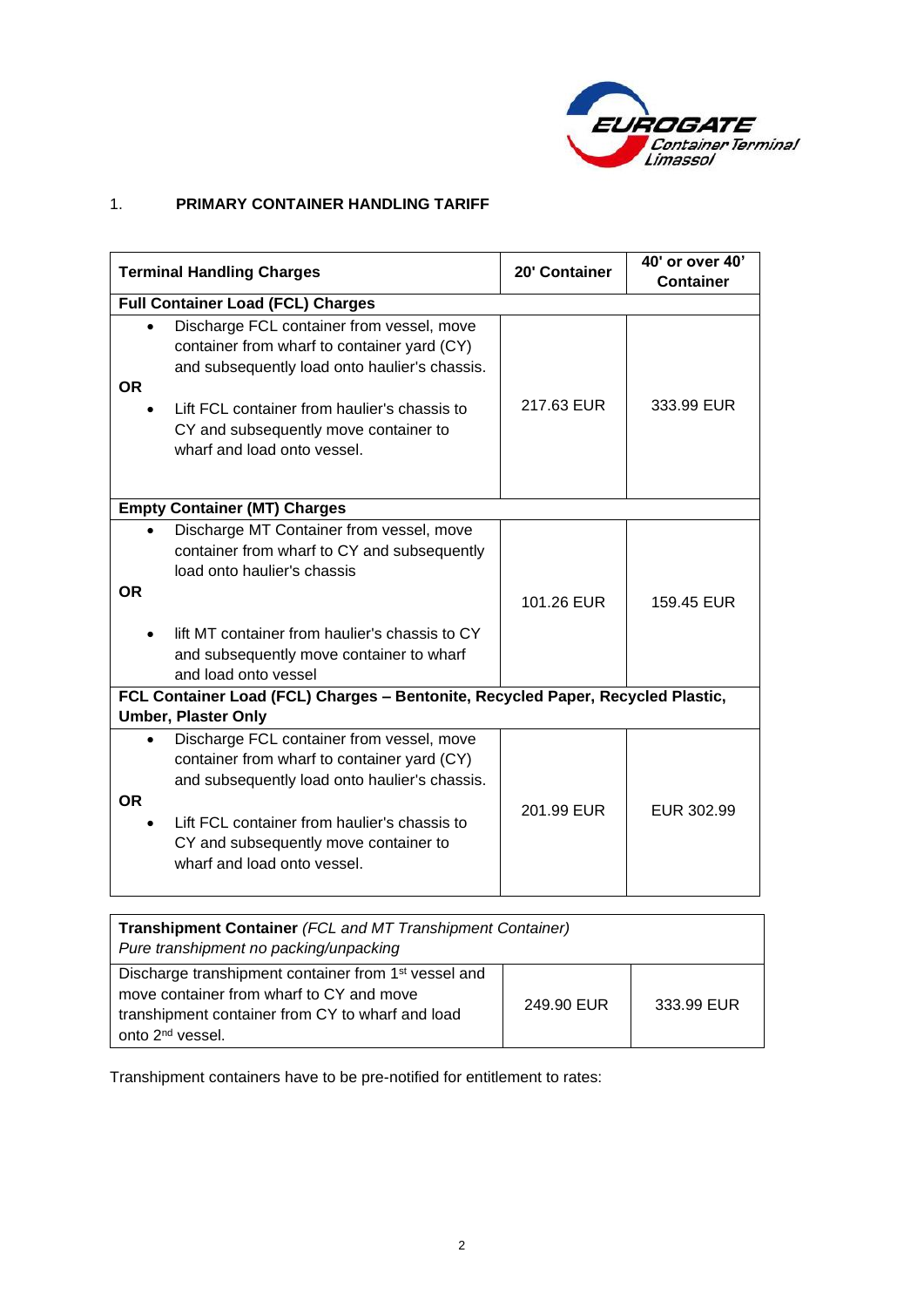## 1. PRIMARY CONTAINER HANDLING TARIFF

| Terminal Handling Charges | 20' Container | 40' or over 40' Container |
|---|---|---|
| **Full Container Load (FCL) Charges** | | |
| • Discharge FCL container from vessel, move container from wharf to container yard (CY) and subsequently load onto haulier's chassis. **OR** • Lift FCL container from haulier's chassis to CY and subsequently move container to wharf and load onto vessel. | 217.63 EUR | 333.99 EUR |
| **Empty Container (MT) Charges** | | |
| • Discharge MT Container from vessel, move container from wharf to CY and subsequently load onto haulier's chassis **OR** • lift MT container from haulier's chassis to CY and subsequently move container to wharf and load onto vessel | 101.26 EUR | 159.45 EUR |
| **FCL Container Load (FCL) Charges – Bentonite, Recycled Paper, Recycled Plastic, Umber, Plaster Only** | | |
| • Discharge FCL container from vessel, move container from wharf to container yard (CY) and subsequently load onto haulier's chassis. **OR** • Lift FCL container from haulier's chassis to CY and subsequently move container to wharf and load onto vessel. | 201.99 EUR | EUR 302.99 |

| **Transhipment Container** *(FCL and MT Transhipment Container)* *Pure transhipment no packing/unpacking* | | |
|---|---|---|
| Discharge transhipment container from 1st vessel and move container from wharf to CY and move transhipment container from CY to wharf and load onto 2nd vessel. | 249.90 EUR | 333.99 EUR |

Transhipment containers have to be pre-notified for entitlement to rates: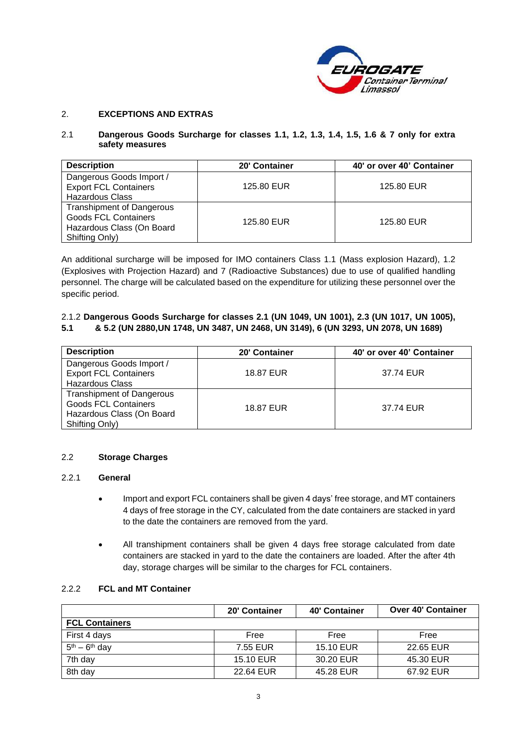## 2. EXCEPTIONS AND EXTRAS

### 2.1 Dangerous Goods Surcharge for classes 1.1, 1.2, 1.3, 1.4, 1.5, 1.6 & 7 only for extra safety measures

| Description | 20' Container | 40' or over 40' Container |
|---|---|---|
| Dangerous Goods Import / Export FCL Containers Hazardous Class | 125.80 EUR | 125.80 EUR |
| Transhipment of Dangerous Goods FCL Containers Hazardous Class (On Board Shifting Only) | 125.80 EUR | 125.80 EUR |

An additional surcharge will be imposed for IMO containers Class 1.1 (Mass explosion Hazard), 1.2 (Explosives with Projection Hazard) and 7 (Radioactive Substances) due to use of qualified handling personnel. The charge will be calculated based on the expenditure for utilizing these personnel over the specific period.

### 2.1.2 Dangerous Goods Surcharge for classes 2.1 (UN 1049, UN 1001), 2.3 (UN 1017, UN 1005), 5.1 & 5.2 (UN 2880,UN 1748, UN 3487, UN 2468, UN 3149), 6 (UN 3293, UN 2078, UN 1689)

| Description | 20' Container | 40' or over 40' Container |
|---|---|---|
| Dangerous Goods Import / Export FCL Containers Hazardous Class | 18.87 EUR | 37.74 EUR |
| Transhipment of Dangerous Goods FCL Containers Hazardous Class (On Board Shifting Only) | 18.87 EUR | 37.74 EUR |

### 2.2 Storage Charges

#### 2.2.1 General

- Import and export FCL containers shall be given 4 days' free storage, and MT containers 4 days of free storage in the CY, calculated from the date containers are stacked in yard to the date the containers are removed from the yard.
- All transhipment containers shall be given 4 days free storage calculated from date containers are stacked in yard to the date the containers are loaded. After the after 4th day, storage charges will be similar to the charges for FCL containers.

#### 2.2.2 FCL and MT Container

| | 20' Container | 40' Container | Over 40' Container |
|---|---|---|---|
| **FCL Containers** | | | |
| First 4 days | Free | Free | Free |
| 5th – 6th day | 7.55 EUR | 15.10 EUR | 22.65 EUR |
| 7th day | 15.10 EUR | 30.20 EUR | 45.30 EUR |
| 8th day | 22.64 EUR | 45.28 EUR | 67.92 EUR |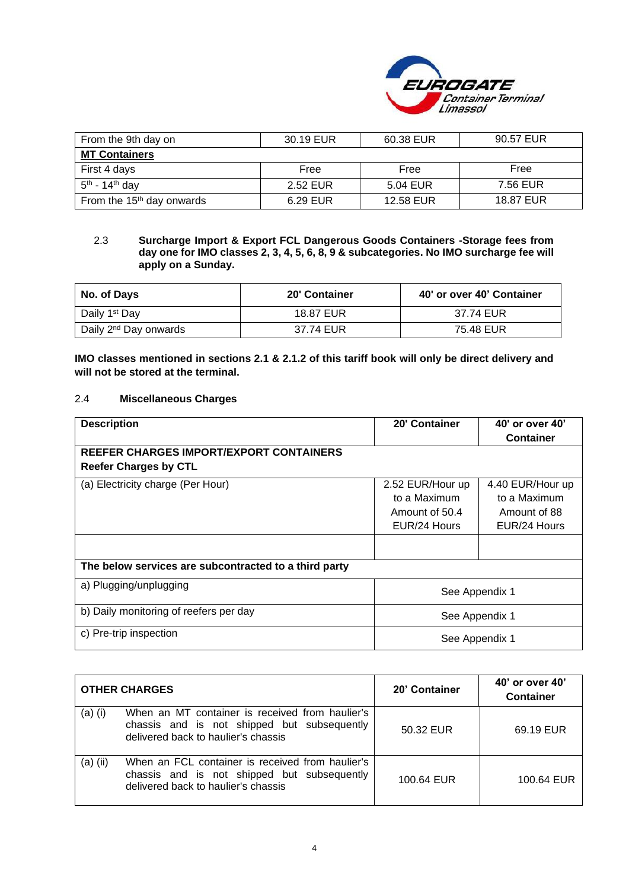| From the 9th day on | 30.19 EUR | 60.38 EUR | 90.57 EUR |
|---|---|---|---|
| **MT Containers** | | | |
| First 4 days | Free | Free | Free |
| 5th - 14th day | 2.52 EUR | 5.04 EUR | 7.56 EUR |
| From the 15th day onwards | 6.29 EUR | 12.58 EUR | 18.87 EUR |

2.3 **Surcharge Import & Export FCL Dangerous Goods Containers -Storage fees from day one for IMO classes 2, 3, 4, 5, 6, 8, 9 & subcategories. No IMO surcharge fee will apply on a Sunday.**

| No. of Days | 20' Container | 40' or over 40' Container |
|---|---|---|
| Daily 1st Day | 18.87 EUR | 37.74 EUR |
| Daily 2nd Day onwards | 37.74 EUR | 75.48 EUR |

**IMO classes mentioned in sections 2.1 & 2.1.2 of this tariff book will only be direct delivery and will not be stored at the terminal.**

2.4 **Miscellaneous Charges**

| Description | 20' Container | 40' or over 40' Container |
|---|---|---|
| **REEFER CHARGES IMPORT/EXPORT CONTAINERS** **Reefer Charges by CTL** | | |
| (a) Electricity charge (Per Hour) | 2.52 EUR/Hour up to a Maximum Amount of 50.4 EUR/24 Hours | 4.40 EUR/Hour up to a Maximum Amount of 88 EUR/24 Hours |
| | | |
| **The below services are subcontracted to a third party** | | |
| a) Plugging/unplugging | See Appendix 1 | |
| b) Daily monitoring of reefers per day | See Appendix 1 | |
| c) Pre-trip inspection | See Appendix 1 | |

| **OTHER CHARGES** | | **20' Container** | **40' or over 40' Container** |
|---|---|---|---|
| (a) (i) | When an MT container is received from haulier's chassis and is not shipped but subsequently delivered back to haulier's chassis | 50.32 EUR | 69.19 EUR |
| (a) (ii) | When an FCL container is received from haulier's chassis and is not shipped but subsequently delivered back to haulier's chassis | 100.64 EUR | 100.64 EUR |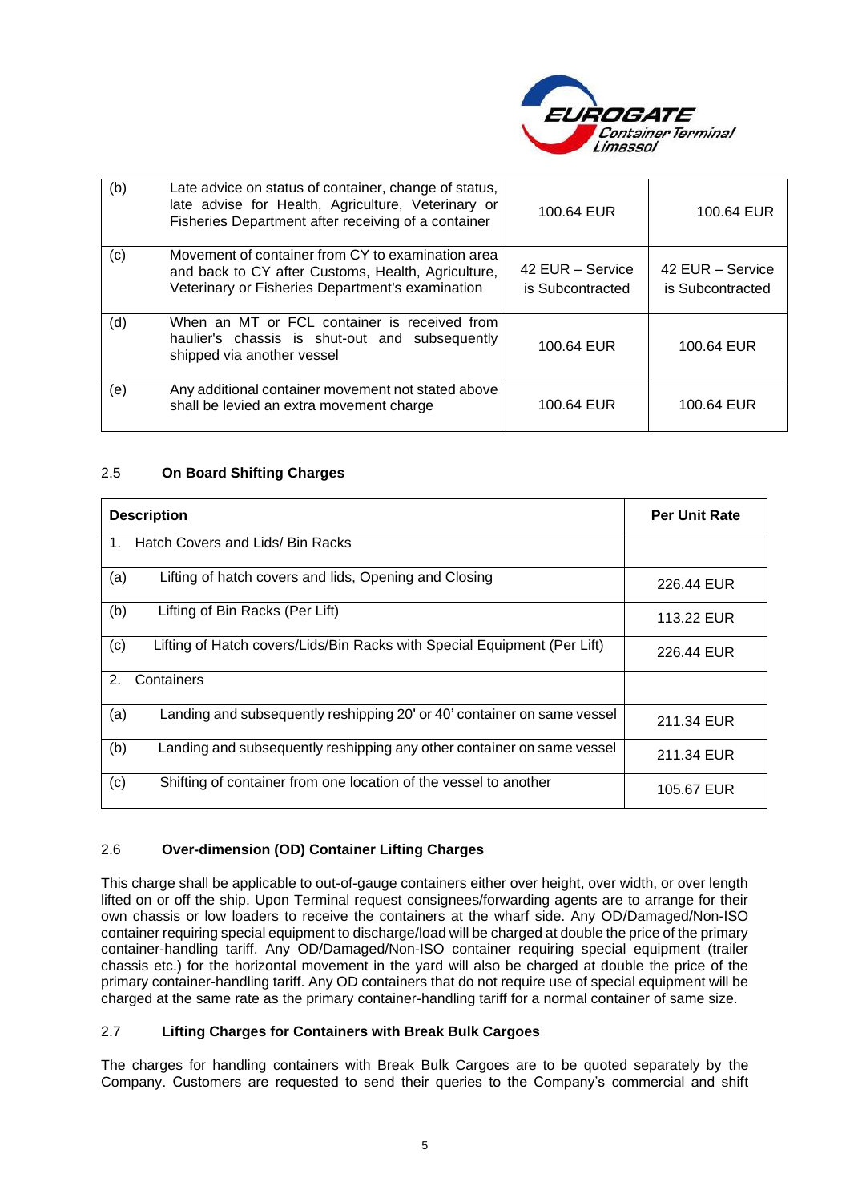| | | | |
|---|---|---|---|
| (b) | Late advice on status of container, change of status, late advise for Health, Agriculture, Veterinary or Fisheries Department after receiving of a container | 100.64 EUR | 100.64 EUR |
| (c) | Movement of container from CY to examination area and back to CY after Customs, Health, Agriculture, Veterinary or Fisheries Department's examination | 42 EUR – Service is Subcontracted | 42 EUR – Service is Subcontracted |
| (d) | When an MT or FCL container is received from haulier's chassis is shut-out and subsequently shipped via another vessel | 100.64 EUR | 100.64 EUR |
| (e) | Any additional container movement not stated above shall be levied an extra movement charge | 100.64 EUR | 100.64 EUR |

## 2.5 On Board Shifting Charges

| Description | Per Unit Rate |
|---|---|
| 1. Hatch Covers and Lids/ Bin Racks | |
| (a) Lifting of hatch covers and lids, Opening and Closing | 226.44 EUR |
| (b) Lifting of Bin Racks (Per Lift) | 113.22 EUR |
| (c) Lifting of Hatch covers/Lids/Bin Racks with Special Equipment (Per Lift) | 226.44 EUR |
| 2. Containers | |
| (a) Landing and subsequently reshipping 20' or 40' container on same vessel | 211.34 EUR |
| (b) Landing and subsequently reshipping any other container on same vessel | 211.34 EUR |
| (c) Shifting of container from one location of the vessel to another | 105.67 EUR |

## 2.6 Over-dimension (OD) Container Lifting Charges

This charge shall be applicable to out-of-gauge containers either over height, over width, or over length lifted on or off the ship. Upon Terminal request consignees/forwarding agents are to arrange for their own chassis or low loaders to receive the containers at the wharf side. Any OD/Damaged/Non-ISO container requiring special equipment to discharge/load will be charged at double the price of the primary container-handling tariff. Any OD/Damaged/Non-ISO container requiring special equipment (trailer chassis etc.) for the horizontal movement in the yard will also be charged at double the price of the primary container-handling tariff. Any OD containers that do not require use of special equipment will be charged at the same rate as the primary container-handling tariff for a normal container of same size.

## 2.7 Lifting Charges for Containers with Break Bulk Cargoes

The charges for handling containers with Break Bulk Cargoes are to be quoted separately by the Company. Customers are requested to send their queries to the Company's commercial and shift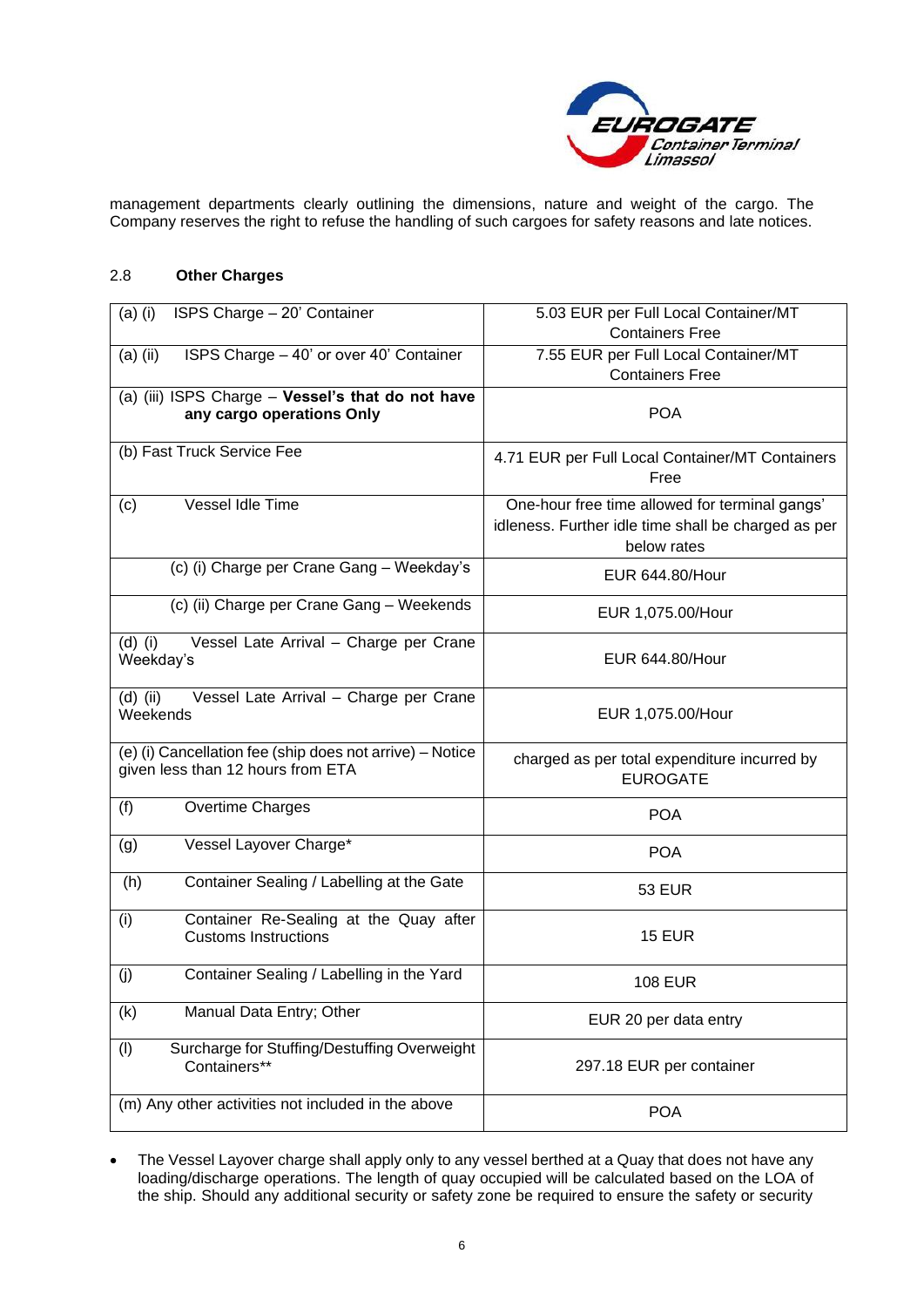management departments clearly outlining the dimensions, nature and weight of the cargo. The Company reserves the right to refuse the handling of such cargoes for safety reasons and late notices.

## 2.8 Other Charges

| | |
|---|---|
| (a) (i) ISPS Charge – 20' Container | 5.03 EUR per Full Local Container/MT Containers Free |
| (a) (ii) ISPS Charge – 40' or over 40' Container | 7.55 EUR per Full Local Container/MT Containers Free |
| (a) (iii) ISPS Charge – **Vessel's that do not have any cargo operations Only** | POA |
| (b) Fast Truck Service Fee | 4.71 EUR per Full Local Container/MT Containers Free |
| (c) Vessel Idle Time | One-hour free time allowed for terminal gangs' idleness. Further idle time shall be charged as per below rates |
| (c) (i) Charge per Crane Gang – Weekday's | EUR 644.80/Hour |
| (c) (ii) Charge per Crane Gang – Weekends | EUR 1,075.00/Hour |
| (d) (i) Vessel Late Arrival – Charge per Crane Weekday's | EUR 644.80/Hour |
| (d) (ii) Vessel Late Arrival – Charge per Crane Weekends | EUR 1,075.00/Hour |
| (e) (i) Cancellation fee (ship does not arrive) – Notice given less than 12 hours from ETA | charged as per total expenditure incurred by EUROGATE |
| (f) Overtime Charges | POA |
| (g) Vessel Layover Charge* | POA |
| (h) Container Sealing / Labelling at the Gate | 53 EUR |
| (i) Container Re-Sealing at the Quay after Customs Instructions | 15 EUR |
| (j) Container Sealing / Labelling in the Yard | 108 EUR |
| (k) Manual Data Entry; Other | EUR 20 per data entry |
| (l) Surcharge for Stuffing/Destuffing Overweight Containers** | 297.18 EUR per container |
| (m) Any other activities not included in the above | POA |

- The Vessel Layover charge shall apply only to any vessel berthed at a Quay that does not have any loading/discharge operations. The length of quay occupied will be calculated based on the LOA of the ship. Should any additional security or safety zone be required to ensure the safety or security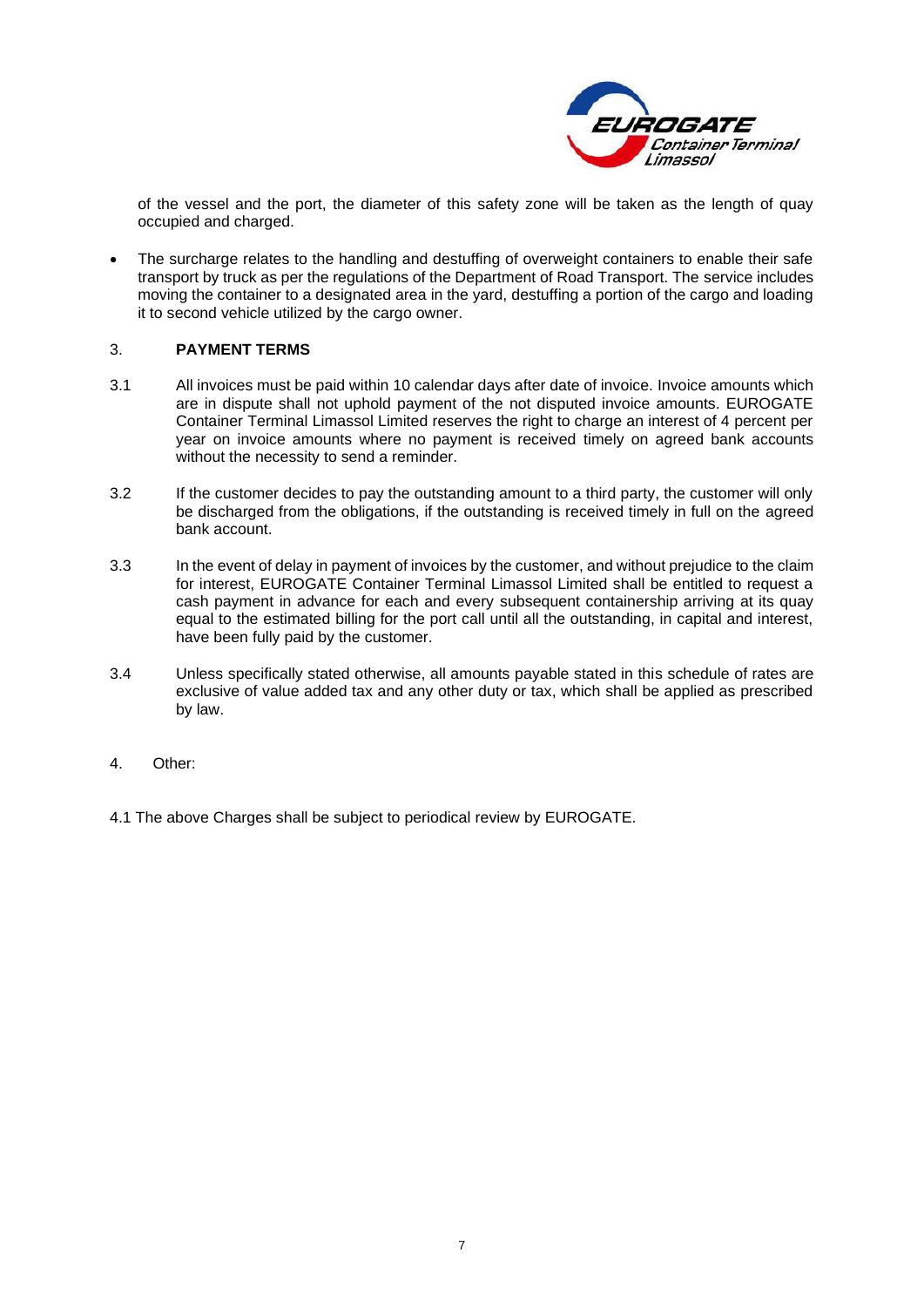of the vessel and the port, the diameter of this safety zone will be taken as the length of quay occupied and charged.

- The surcharge relates to the handling and destuffing of overweight containers to enable their safe transport by truck as per the regulations of the Department of Road Transport. The service includes moving the container to a designated area in the yard, destuffing a portion of the cargo and loading it to second vehicle utilized by the cargo owner.

## 3. PAYMENT TERMS

3.1 All invoices must be paid within 10 calendar days after date of invoice. Invoice amounts which are in dispute shall not uphold payment of the not disputed invoice amounts. EUROGATE Container Terminal Limassol Limited reserves the right to charge an interest of 4 percent per year on invoice amounts where no payment is received timely on agreed bank accounts without the necessity to send a reminder.

3.2 If the customer decides to pay the outstanding amount to a third party, the customer will only be discharged from the obligations, if the outstanding is received timely in full on the agreed bank account.

3.3 In the event of delay in payment of invoices by the customer, and without prejudice to the claim for interest, EUROGATE Container Terminal Limassol Limited shall be entitled to request a cash payment in advance for each and every subsequent containership arriving at its quay equal to the estimated billing for the port call until all the outstanding, in capital and interest, have been fully paid by the customer.

3.4 Unless specifically stated otherwise, all amounts payable stated in this schedule of rates are exclusive of value added tax and any other duty or tax, which shall be applied as prescribed by law.

4. Other:

4.1 The above Charges shall be subject to periodical review by EUROGATE.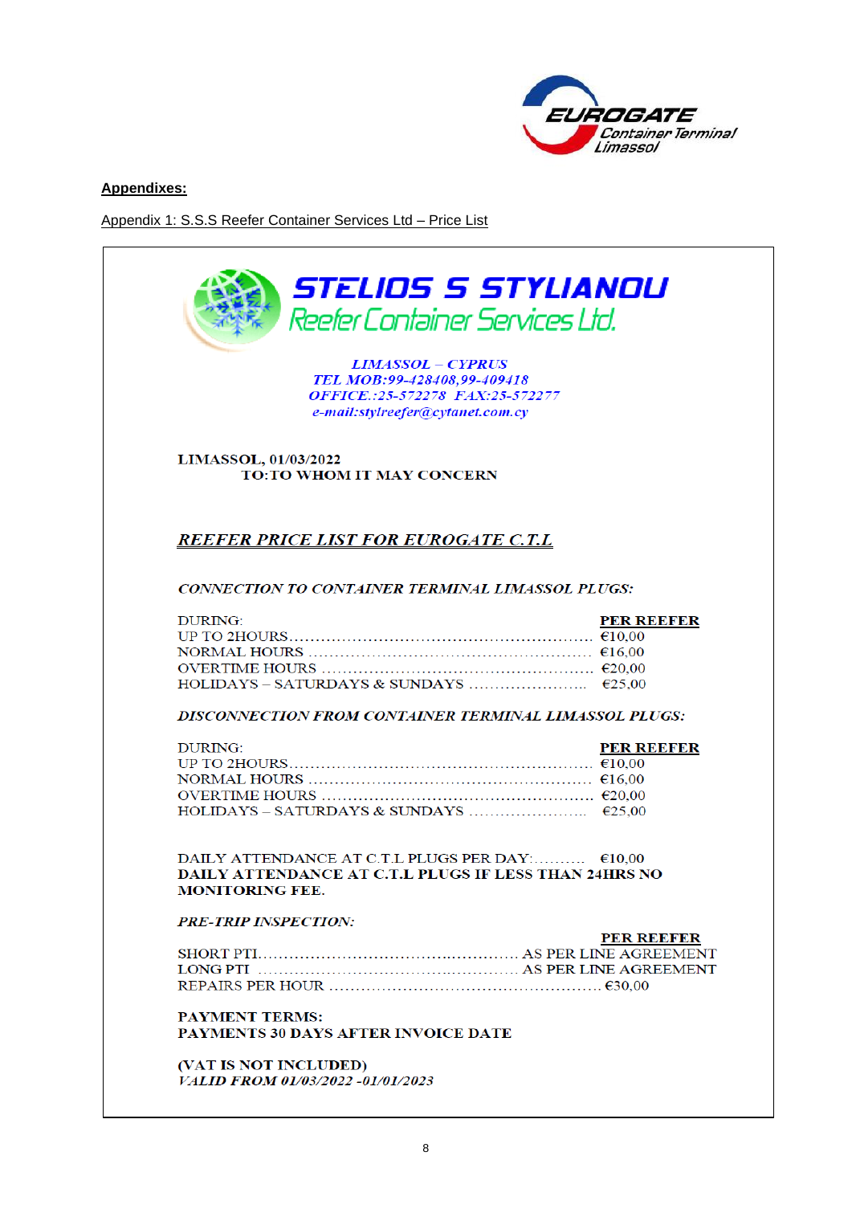**Appendixes:**

Appendix 1: S.S.S Reefer Container Services Ltd – Price List

# STELIOS S STYLIANOU
## Reefer Container Services Ltd.

*LIMASSOL – CYPRUS*
*TEL MOB:99-428408,99-409418*
*OFFICE.:25-572278 FAX:25-572277*
*e-mail:stylreefer@cytanet.com.cy*

**LIMASSOL, 01/03/2022**
**TO:TO WHOM IT MAY CONCERN**

***REEFER PRICE LIST FOR EUROGATE C.T.L***

*CONNECTION TO CONTAINER TERMINAL LIMASSOL PLUGS:*

| DURING: | **PER REEFER** |
|---|---|
| UP TO 2HOURS | €10,00 |
| NORMAL HOURS | €16,00 |
| OVERTIME HOURS | €20,00 |
| HOLIDAYS – SATURDAYS & SUNDAYS | €25,00 |

*DISCONNECTION FROM CONTAINER TERMINAL LIMASSOL PLUGS:*

| DURING: | **PER REEFER** |
|---|---|
| UP TO 2HOURS | €10,00 |
| NORMAL HOURS | €16,00 |
| OVERTIME HOURS | €20,00 |
| HOLIDAYS – SATURDAYS & SUNDAYS | €25,00 |

DAILY ATTENDANCE AT C.T.L PLUGS PER DAY:.......... €10,00
**DAILY ATTENDANCE AT C.T.L PLUGS IF LESS THAN 24HRS NO MONITORING FEE.**

*PRE-TRIP INSPECTION:*

| | **PER REEFER** |
|---|---|
| SHORT PTI | AS PER LINE AGREEMENT |
| LONG PTI | AS PER LINE AGREEMENT |
| REPAIRS PER HOUR | €30,00 |

**PAYMENT TERMS:**
**PAYMENTS 30 DAYS AFTER INVOICE DATE**

**(VAT IS NOT INCLUDED)**
***VALID FROM 01/03/2022 -01/01/2023***